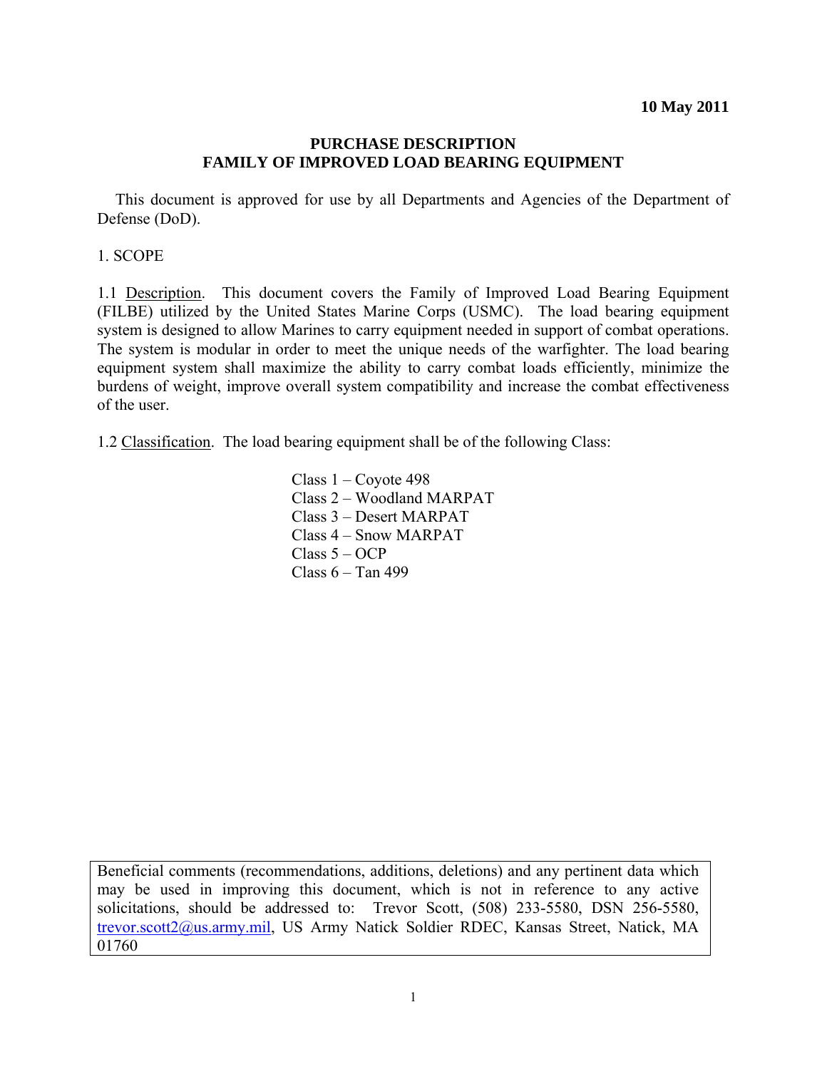**10 May 2011**

# PURCHASE DESCRIPTION
# FAMILY OF IMPROVED LOAD BEARING EQUIPMENT

This document is approved for use by all Departments and Agencies of the Department of Defense (DoD).

## 1. SCOPE

1.1 Description. This document covers the Family of Improved Load Bearing Equipment (FILBE) utilized by the United States Marine Corps (USMC). The load bearing equipment system is designed to allow Marines to carry equipment needed in support of combat operations. The system is modular in order to meet the unique needs of the warfighter. The load bearing equipment system shall maximize the ability to carry combat loads efficiently, minimize the burdens of weight, improve overall system compatibility and increase the combat effectiveness of the user.

1.2 Classification. The load bearing equipment shall be of the following Class:

Class 1 – Coyote 498
Class 2 – Woodland MARPAT
Class 3 – Desert MARPAT
Class 4 – Snow MARPAT
Class 5 – OCP
Class 6 – Tan 499

Beneficial comments (recommendations, additions, deletions) and any pertinent data which may be used in improving this document, which is not in reference to any active solicitations, should be addressed to: Trevor Scott, (508) 233-5580, DSN 256-5580, trevor.scott2@us.army.mil, US Army Natick Soldier RDEC, Kansas Street, Natick, MA 01760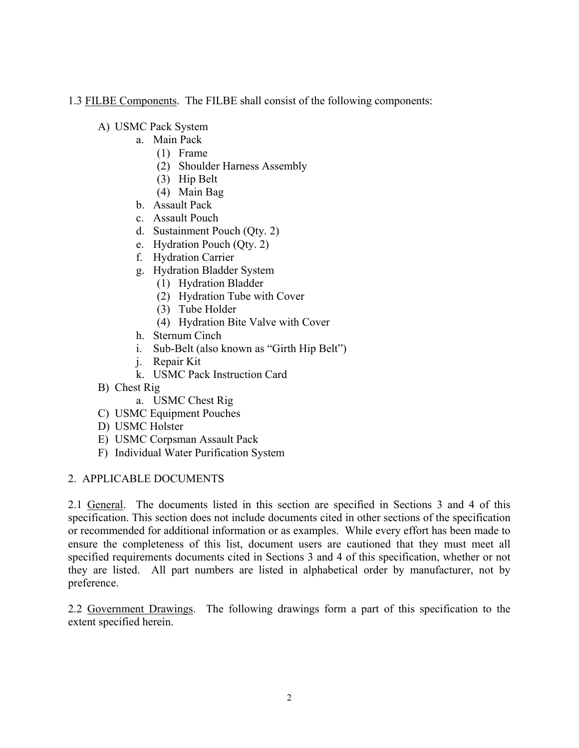1.3 FILBE Components. The FILBE shall consist of the following components:

- A) USMC Pack System
    - a. Main Pack
        - (1) Frame
        - (2) Shoulder Harness Assembly
        - (3) Hip Belt
        - (4) Main Bag
    - b. Assault Pack
    - c. Assault Pouch
    - d. Sustainment Pouch (Qty. 2)
    - e. Hydration Pouch (Qty. 2)
    - f. Hydration Carrier
    - g. Hydration Bladder System
        - (1) Hydration Bladder
        - (2) Hydration Tube with Cover
        - (3) Tube Holder
        - (4) Hydration Bite Valve with Cover
    - h. Sternum Cinch
    - i. Sub-Belt (also known as "Girth Hip Belt")
    - j. Repair Kit
    - k. USMC Pack Instruction Card
- B) Chest Rig
    - a. USMC Chest Rig
- C) USMC Equipment Pouches
- D) USMC Holster
- E) USMC Corpsman Assault Pack
- F) Individual Water Purification System

## 2. APPLICABLE DOCUMENTS

2.1 General. The documents listed in this section are specified in Sections 3 and 4 of this specification. This section does not include documents cited in other sections of the specification or recommended for additional information or as examples. While every effort has been made to ensure the completeness of this list, document users are cautioned that they must meet all specified requirements documents cited in Sections 3 and 4 of this specification, whether or not they are listed. All part numbers are listed in alphabetical order by manufacturer, not by preference.

2.2 Government Drawings. The following drawings form a part of this specification to the extent specified herein.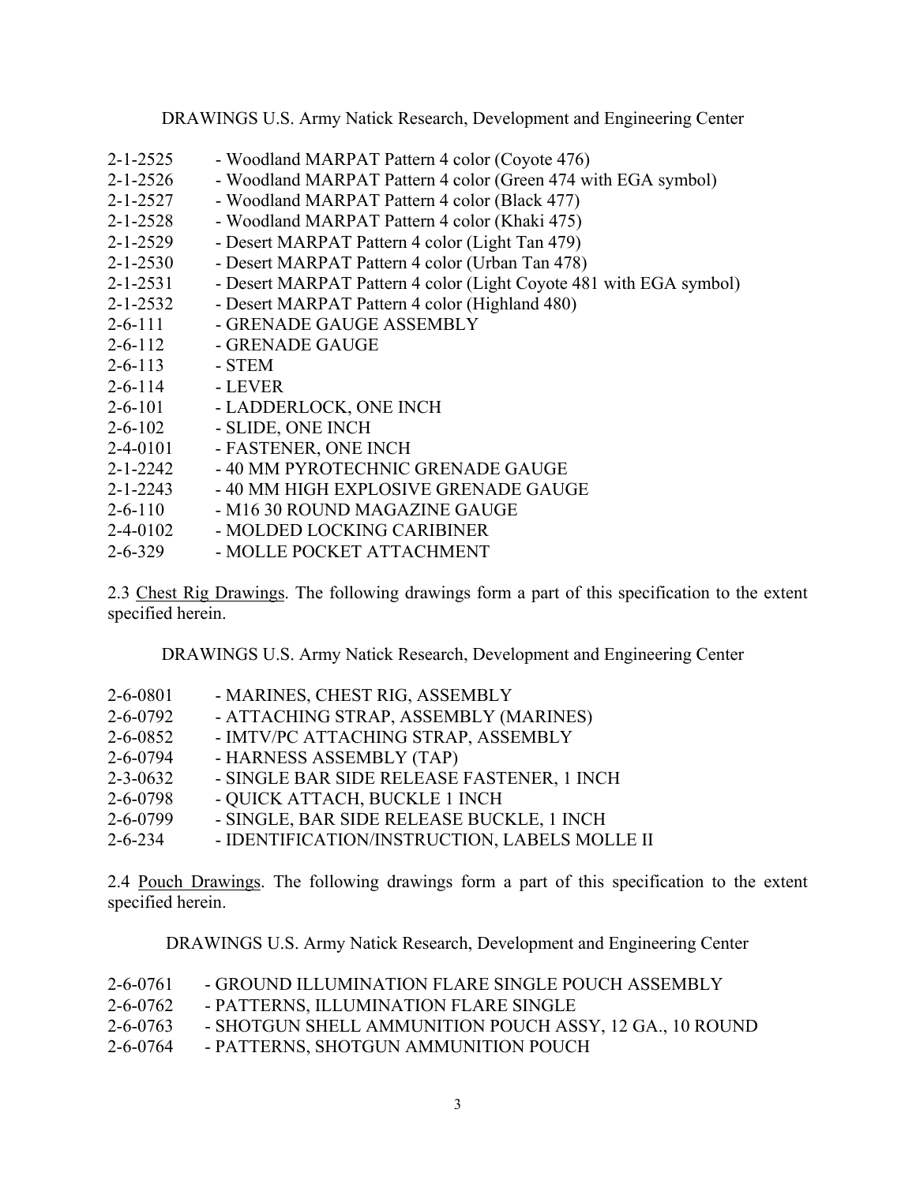DRAWINGS U.S. Army Natick Research, Development and Engineering Center

2-1-2525 - Woodland MARPAT Pattern 4 color (Coyote 476)
2-1-2526 - Woodland MARPAT Pattern 4 color (Green 474 with EGA symbol)
2-1-2527 - Woodland MARPAT Pattern 4 color (Black 477)
2-1-2528 - Woodland MARPAT Pattern 4 color (Khaki 475)
2-1-2529 - Desert MARPAT Pattern 4 color (Light Tan 479)
2-1-2530 - Desert MARPAT Pattern 4 color (Urban Tan 478)
2-1-2531 - Desert MARPAT Pattern 4 color (Light Coyote 481 with EGA symbol)
2-1-2532 - Desert MARPAT Pattern 4 color (Highland 480)
2-6-111 - GRENADE GAUGE ASSEMBLY
2-6-112 - GRENADE GAUGE
2-6-113 - STEM
2-6-114 - LEVER
2-6-101 - LADDERLOCK, ONE INCH
2-6-102 - SLIDE, ONE INCH
2-4-0101 - FASTENER, ONE INCH
2-1-2242 - 40 MM PYROTECHNIC GRENADE GAUGE
2-1-2243 - 40 MM HIGH EXPLOSIVE GRENADE GAUGE
2-6-110 - M16 30 ROUND MAGAZINE GAUGE
2-4-0102 - MOLDED LOCKING CARIBINER
2-6-329 - MOLLE POCKET ATTACHMENT

2.3 Chest Rig Drawings. The following drawings form a part of this specification to the extent specified herein.

DRAWINGS U.S. Army Natick Research, Development and Engineering Center

2-6-0801 - MARINES, CHEST RIG, ASSEMBLY
2-6-0792 - ATTACHING STRAP, ASSEMBLY (MARINES)
2-6-0852 - IMTV/PC ATTACHING STRAP, ASSEMBLY
2-6-0794 - HARNESS ASSEMBLY (TAP)
2-3-0632 - SINGLE BAR SIDE RELEASE FASTENER, 1 INCH
2-6-0798 - QUICK ATTACH, BUCKLE 1 INCH
2-6-0799 - SINGLE, BAR SIDE RELEASE BUCKLE, 1 INCH
2-6-234 - IDENTIFICATION/INSTRUCTION, LABELS MOLLE II

2.4 Pouch Drawings. The following drawings form a part of this specification to the extent specified herein.

DRAWINGS U.S. Army Natick Research, Development and Engineering Center

2-6-0761 - GROUND ILLUMINATION FLARE SINGLE POUCH ASSEMBLY
2-6-0762 - PATTERNS, ILLUMINATION FLARE SINGLE
2-6-0763 - SHOTGUN SHELL AMMUNITION POUCH ASSY, 12 GA., 10 ROUND
2-6-0764 - PATTERNS, SHOTGUN AMMUNITION POUCH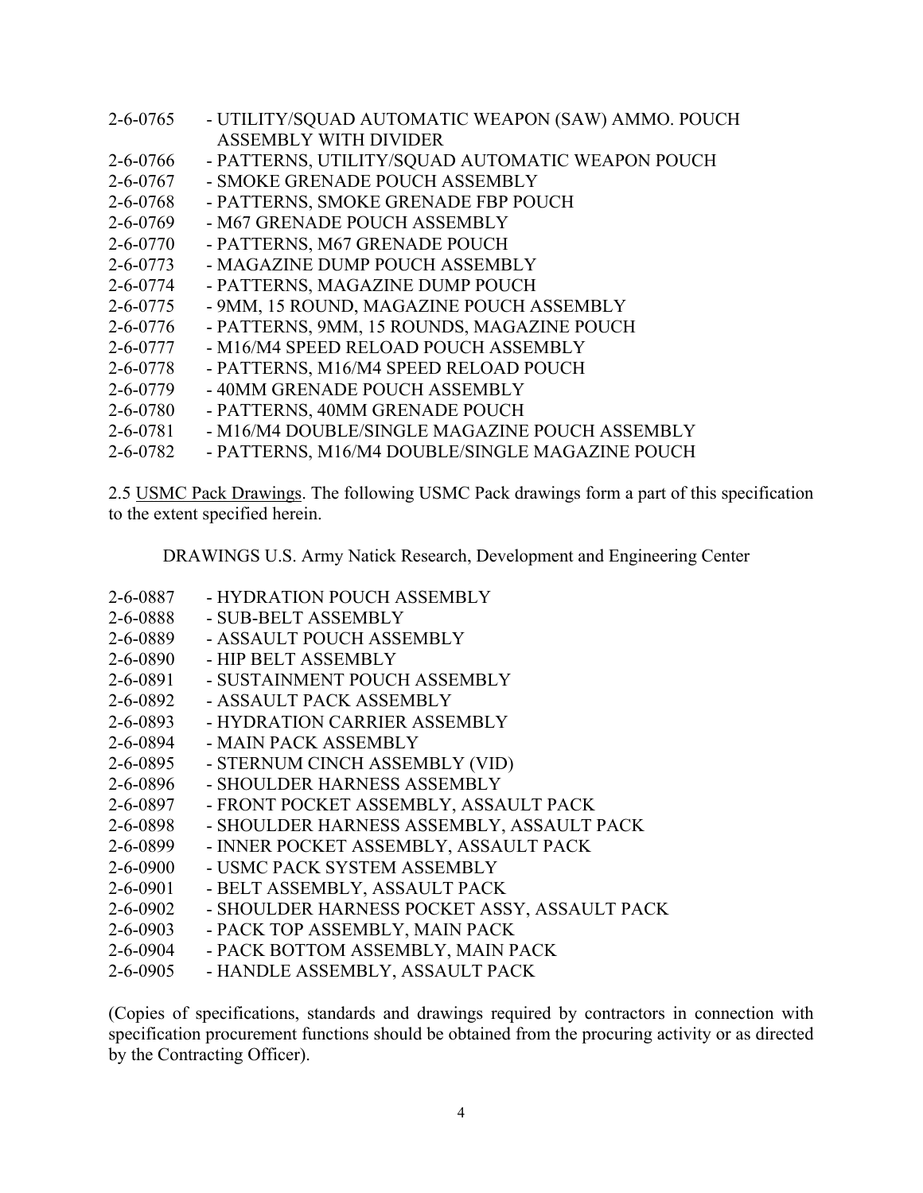2-6-0765 - UTILITY/SQUAD AUTOMATIC WEAPON (SAW) AMMO. POUCH ASSEMBLY WITH DIVIDER
2-6-0766 - PATTERNS, UTILITY/SQUAD AUTOMATIC WEAPON POUCH
2-6-0767 - SMOKE GRENADE POUCH ASSEMBLY
2-6-0768 - PATTERNS, SMOKE GRENADE FBP POUCH
2-6-0769 - M67 GRENADE POUCH ASSEMBLY
2-6-0770 - PATTERNS, M67 GRENADE POUCH
2-6-0773 - MAGAZINE DUMP POUCH ASSEMBLY
2-6-0774 - PATTERNS, MAGAZINE DUMP POUCH
2-6-0775 - 9MM, 15 ROUND, MAGAZINE POUCH ASSEMBLY
2-6-0776 - PATTERNS, 9MM, 15 ROUNDS, MAGAZINE POUCH
2-6-0777 - M16/M4 SPEED RELOAD POUCH ASSEMBLY
2-6-0778 - PATTERNS, M16/M4 SPEED RELOAD POUCH
2-6-0779 - 40MM GRENADE POUCH ASSEMBLY
2-6-0780 - PATTERNS, 40MM GRENADE POUCH
2-6-0781 - M16/M4 DOUBLE/SINGLE MAGAZINE POUCH ASSEMBLY
2-6-0782 - PATTERNS, M16/M4 DOUBLE/SINGLE MAGAZINE POUCH

2.5 USMC Pack Drawings. The following USMC Pack drawings form a part of this specification to the extent specified herein.

DRAWINGS U.S. Army Natick Research, Development and Engineering Center

2-6-0887 - HYDRATION POUCH ASSEMBLY
2-6-0888 - SUB-BELT ASSEMBLY
2-6-0889 - ASSAULT POUCH ASSEMBLY
2-6-0890 - HIP BELT ASSEMBLY
2-6-0891 - SUSTAINMENT POUCH ASSEMBLY
2-6-0892 - ASSAULT PACK ASSEMBLY
2-6-0893 - HYDRATION CARRIER ASSEMBLY
2-6-0894 - MAIN PACK ASSEMBLY
2-6-0895 - STERNUM CINCH ASSEMBLY (VID)
2-6-0896 - SHOULDER HARNESS ASSEMBLY
2-6-0897 - FRONT POCKET ASSEMBLY, ASSAULT PACK
2-6-0898 - SHOULDER HARNESS ASSEMBLY, ASSAULT PACK
2-6-0899 - INNER POCKET ASSEMBLY, ASSAULT PACK
2-6-0900 - USMC PACK SYSTEM ASSEMBLY
2-6-0901 - BELT ASSEMBLY, ASSAULT PACK
2-6-0902 - SHOULDER HARNESS POCKET ASSY, ASSAULT PACK
2-6-0903 - PACK TOP ASSEMBLY, MAIN PACK
2-6-0904 - PACK BOTTOM ASSEMBLY, MAIN PACK
2-6-0905 - HANDLE ASSEMBLY, ASSAULT PACK

(Copies of specifications, standards and drawings required by contractors in connection with specification procurement functions should be obtained from the procuring activity or as directed by the Contracting Officer).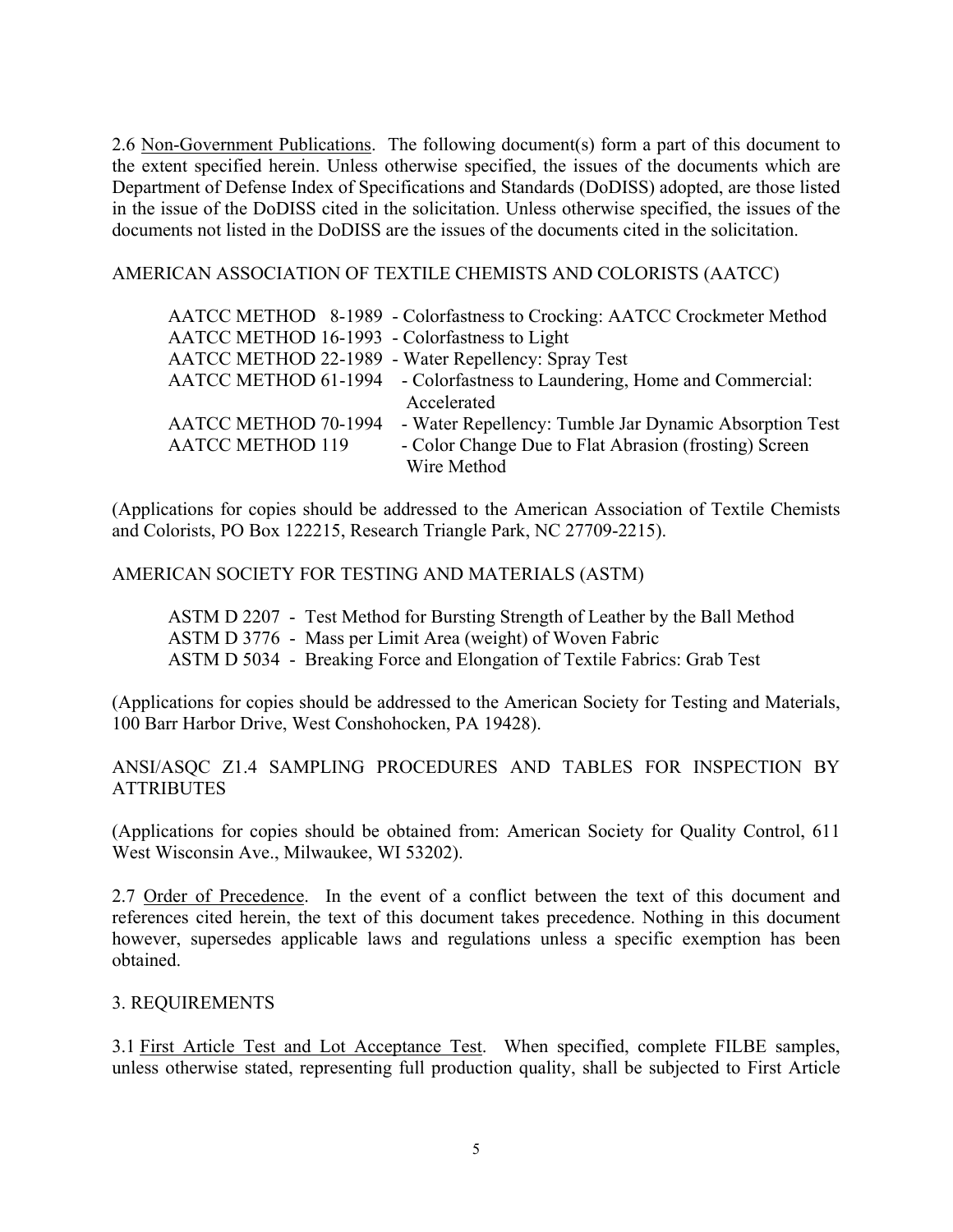2.6 Non-Government Publications. The following document(s) form a part of this document to the extent specified herein. Unless otherwise specified, the issues of the documents which are Department of Defense Index of Specifications and Standards (DoDISS) adopted, are those listed in the issue of the DoDISS cited in the solicitation. Unless otherwise specified, the issues of the documents not listed in the DoDISS are the issues of the documents cited in the solicitation.

AMERICAN ASSOCIATION OF TEXTILE CHEMISTS AND COLORISTS (AATCC)

| | |
|---|---|
| AATCC METHOD 8-1989 | - Colorfastness to Crocking: AATCC Crockmeter Method |
| AATCC METHOD 16-1993 | - Colorfastness to Light |
| AATCC METHOD 22-1989 | - Water Repellency: Spray Test |
| AATCC METHOD 61-1994 | - Colorfastness to Laundering, Home and Commercial: Accelerated |
| AATCC METHOD 70-1994 | - Water Repellency: Tumble Jar Dynamic Absorption Test |
| AATCC METHOD 119 | - Color Change Due to Flat Abrasion (frosting) Screen Wire Method |

(Applications for copies should be addressed to the American Association of Textile Chemists and Colorists, PO Box 122215, Research Triangle Park, NC 27709-2215).

AMERICAN SOCIETY FOR TESTING AND MATERIALS (ASTM)

ASTM D 2207 - Test Method for Bursting Strength of Leather by the Ball Method
ASTM D 3776 - Mass per Limit Area (weight) of Woven Fabric
ASTM D 5034 - Breaking Force and Elongation of Textile Fabrics: Grab Test

(Applications for copies should be addressed to the American Society for Testing and Materials, 100 Barr Harbor Drive, West Conshohocken, PA 19428).

ANSI/ASQC Z1.4 SAMPLING PROCEDURES AND TABLES FOR INSPECTION BY ATTRIBUTES

(Applications for copies should be obtained from: American Society for Quality Control, 611 West Wisconsin Ave., Milwaukee, WI 53202).

2.7 Order of Precedence. In the event of a conflict between the text of this document and references cited herein, the text of this document takes precedence. Nothing in this document however, supersedes applicable laws and regulations unless a specific exemption has been obtained.

## 3. REQUIREMENTS

3.1 First Article Test and Lot Acceptance Test. When specified, complete FILBE samples, unless otherwise stated, representing full production quality, shall be subjected to First Article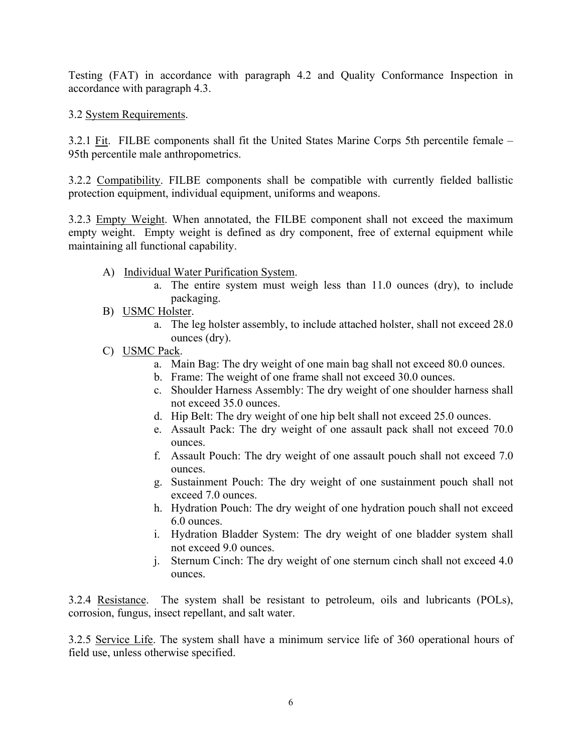Testing (FAT) in accordance with paragraph 4.2 and Quality Conformance Inspection in accordance with paragraph 4.3.

3.2 System Requirements.

3.2.1 Fit. FILBE components shall fit the United States Marine Corps 5th percentile female – 95th percentile male anthropometrics.

3.2.2 Compatibility. FILBE components shall be compatible with currently fielded ballistic protection equipment, individual equipment, uniforms and weapons.

3.2.3 Empty Weight. When annotated, the FILBE component shall not exceed the maximum empty weight. Empty weight is defined as dry component, free of external equipment while maintaining all functional capability.

A) Individual Water Purification System.
   a. The entire system must weigh less than 11.0 ounces (dry), to include packaging.

B) USMC Holster.
   a. The leg holster assembly, to include attached holster, shall not exceed 28.0 ounces (dry).

C) USMC Pack.
   a. Main Bag: The dry weight of one main bag shall not exceed 80.0 ounces.
   b. Frame: The weight of one frame shall not exceed 30.0 ounces.
   c. Shoulder Harness Assembly: The dry weight of one shoulder harness shall not exceed 35.0 ounces.
   d. Hip Belt: The dry weight of one hip belt shall not exceed 25.0 ounces.
   e. Assault Pack: The dry weight of one assault pack shall not exceed 70.0 ounces.
   f. Assault Pouch: The dry weight of one assault pouch shall not exceed 7.0 ounces.
   g. Sustainment Pouch: The dry weight of one sustainment pouch shall not exceed 7.0 ounces.
   h. Hydration Pouch: The dry weight of one hydration pouch shall not exceed 6.0 ounces.
   i. Hydration Bladder System: The dry weight of one bladder system shall not exceed 9.0 ounces.
   j. Sternum Cinch: The dry weight of one sternum cinch shall not exceed 4.0 ounces.

3.2.4 Resistance. The system shall be resistant to petroleum, oils and lubricants (POLs), corrosion, fungus, insect repellant, and salt water.

3.2.5 Service Life. The system shall have a minimum service life of 360 operational hours of field use, unless otherwise specified.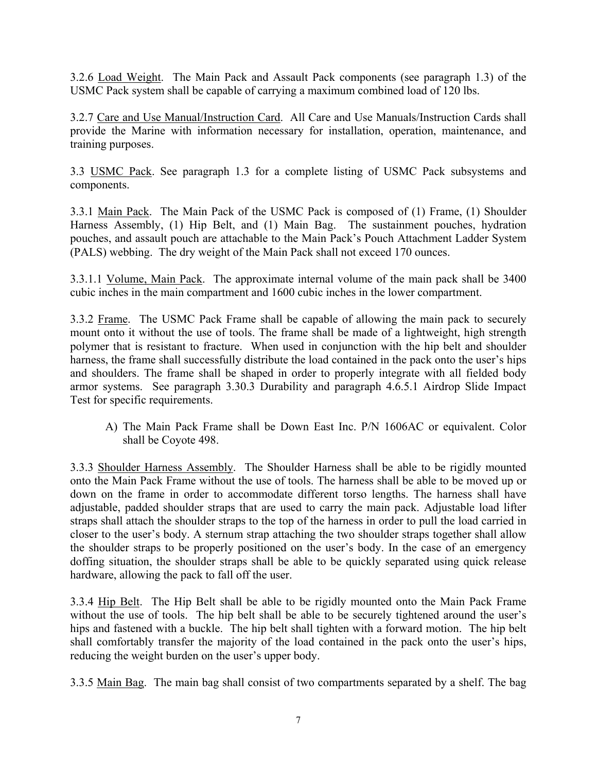3.2.6 Load Weight. The Main Pack and Assault Pack components (see paragraph 1.3) of the USMC Pack system shall be capable of carrying a maximum combined load of 120 lbs.

3.2.7 Care and Use Manual/Instruction Card. All Care and Use Manuals/Instruction Cards shall provide the Marine with information necessary for installation, operation, maintenance, and training purposes.

3.3 USMC Pack. See paragraph 1.3 for a complete listing of USMC Pack subsystems and components.

3.3.1 Main Pack. The Main Pack of the USMC Pack is composed of (1) Frame, (1) Shoulder Harness Assembly, (1) Hip Belt, and (1) Main Bag. The sustainment pouches, hydration pouches, and assault pouch are attachable to the Main Pack's Pouch Attachment Ladder System (PALS) webbing. The dry weight of the Main Pack shall not exceed 170 ounces.

3.3.1.1 Volume, Main Pack. The approximate internal volume of the main pack shall be 3400 cubic inches in the main compartment and 1600 cubic inches in the lower compartment.

3.3.2 Frame. The USMC Pack Frame shall be capable of allowing the main pack to securely mount onto it without the use of tools. The frame shall be made of a lightweight, high strength polymer that is resistant to fracture. When used in conjunction with the hip belt and shoulder harness, the frame shall successfully distribute the load contained in the pack onto the user's hips and shoulders. The frame shall be shaped in order to properly integrate with all fielded body armor systems. See paragraph 3.30.3 Durability and paragraph 4.6.5.1 Airdrop Slide Impact Test for specific requirements.

A) The Main Pack Frame shall be Down East Inc. P/N 1606AC or equivalent. Color shall be Coyote 498.

3.3.3 Shoulder Harness Assembly. The Shoulder Harness shall be able to be rigidly mounted onto the Main Pack Frame without the use of tools. The harness shall be able to be moved up or down on the frame in order to accommodate different torso lengths. The harness shall have adjustable, padded shoulder straps that are used to carry the main pack. Adjustable load lifter straps shall attach the shoulder straps to the top of the harness in order to pull the load carried in closer to the user's body. A sternum strap attaching the two shoulder straps together shall allow the shoulder straps to be properly positioned on the user's body. In the case of an emergency doffing situation, the shoulder straps shall be able to be quickly separated using quick release hardware, allowing the pack to fall off the user.

3.3.4 Hip Belt. The Hip Belt shall be able to be rigidly mounted onto the Main Pack Frame without the use of tools. The hip belt shall be able to be securely tightened around the user's hips and fastened with a buckle. The hip belt shall tighten with a forward motion. The hip belt shall comfortably transfer the majority of the load contained in the pack onto the user's hips, reducing the weight burden on the user's upper body.

3.3.5 Main Bag. The main bag shall consist of two compartments separated by a shelf. The bag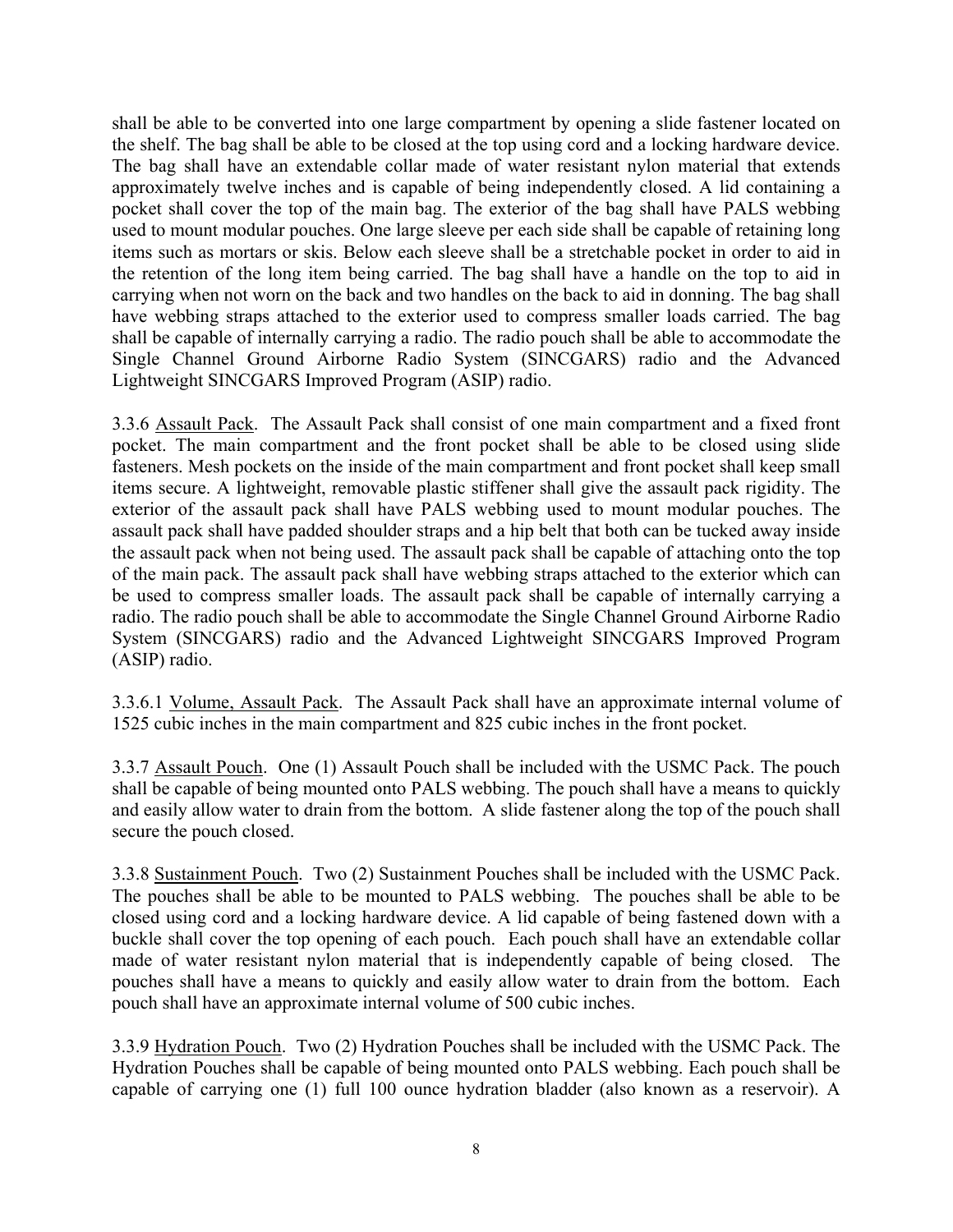shall be able to be converted into one large compartment by opening a slide fastener located on the shelf. The bag shall be able to be closed at the top using cord and a locking hardware device. The bag shall have an extendable collar made of water resistant nylon material that extends approximately twelve inches and is capable of being independently closed. A lid containing a pocket shall cover the top of the main bag. The exterior of the bag shall have PALS webbing used to mount modular pouches. One large sleeve per each side shall be capable of retaining long items such as mortars or skis. Below each sleeve shall be a stretchable pocket in order to aid in the retention of the long item being carried. The bag shall have a handle on the top to aid in carrying when not worn on the back and two handles on the back to aid in donning. The bag shall have webbing straps attached to the exterior used to compress smaller loads carried. The bag shall be capable of internally carrying a radio. The radio pouch shall be able to accommodate the Single Channel Ground Airborne Radio System (SINCGARS) radio and the Advanced Lightweight SINCGARS Improved Program (ASIP) radio.

3.3.6 <u>Assault Pack</u>. The Assault Pack shall consist of one main compartment and a fixed front pocket. The main compartment and the front pocket shall be able to be closed using slide fasteners. Mesh pockets on the inside of the main compartment and front pocket shall keep small items secure. A lightweight, removable plastic stiffener shall give the assault pack rigidity. The exterior of the assault pack shall have PALS webbing used to mount modular pouches. The assault pack shall have padded shoulder straps and a hip belt that both can be tucked away inside the assault pack when not being used. The assault pack shall be capable of attaching onto the top of the main pack. The assault pack shall have webbing straps attached to the exterior which can be used to compress smaller loads. The assault pack shall be capable of internally carrying a radio. The radio pouch shall be able to accommodate the Single Channel Ground Airborne Radio System (SINCGARS) radio and the Advanced Lightweight SINCGARS Improved Program (ASIP) radio.

3.3.6.1 <u>Volume, Assault Pack</u>. The Assault Pack shall have an approximate internal volume of 1525 cubic inches in the main compartment and 825 cubic inches in the front pocket.

3.3.7 <u>Assault Pouch</u>. One (1) Assault Pouch shall be included with the USMC Pack. The pouch shall be capable of being mounted onto PALS webbing. The pouch shall have a means to quickly and easily allow water to drain from the bottom. A slide fastener along the top of the pouch shall secure the pouch closed.

3.3.8 <u>Sustainment Pouch</u>. Two (2) Sustainment Pouches shall be included with the USMC Pack. The pouches shall be able to be mounted to PALS webbing. The pouches shall be able to be closed using cord and a locking hardware device. A lid capable of being fastened down with a buckle shall cover the top opening of each pouch. Each pouch shall have an extendable collar made of water resistant nylon material that is independently capable of being closed. The pouches shall have a means to quickly and easily allow water to drain from the bottom. Each pouch shall have an approximate internal volume of 500 cubic inches.

3.3.9 <u>Hydration Pouch</u>. Two (2) Hydration Pouches shall be included with the USMC Pack. The Hydration Pouches shall be capable of being mounted onto PALS webbing. Each pouch shall be capable of carrying one (1) full 100 ounce hydration bladder (also known as a reservoir). A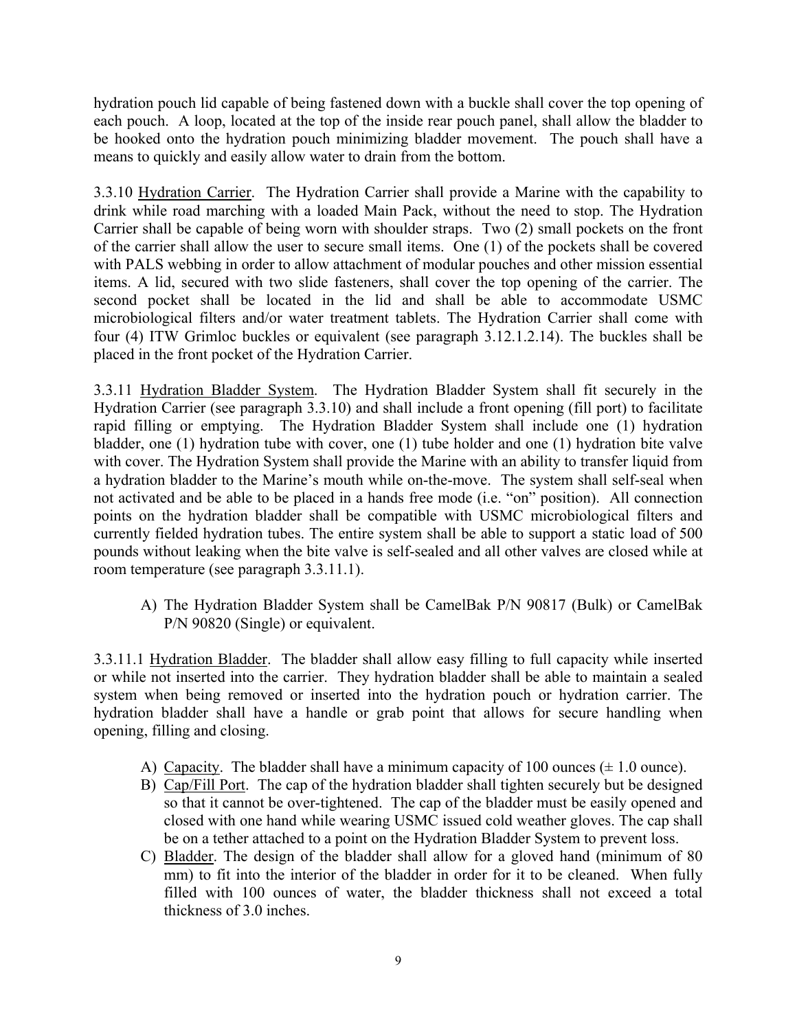hydration pouch lid capable of being fastened down with a buckle shall cover the top opening of each pouch. A loop, located at the top of the inside rear pouch panel, shall allow the bladder to be hooked onto the hydration pouch minimizing bladder movement. The pouch shall have a means to quickly and easily allow water to drain from the bottom.

3.3.10 Hydration Carrier. The Hydration Carrier shall provide a Marine with the capability to drink while road marching with a loaded Main Pack, without the need to stop. The Hydration Carrier shall be capable of being worn with shoulder straps. Two (2) small pockets on the front of the carrier shall allow the user to secure small items. One (1) of the pockets shall be covered with PALS webbing in order to allow attachment of modular pouches and other mission essential items. A lid, secured with two slide fasteners, shall cover the top opening of the carrier. The second pocket shall be located in the lid and shall be able to accommodate USMC microbiological filters and/or water treatment tablets. The Hydration Carrier shall come with four (4) ITW Grimloc buckles or equivalent (see paragraph 3.12.1.2.14). The buckles shall be placed in the front pocket of the Hydration Carrier.

3.3.11 Hydration Bladder System. The Hydration Bladder System shall fit securely in the Hydration Carrier (see paragraph 3.3.10) and shall include a front opening (fill port) to facilitate rapid filling or emptying. The Hydration Bladder System shall include one (1) hydration bladder, one (1) hydration tube with cover, one (1) tube holder and one (1) hydration bite valve with cover. The Hydration System shall provide the Marine with an ability to transfer liquid from a hydration bladder to the Marine's mouth while on-the-move. The system shall self-seal when not activated and be able to be placed in a hands free mode (i.e. "on" position). All connection points on the hydration bladder shall be compatible with USMC microbiological filters and currently fielded hydration tubes. The entire system shall be able to support a static load of 500 pounds without leaking when the bite valve is self-sealed and all other valves are closed while at room temperature (see paragraph 3.3.11.1).

A) The Hydration Bladder System shall be CamelBak P/N 90817 (Bulk) or CamelBak P/N 90820 (Single) or equivalent.

3.3.11.1 Hydration Bladder. The bladder shall allow easy filling to full capacity while inserted or while not inserted into the carrier. They hydration bladder shall be able to maintain a sealed system when being removed or inserted into the hydration pouch or hydration carrier. The hydration bladder shall have a handle or grab point that allows for secure handling when opening, filling and closing.

A) Capacity. The bladder shall have a minimum capacity of 100 ounces (± 1.0 ounce).
B) Cap/Fill Port. The cap of the hydration bladder shall tighten securely but be designed so that it cannot be over-tightened. The cap of the bladder must be easily opened and closed with one hand while wearing USMC issued cold weather gloves. The cap shall be on a tether attached to a point on the Hydration Bladder System to prevent loss.
C) Bladder. The design of the bladder shall allow for a gloved hand (minimum of 80 mm) to fit into the interior of the bladder in order for it to be cleaned. When fully filled with 100 ounces of water, the bladder thickness shall not exceed a total thickness of 3.0 inches.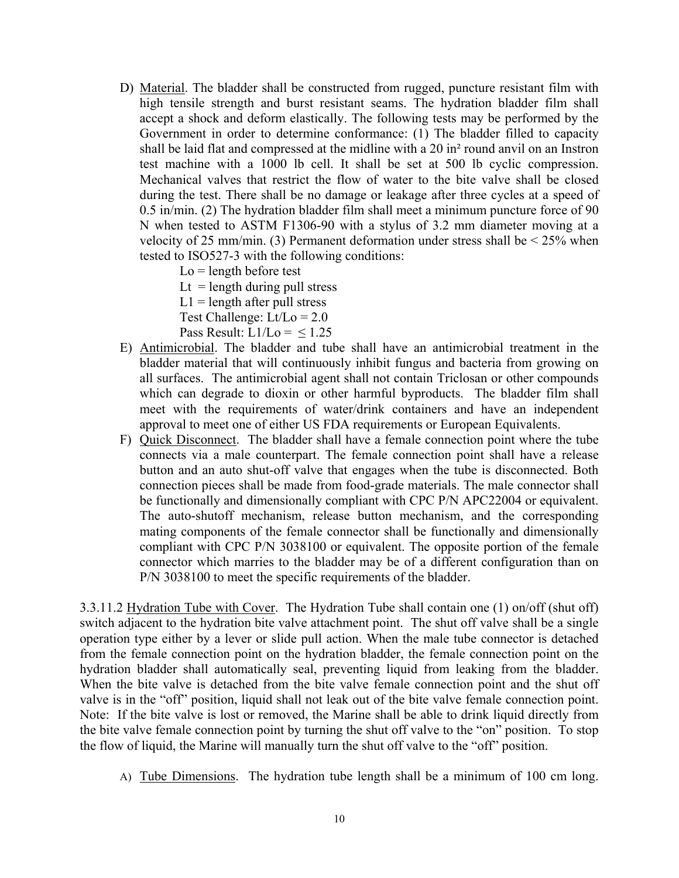D) <u>Material</u>. The bladder shall be constructed from rugged, puncture resistant film with high tensile strength and burst resistant seams. The hydration bladder film shall accept a shock and deform elastically. The following tests may be performed by the Government in order to determine conformance: (1) The bladder filled to capacity shall be laid flat and compressed at the midline with a 20 in² round anvil on an Instron test machine with a 1000 lb cell. It shall be set at 500 lb cyclic compression. Mechanical valves that restrict the flow of water to the bite valve shall be closed during the test. There shall be no damage or leakage after three cycles at a speed of 0.5 in/min. (2) The hydration bladder film shall meet a minimum puncture force of 90 N when tested to ASTM F1306-90 with a stylus of 3.2 mm diameter moving at a velocity of 25 mm/min. (3) Permanent deformation under stress shall be < 25% when tested to ISO527-3 with the following conditions:

   Lo = length before test
   Lt = length during pull stress
   L1 = length after pull stress
   Test Challenge: Lt/Lo = 2.0
   Pass Result: L1/Lo = ≤ 1.25

E) <u>Antimicrobial</u>. The bladder and tube shall have an antimicrobial treatment in the bladder material that will continuously inhibit fungus and bacteria from growing on all surfaces. The antimicrobial agent shall not contain Triclosan or other compounds which can degrade to dioxin or other harmful byproducts. The bladder film shall meet with the requirements of water/drink containers and have an independent approval to meet one of either US FDA requirements or European Equivalents.

F) <u>Quick Disconnect</u>. The bladder shall have a female connection point where the tube connects via a male counterpart. The female connection point shall have a release button and an auto shut-off valve that engages when the tube is disconnected. Both connection pieces shall be made from food-grade materials. The male connector shall be functionally and dimensionally compliant with CPC P/N APC22004 or equivalent. The auto-shutoff mechanism, release button mechanism, and the corresponding mating components of the female connector shall be functionally and dimensionally compliant with CPC P/N 3038100 or equivalent. The opposite portion of the female connector which marries to the bladder may be of a different configuration than on P/N 3038100 to meet the specific requirements of the bladder.

3.3.11.2 <u>Hydration Tube with Cover</u>. The Hydration Tube shall contain one (1) on/off (shut off) switch adjacent to the hydration bite valve attachment point. The shut off valve shall be a single operation type either by a lever or slide pull action. When the male tube connector is detached from the female connection point on the hydration bladder, the female connection point on the hydration bladder shall automatically seal, preventing liquid from leaking from the bladder. When the bite valve is detached from the bite valve female connection point and the shut off valve is in the "off" position, liquid shall not leak out of the bite valve female connection point. Note: If the bite valve is lost or removed, the Marine shall be able to drink liquid directly from the bite valve female connection point by turning the shut off valve to the "on" position. To stop the flow of liquid, the Marine will manually turn the shut off valve to the "off" position.

A) <u>Tube Dimensions</u>. The hydration tube length shall be a minimum of 100 cm long.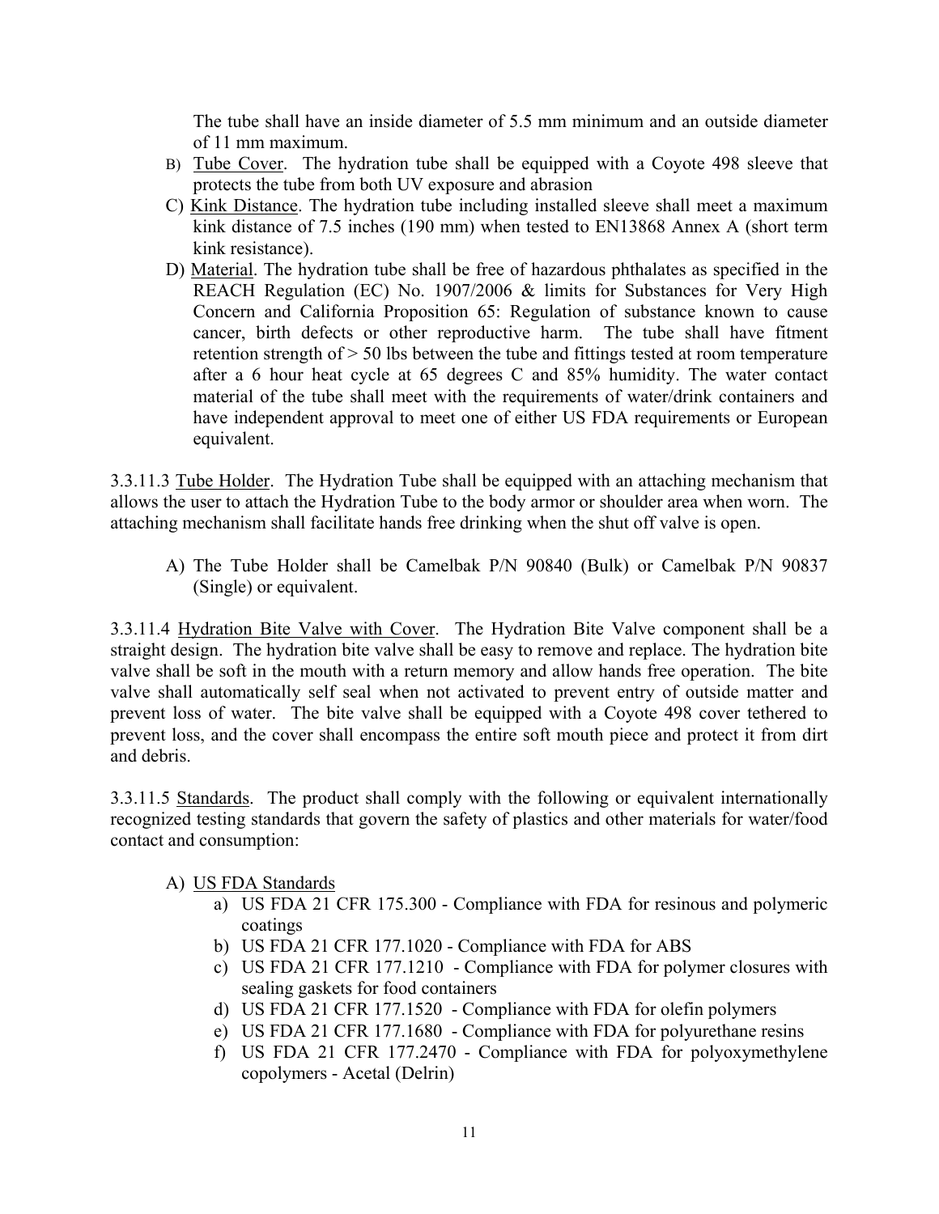The tube shall have an inside diameter of 5.5 mm minimum and an outside diameter of 11 mm maximum.

B) Tube Cover. The hydration tube shall be equipped with a Coyote 498 sleeve that protects the tube from both UV exposure and abrasion

C) Kink Distance. The hydration tube including installed sleeve shall meet a maximum kink distance of 7.5 inches (190 mm) when tested to EN13868 Annex A (short term kink resistance).

D) Material. The hydration tube shall be free of hazardous phthalates as specified in the REACH Regulation (EC) No. 1907/2006 & limits for Substances for Very High Concern and California Proposition 65: Regulation of substance known to cause cancer, birth defects or other reproductive harm. The tube shall have fitment retention strength of > 50 lbs between the tube and fittings tested at room temperature after a 6 hour heat cycle at 65 degrees C and 85% humidity. The water contact material of the tube shall meet with the requirements of water/drink containers and have independent approval to meet one of either US FDA requirements or European equivalent.

3.3.11.3 Tube Holder. The Hydration Tube shall be equipped with an attaching mechanism that allows the user to attach the Hydration Tube to the body armor or shoulder area when worn. The attaching mechanism shall facilitate hands free drinking when the shut off valve is open.

A) The Tube Holder shall be Camelbak P/N 90840 (Bulk) or Camelbak P/N 90837 (Single) or equivalent.

3.3.11.4 Hydration Bite Valve with Cover. The Hydration Bite Valve component shall be a straight design. The hydration bite valve shall be easy to remove and replace. The hydration bite valve shall be soft in the mouth with a return memory and allow hands free operation. The bite valve shall automatically self seal when not activated to prevent entry of outside matter and prevent loss of water. The bite valve shall be equipped with a Coyote 498 cover tethered to prevent loss, and the cover shall encompass the entire soft mouth piece and protect it from dirt and debris.

3.3.11.5 Standards. The product shall comply with the following or equivalent internationally recognized testing standards that govern the safety of plastics and other materials for water/food contact and consumption:

A) US FDA Standards
   a) US FDA 21 CFR 175.300 - Compliance with FDA for resinous and polymeric coatings
   b) US FDA 21 CFR 177.1020 - Compliance with FDA for ABS
   c) US FDA 21 CFR 177.1210 - Compliance with FDA for polymer closures with sealing gaskets for food containers
   d) US FDA 21 CFR 177.1520 - Compliance with FDA for olefin polymers
   e) US FDA 21 CFR 177.1680 - Compliance with FDA for polyurethane resins
   f) US FDA 21 CFR 177.2470 - Compliance with FDA for polyoxymethylene copolymers - Acetal (Delrin)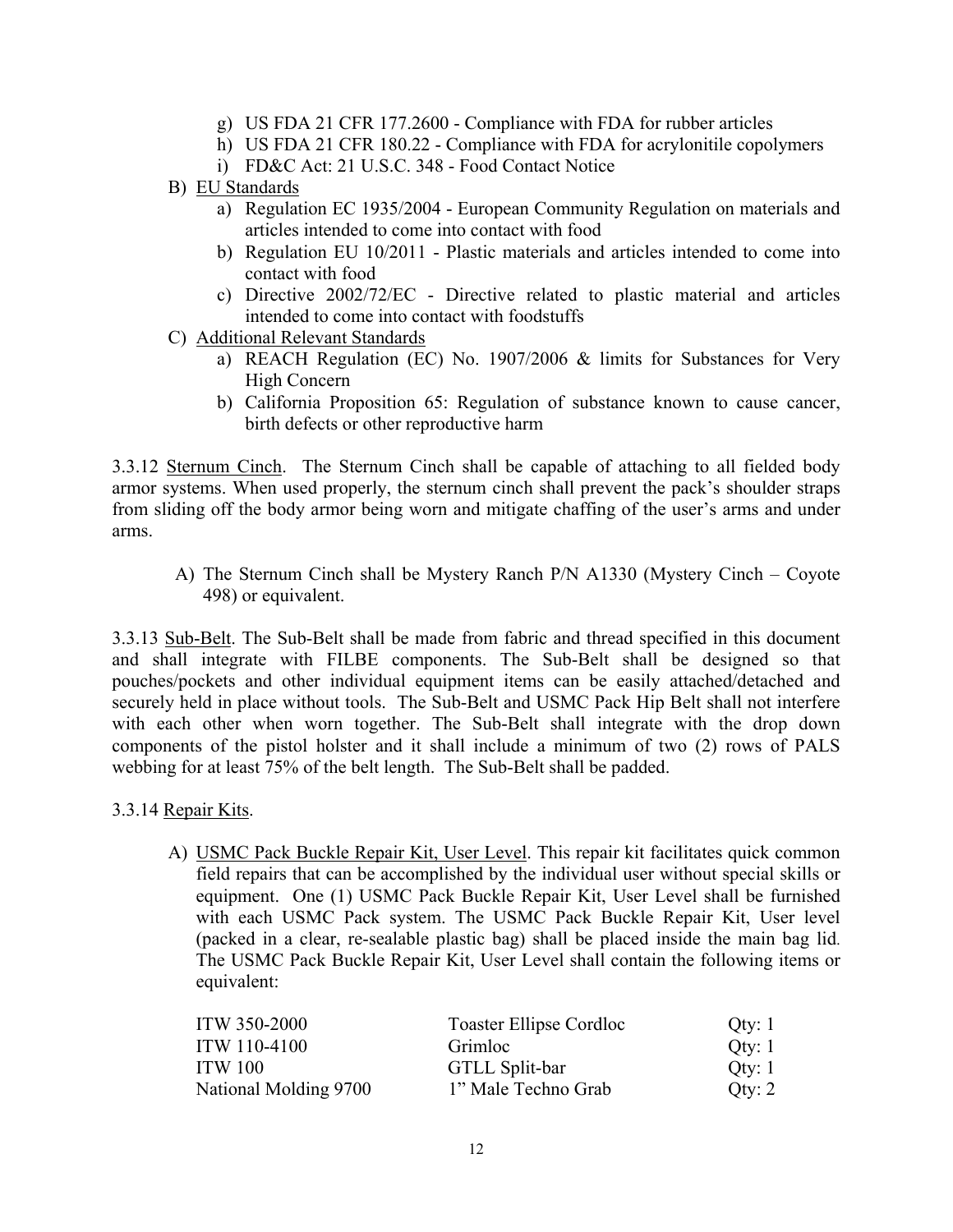g) US FDA 21 CFR 177.2600 - Compliance with FDA for rubber articles
h) US FDA 21 CFR 180.22 - Compliance with FDA for acrylonitile copolymers
i) FD&C Act: 21 U.S.C. 348 - Food Contact Notice

B) <u>EU Standards</u>
  a) Regulation EC 1935/2004 - European Community Regulation on materials and articles intended to come into contact with food
  b) Regulation EU 10/2011 - Plastic materials and articles intended to come into contact with food
  c) Directive 2002/72/EC - Directive related to plastic material and articles intended to come into contact with foodstuffs

C) <u>Additional Relevant Standards</u>
  a) REACH Regulation (EC) No. 1907/2006 & limits for Substances for Very High Concern
  b) California Proposition 65: Regulation of substance known to cause cancer, birth defects or other reproductive harm

3.3.12 <u>Sternum Cinch</u>. The Sternum Cinch shall be capable of attaching to all fielded body armor systems. When used properly, the sternum cinch shall prevent the pack's shoulder straps from sliding off the body armor being worn and mitigate chaffing of the user's arms and under arms.

A) The Sternum Cinch shall be Mystery Ranch P/N A1330 (Mystery Cinch – Coyote 498) or equivalent.

3.3.13 <u>Sub-Belt</u>. The Sub-Belt shall be made from fabric and thread specified in this document and shall integrate with FILBE components. The Sub-Belt shall be designed so that pouches/pockets and other individual equipment items can be easily attached/detached and securely held in place without tools. The Sub-Belt and USMC Pack Hip Belt shall not interfere with each other when worn together. The Sub-Belt shall integrate with the drop down components of the pistol holster and it shall include a minimum of two (2) rows of PALS webbing for at least 75% of the belt length. The Sub-Belt shall be padded.

3.3.14 <u>Repair Kits</u>.

A) <u>USMC Pack Buckle Repair Kit, User Level</u>. This repair kit facilitates quick common field repairs that can be accomplished by the individual user without special skills or equipment. One (1) USMC Pack Buckle Repair Kit, User Level shall be furnished with each USMC Pack system. The USMC Pack Buckle Repair Kit, User level (packed in a clear, re-sealable plastic bag) shall be placed inside the main bag lid. The USMC Pack Buckle Repair Kit, User Level shall contain the following items or equivalent:

| | | |
|---|---|---|
| ITW 350-2000 | Toaster Ellipse Cordloc | Qty: 1 |
| ITW 110-4100 | Grimloc | Qty: 1 |
| ITW 100 | GTLL Split-bar | Qty: 1 |
| National Molding 9700 | 1" Male Techno Grab | Qty: 2 |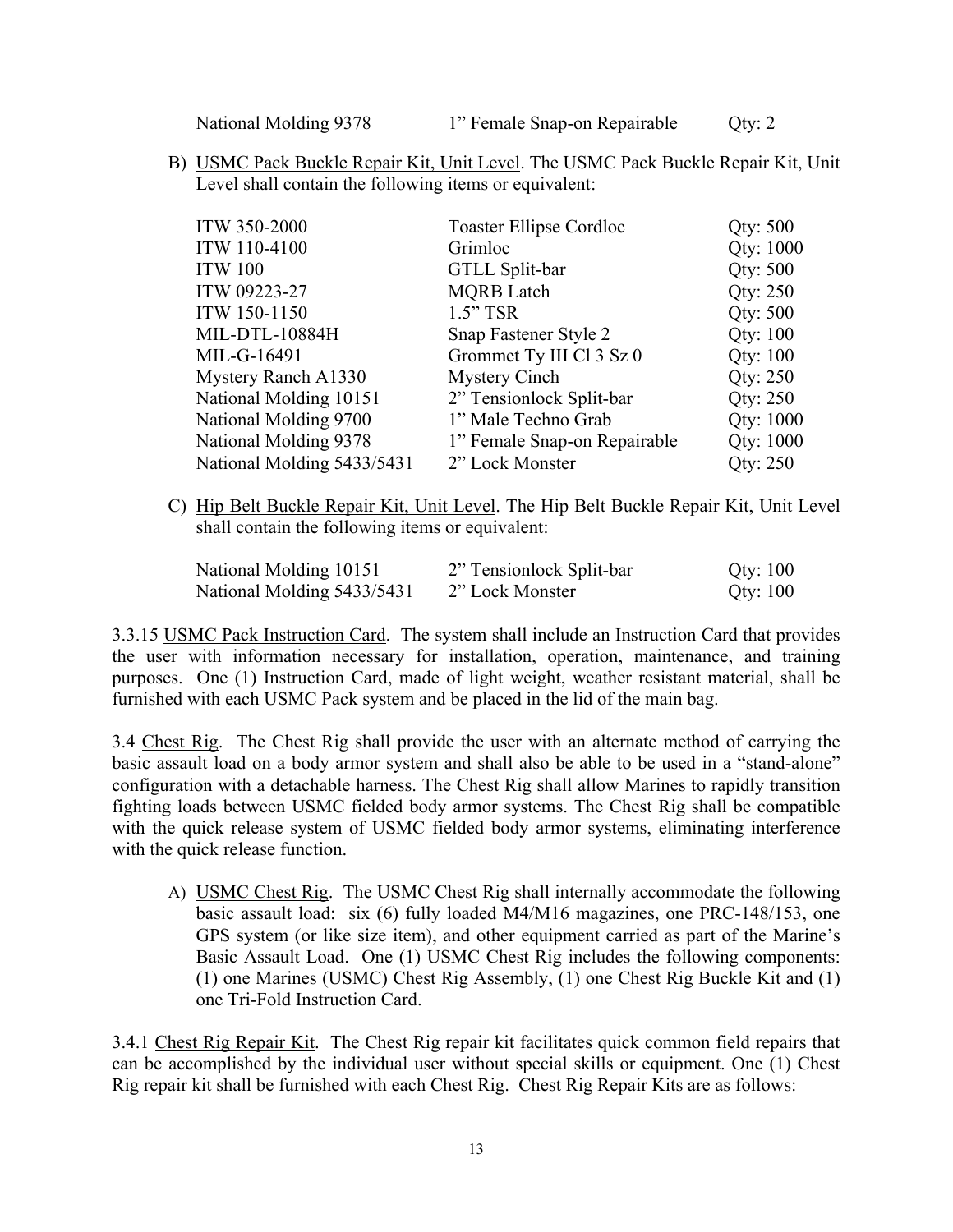| | | |
|---|---|---|
| National Molding 9378 | 1" Female Snap-on Repairable | Qty: 2 |

B) <u>USMC Pack Buckle Repair Kit, Unit Level</u>. The USMC Pack Buckle Repair Kit, Unit Level shall contain the following items or equivalent:

| | | |
|---|---|---|
| ITW 350-2000 | Toaster Ellipse Cordloc | Qty: 500 |
| ITW 110-4100 | Grimloc | Qty: 1000 |
| ITW 100 | GTLL Split-bar | Qty: 500 |
| ITW 09223-27 | MQRB Latch | Qty: 250 |
| ITW 150-1150 | 1.5" TSR | Qty: 500 |
| MIL-DTL-10884H | Snap Fastener Style 2 | Qty: 100 |
| MIL-G-16491 | Grommet Ty III Cl 3 Sz 0 | Qty: 100 |
| Mystery Ranch A1330 | Mystery Cinch | Qty: 250 |
| National Molding 10151 | 2" Tensionlock Split-bar | Qty: 250 |
| National Molding 9700 | 1" Male Techno Grab | Qty: 1000 |
| National Molding 9378 | 1" Female Snap-on Repairable | Qty: 1000 |
| National Molding 5433/5431 | 2" Lock Monster | Qty: 250 |

C) <u>Hip Belt Buckle Repair Kit, Unit Level</u>. The Hip Belt Buckle Repair Kit, Unit Level shall contain the following items or equivalent:

| | | |
|---|---|---|
| National Molding 10151 | 2" Tensionlock Split-bar | Qty: 100 |
| National Molding 5433/5431 | 2" Lock Monster | Qty: 100 |

3.3.15 <u>USMC Pack Instruction Card</u>. The system shall include an Instruction Card that provides the user with information necessary for installation, operation, maintenance, and training purposes. One (1) Instruction Card, made of light weight, weather resistant material, shall be furnished with each USMC Pack system and be placed in the lid of the main bag.

3.4 <u>Chest Rig</u>. The Chest Rig shall provide the user with an alternate method of carrying the basic assault load on a body armor system and shall also be able to be used in a "stand-alone" configuration with a detachable harness. The Chest Rig shall allow Marines to rapidly transition fighting loads between USMC fielded body armor systems. The Chest Rig shall be compatible with the quick release system of USMC fielded body armor systems, eliminating interference with the quick release function.

A) <u>USMC Chest Rig</u>. The USMC Chest Rig shall internally accommodate the following basic assault load: six (6) fully loaded M4/M16 magazines, one PRC-148/153, one GPS system (or like size item), and other equipment carried as part of the Marine's Basic Assault Load. One (1) USMC Chest Rig includes the following components: (1) one Marines (USMC) Chest Rig Assembly, (1) one Chest Rig Buckle Kit and (1) one Tri-Fold Instruction Card.

3.4.1 <u>Chest Rig Repair Kit</u>. The Chest Rig repair kit facilitates quick common field repairs that can be accomplished by the individual user without special skills or equipment. One (1) Chest Rig repair kit shall be furnished with each Chest Rig. Chest Rig Repair Kits are as follows: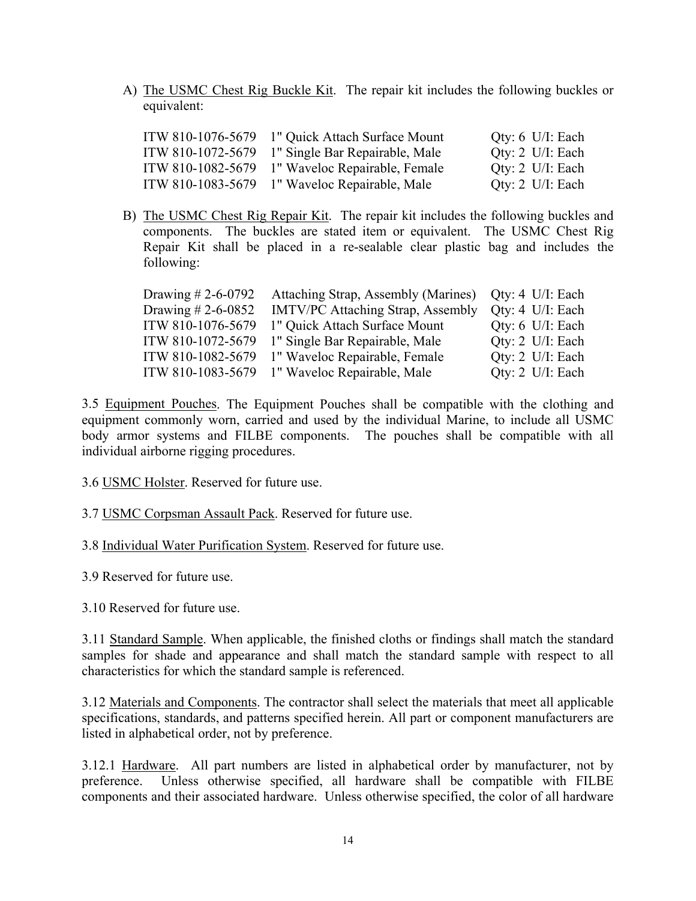A) The USMC Chest Rig Buckle Kit. The repair kit includes the following buckles or equivalent:

| | | |
|---|---|---|
| ITW 810-1076-5679 | 1" Quick Attach Surface Mount | Qty: 6 U/I: Each |
| ITW 810-1072-5679 | 1" Single Bar Repairable, Male | Qty: 2 U/I: Each |
| ITW 810-1082-5679 | 1" Waveloc Repairable, Female | Qty: 2 U/I: Each |
| ITW 810-1083-5679 | 1" Waveloc Repairable, Male | Qty: 2 U/I: Each |

B) The USMC Chest Rig Repair Kit. The repair kit includes the following buckles and components. The buckles are stated item or equivalent. The USMC Chest Rig Repair Kit shall be placed in a re-sealable clear plastic bag and includes the following:

| | | |
|---|---|---|
| Drawing # 2-6-0792 | Attaching Strap, Assembly (Marines) | Qty: 4 U/I: Each |
| Drawing # 2-6-0852 | IMTV/PC Attaching Strap, Assembly | Qty: 4 U/I: Each |
| ITW 810-1076-5679 | 1" Quick Attach Surface Mount | Qty: 6 U/I: Each |
| ITW 810-1072-5679 | 1" Single Bar Repairable, Male | Qty: 2 U/I: Each |
| ITW 810-1082-5679 | 1" Waveloc Repairable, Female | Qty: 2 U/I: Each |
| ITW 810-1083-5679 | 1" Waveloc Repairable, Male | Qty: 2 U/I: Each |

3.5 Equipment Pouches. The Equipment Pouches shall be compatible with the clothing and equipment commonly worn, carried and used by the individual Marine, to include all USMC body armor systems and FILBE components. The pouches shall be compatible with all individual airborne rigging procedures.

3.6 USMC Holster. Reserved for future use.

3.7 USMC Corpsman Assault Pack. Reserved for future use.

3.8 Individual Water Purification System. Reserved for future use.

3.9 Reserved for future use.

3.10 Reserved for future use.

3.11 Standard Sample. When applicable, the finished cloths or findings shall match the standard samples for shade and appearance and shall match the standard sample with respect to all characteristics for which the standard sample is referenced.

3.12 Materials and Components. The contractor shall select the materials that meet all applicable specifications, standards, and patterns specified herein. All part or component manufacturers are listed in alphabetical order, not by preference.

3.12.1 Hardware. All part numbers are listed in alphabetical order by manufacturer, not by preference. Unless otherwise specified, all hardware shall be compatible with FILBE components and their associated hardware. Unless otherwise specified, the color of all hardware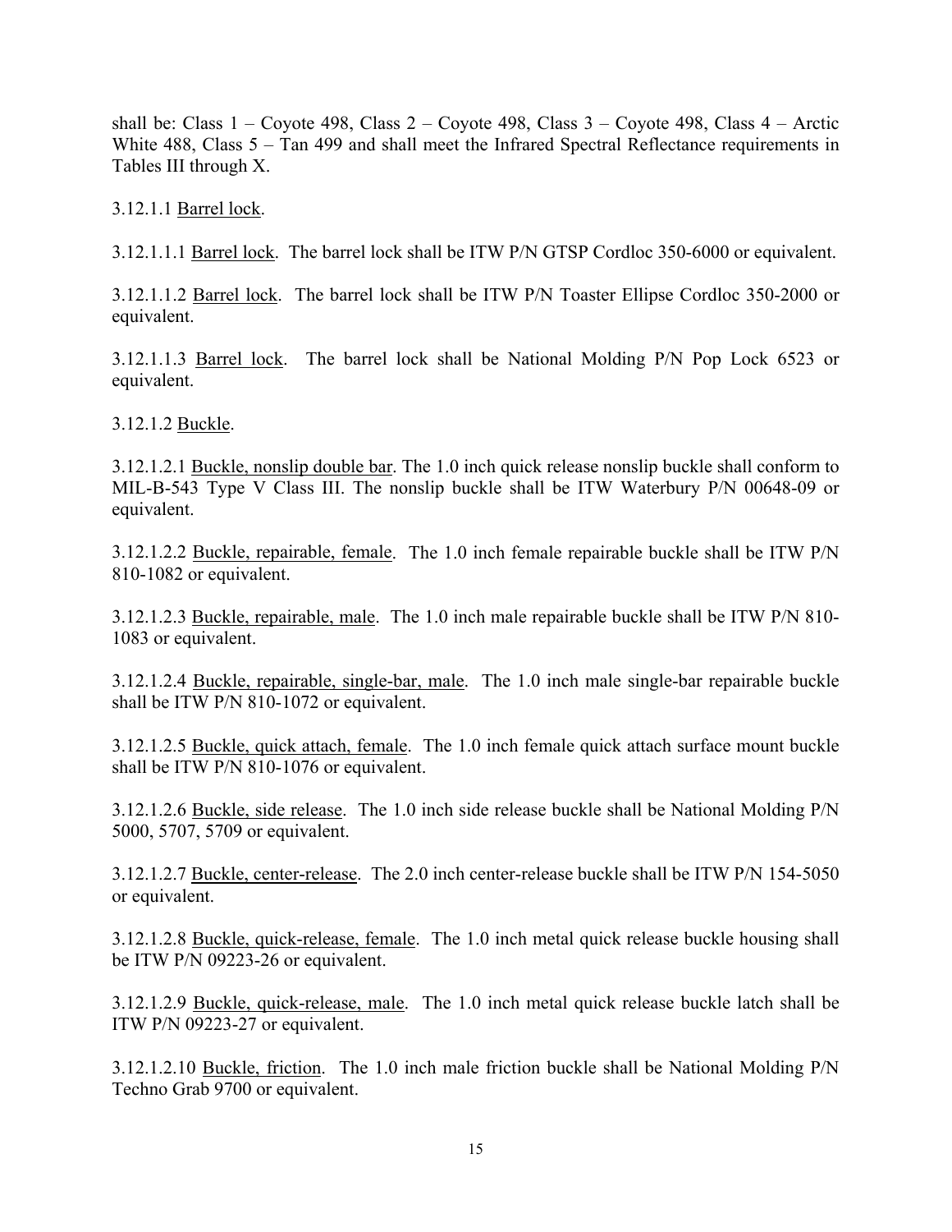shall be: Class 1 – Coyote 498, Class 2 – Coyote 498, Class 3 – Coyote 498, Class 4 – Arctic White 488, Class 5 – Tan 499 and shall meet the Infrared Spectral Reflectance requirements in Tables III through X.

3.12.1.1 <u>Barrel lock</u>.

3.12.1.1.1 <u>Barrel lock</u>. The barrel lock shall be ITW P/N GTSP Cordloc 350-6000 or equivalent.

3.12.1.1.2 <u>Barrel lock</u>. The barrel lock shall be ITW P/N Toaster Ellipse Cordloc 350-2000 or equivalent.

3.12.1.1.3 <u>Barrel lock</u>. The barrel lock shall be National Molding P/N Pop Lock 6523 or equivalent.

3.12.1.2 <u>Buckle</u>.

3.12.1.2.1 <u>Buckle, nonslip double bar</u>. The 1.0 inch quick release nonslip buckle shall conform to MIL-B-543 Type V Class III. The nonslip buckle shall be ITW Waterbury P/N 00648-09 or equivalent.

3.12.1.2.2 <u>Buckle, repairable, female</u>. The 1.0 inch female repairable buckle shall be ITW P/N 810-1082 or equivalent.

3.12.1.2.3 <u>Buckle, repairable, male</u>. The 1.0 inch male repairable buckle shall be ITW P/N 810-1083 or equivalent.

3.12.1.2.4 <u>Buckle, repairable, single-bar, male</u>. The 1.0 inch male single-bar repairable buckle shall be ITW P/N 810-1072 or equivalent.

3.12.1.2.5 <u>Buckle, quick attach, female</u>. The 1.0 inch female quick attach surface mount buckle shall be ITW P/N 810-1076 or equivalent.

3.12.1.2.6 <u>Buckle, side release</u>. The 1.0 inch side release buckle shall be National Molding P/N 5000, 5707, 5709 or equivalent.

3.12.1.2.7 <u>Buckle, center-release</u>. The 2.0 inch center-release buckle shall be ITW P/N 154-5050 or equivalent.

3.12.1.2.8 <u>Buckle, quick-release, female</u>. The 1.0 inch metal quick release buckle housing shall be ITW P/N 09223-26 or equivalent.

3.12.1.2.9 <u>Buckle, quick-release, male</u>. The 1.0 inch metal quick release buckle latch shall be ITW P/N 09223-27 or equivalent.

3.12.1.2.10 <u>Buckle, friction</u>. The 1.0 inch male friction buckle shall be National Molding P/N Techno Grab 9700 or equivalent.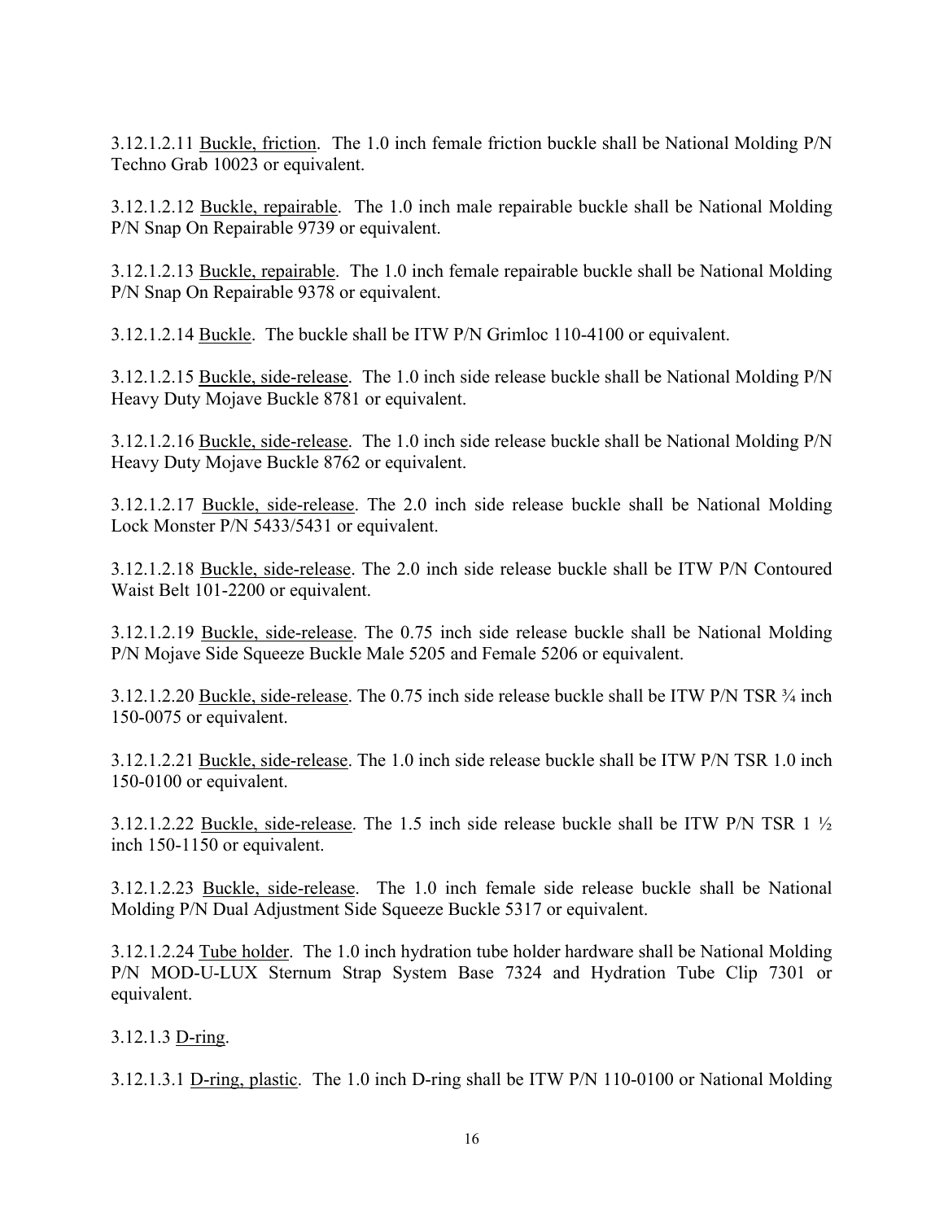3.12.1.2.11 Buckle, friction. The 1.0 inch female friction buckle shall be National Molding P/N Techno Grab 10023 or equivalent.

3.12.1.2.12 Buckle, repairable. The 1.0 inch male repairable buckle shall be National Molding P/N Snap On Repairable 9739 or equivalent.

3.12.1.2.13 Buckle, repairable. The 1.0 inch female repairable buckle shall be National Molding P/N Snap On Repairable 9378 or equivalent.

3.12.1.2.14 Buckle. The buckle shall be ITW P/N Grimloc 110-4100 or equivalent.

3.12.1.2.15 Buckle, side-release. The 1.0 inch side release buckle shall be National Molding P/N Heavy Duty Mojave Buckle 8781 or equivalent.

3.12.1.2.16 Buckle, side-release. The 1.0 inch side release buckle shall be National Molding P/N Heavy Duty Mojave Buckle 8762 or equivalent.

3.12.1.2.17 Buckle, side-release. The 2.0 inch side release buckle shall be National Molding Lock Monster P/N 5433/5431 or equivalent.

3.12.1.2.18 Buckle, side-release. The 2.0 inch side release buckle shall be ITW P/N Contoured Waist Belt 101-2200 or equivalent.

3.12.1.2.19 Buckle, side-release. The 0.75 inch side release buckle shall be National Molding P/N Mojave Side Squeeze Buckle Male 5205 and Female 5206 or equivalent.

3.12.1.2.20 Buckle, side-release. The 0.75 inch side release buckle shall be ITW P/N TSR ¾ inch 150-0075 or equivalent.

3.12.1.2.21 Buckle, side-release. The 1.0 inch side release buckle shall be ITW P/N TSR 1.0 inch 150-0100 or equivalent.

3.12.1.2.22 Buckle, side-release. The 1.5 inch side release buckle shall be ITW P/N TSR 1 ½ inch 150-1150 or equivalent.

3.12.1.2.23 Buckle, side-release. The 1.0 inch female side release buckle shall be National Molding P/N Dual Adjustment Side Squeeze Buckle 5317 or equivalent.

3.12.1.2.24 Tube holder. The 1.0 inch hydration tube holder hardware shall be National Molding P/N MOD-U-LUX Sternum Strap System Base 7324 and Hydration Tube Clip 7301 or equivalent.

3.12.1.3 D-ring.

3.12.1.3.1 D-ring, plastic. The 1.0 inch D-ring shall be ITW P/N 110-0100 or National Molding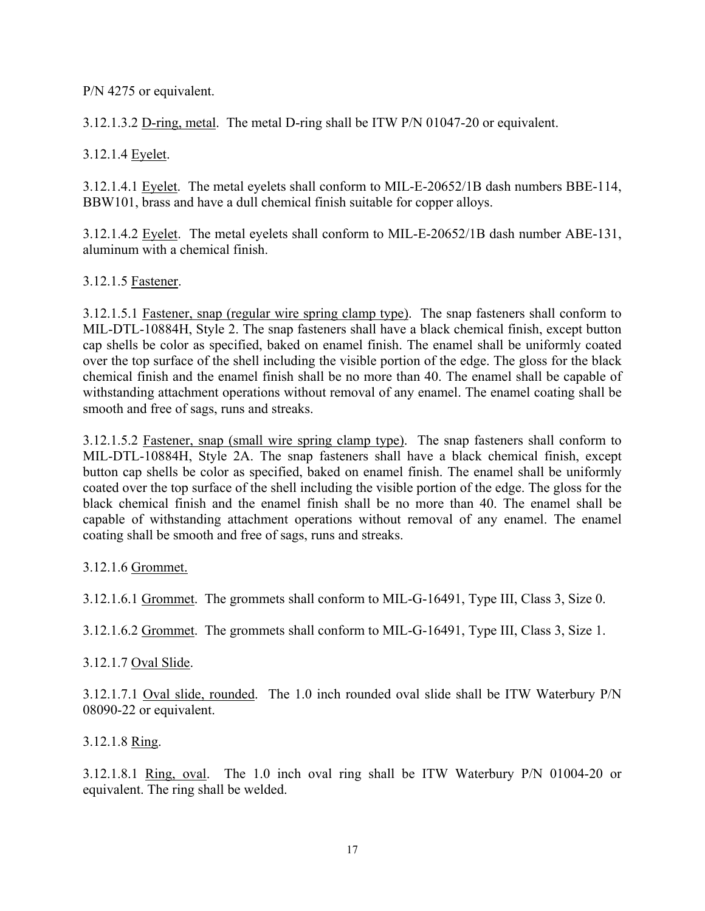P/N 4275 or equivalent.

3.12.1.3.2 D-ring, metal. The metal D-ring shall be ITW P/N 01047-20 or equivalent.

3.12.1.4 Eyelet.

3.12.1.4.1 Eyelet. The metal eyelets shall conform to MIL-E-20652/1B dash numbers BBE-114, BBW101, brass and have a dull chemical finish suitable for copper alloys.

3.12.1.4.2 Eyelet. The metal eyelets shall conform to MIL-E-20652/1B dash number ABE-131, aluminum with a chemical finish.

3.12.1.5 Fastener.

3.12.1.5.1 Fastener, snap (regular wire spring clamp type). The snap fasteners shall conform to MIL-DTL-10884H, Style 2. The snap fasteners shall have a black chemical finish, except button cap shells be color as specified, baked on enamel finish. The enamel shall be uniformly coated over the top surface of the shell including the visible portion of the edge. The gloss for the black chemical finish and the enamel finish shall be no more than 40. The enamel shall be capable of withstanding attachment operations without removal of any enamel. The enamel coating shall be smooth and free of sags, runs and streaks.

3.12.1.5.2 Fastener, snap (small wire spring clamp type). The snap fasteners shall conform to MIL-DTL-10884H, Style 2A. The snap fasteners shall have a black chemical finish, except button cap shells be color as specified, baked on enamel finish. The enamel shall be uniformly coated over the top surface of the shell including the visible portion of the edge. The gloss for the black chemical finish and the enamel finish shall be no more than 40. The enamel shall be capable of withstanding attachment operations without removal of any enamel. The enamel coating shall be smooth and free of sags, runs and streaks.

3.12.1.6 Grommet.

3.12.1.6.1 Grommet. The grommets shall conform to MIL-G-16491, Type III, Class 3, Size 0.

3.12.1.6.2 Grommet. The grommets shall conform to MIL-G-16491, Type III, Class 3, Size 1.

3.12.1.7 Oval Slide.

3.12.1.7.1 Oval slide, rounded. The 1.0 inch rounded oval slide shall be ITW Waterbury P/N 08090-22 or equivalent.

3.12.1.8 Ring.

3.12.1.8.1 Ring, oval. The 1.0 inch oval ring shall be ITW Waterbury P/N 01004-20 or equivalent. The ring shall be welded.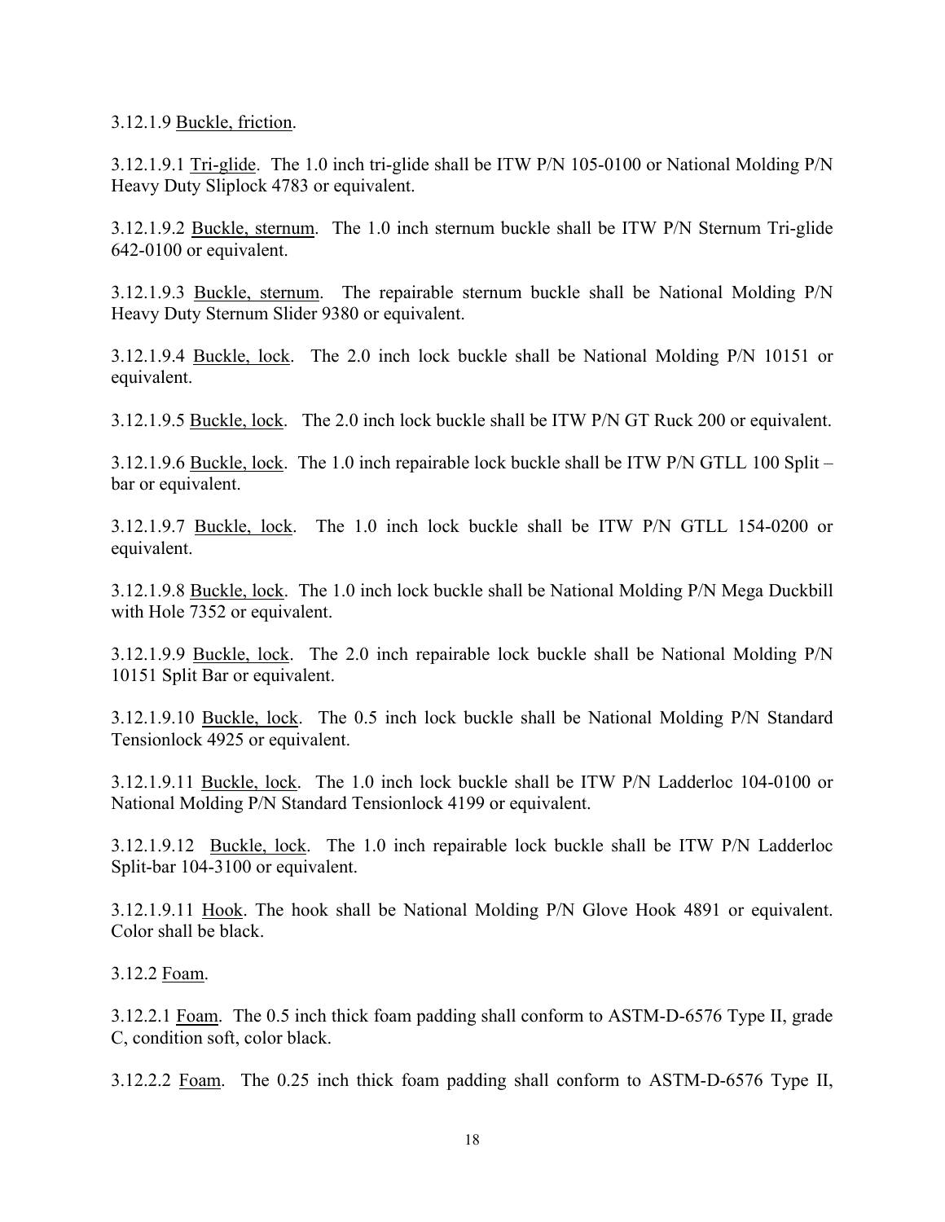3.12.1.9 <u>Buckle, friction</u>.

3.12.1.9.1 <u>Tri-glide</u>. The 1.0 inch tri-glide shall be ITW P/N 105-0100 or National Molding P/N Heavy Duty Sliplock 4783 or equivalent.

3.12.1.9.2 <u>Buckle, sternum</u>. The 1.0 inch sternum buckle shall be ITW P/N Sternum Tri-glide 642-0100 or equivalent.

3.12.1.9.3 <u>Buckle, sternum</u>. The repairable sternum buckle shall be National Molding P/N Heavy Duty Sternum Slider 9380 or equivalent.

3.12.1.9.4 <u>Buckle, lock</u>. The 2.0 inch lock buckle shall be National Molding P/N 10151 or equivalent.

3.12.1.9.5 <u>Buckle, lock</u>. The 2.0 inch lock buckle shall be ITW P/N GT Ruck 200 or equivalent.

3.12.1.9.6 <u>Buckle, lock</u>. The 1.0 inch repairable lock buckle shall be ITW P/N GTLL 100 Split – bar or equivalent.

3.12.1.9.7 <u>Buckle, lock</u>. The 1.0 inch lock buckle shall be ITW P/N GTLL 154-0200 or equivalent.

3.12.1.9.8 <u>Buckle, lock</u>. The 1.0 inch lock buckle shall be National Molding P/N Mega Duckbill with Hole 7352 or equivalent.

3.12.1.9.9 <u>Buckle, lock</u>. The 2.0 inch repairable lock buckle shall be National Molding P/N 10151 Split Bar or equivalent.

3.12.1.9.10 <u>Buckle, lock</u>. The 0.5 inch lock buckle shall be National Molding P/N Standard Tensionlock 4925 or equivalent.

3.12.1.9.11 <u>Buckle, lock</u>. The 1.0 inch lock buckle shall be ITW P/N Ladderloc 104-0100 or National Molding P/N Standard Tensionlock 4199 or equivalent.

3.12.1.9.12 <u>Buckle, lock</u>. The 1.0 inch repairable lock buckle shall be ITW P/N Ladderloc Split-bar 104-3100 or equivalent.

3.12.1.9.11 <u>Hook</u>. The hook shall be National Molding P/N Glove Hook 4891 or equivalent. Color shall be black.

3.12.2 <u>Foam</u>.

3.12.2.1 <u>Foam</u>. The 0.5 inch thick foam padding shall conform to ASTM-D-6576 Type II, grade C, condition soft, color black.

3.12.2.2 <u>Foam</u>. The 0.25 inch thick foam padding shall conform to ASTM-D-6576 Type II,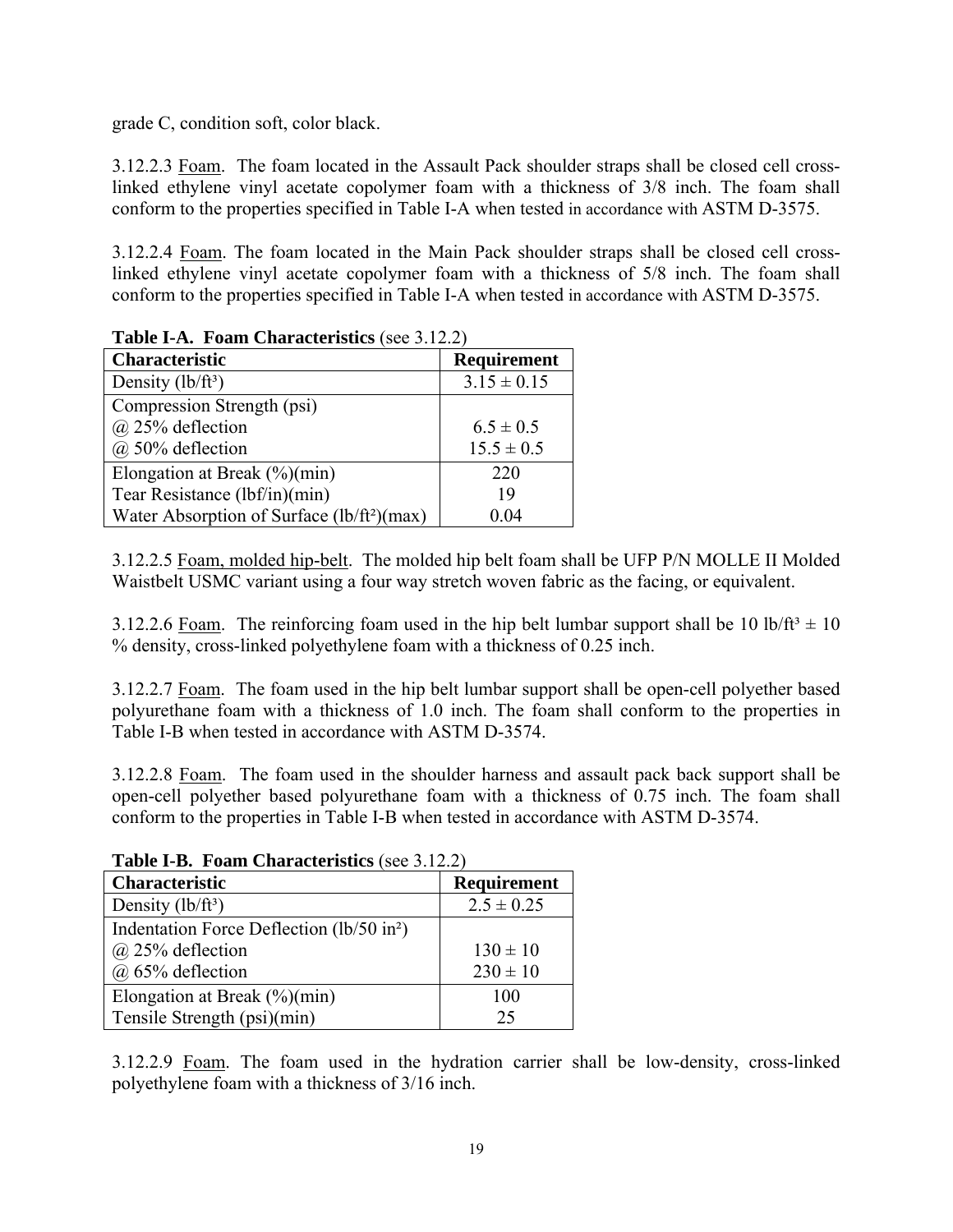grade C, condition soft, color black.

3.12.2.3 Foam. The foam located in the Assault Pack shoulder straps shall be closed cell cross-linked ethylene vinyl acetate copolymer foam with a thickness of 3/8 inch. The foam shall conform to the properties specified in Table I-A when tested in accordance with ASTM D-3575.

3.12.2.4 Foam. The foam located in the Main Pack shoulder straps shall be closed cell cross-linked ethylene vinyl acetate copolymer foam with a thickness of 5/8 inch. The foam shall conform to the properties specified in Table I-A when tested in accordance with ASTM D-3575.

**Table I-A. Foam Characteristics** (see 3.12.2)

| Characteristic | Requirement |
| --- | --- |
| Density ($lb/ft^3$) | $3.15 \pm 0.15$ |
| Compression Strength (psi) | |
| @ 25% deflection | $6.5 \pm 0.5$ |
| @ 50% deflection | $15.5 \pm 0.5$ |
| Elongation at Break (%)(min) | 220 |
| Tear Resistance (lbf/in)(min) | 19 |
| Water Absorption of Surface ($lb/ft^2$)(max) | 0.04 |

3.12.2.5 Foam, molded hip-belt. The molded hip belt foam shall be UFP P/N MOLLE II Molded Waistbelt USMC variant using a four way stretch woven fabric as the facing, or equivalent.

3.12.2.6 Foam. The reinforcing foam used in the hip belt lumbar support shall be 10 $lb/ft^3 \pm 10$ % density, cross-linked polyethylene foam with a thickness of 0.25 inch.

3.12.2.7 Foam. The foam used in the hip belt lumbar support shall be open-cell polyether based polyurethane foam with a thickness of 1.0 inch. The foam shall conform to the properties in Table I-B when tested in accordance with ASTM D-3574.

3.12.2.8 Foam. The foam used in the shoulder harness and assault pack back support shall be open-cell polyether based polyurethane foam with a thickness of 0.75 inch. The foam shall conform to the properties in Table I-B when tested in accordance with ASTM D-3574.

**Table I-B. Foam Characteristics** (see 3.12.2)

| Characteristic | Requirement |
| --- | --- |
| Density ($lb/ft^3$) | $2.5 \pm 0.25$ |
| Indentation Force Deflection (lb/50 $in^2$) | |
| @ 25% deflection | $130 \pm 10$ |
| @ 65% deflection | $230 \pm 10$ |
| Elongation at Break (%)(min) | 100 |
| Tensile Strength (psi)(min) | 25 |

3.12.2.9 Foam. The foam used in the hydration carrier shall be low-density, cross-linked polyethylene foam with a thickness of 3/16 inch.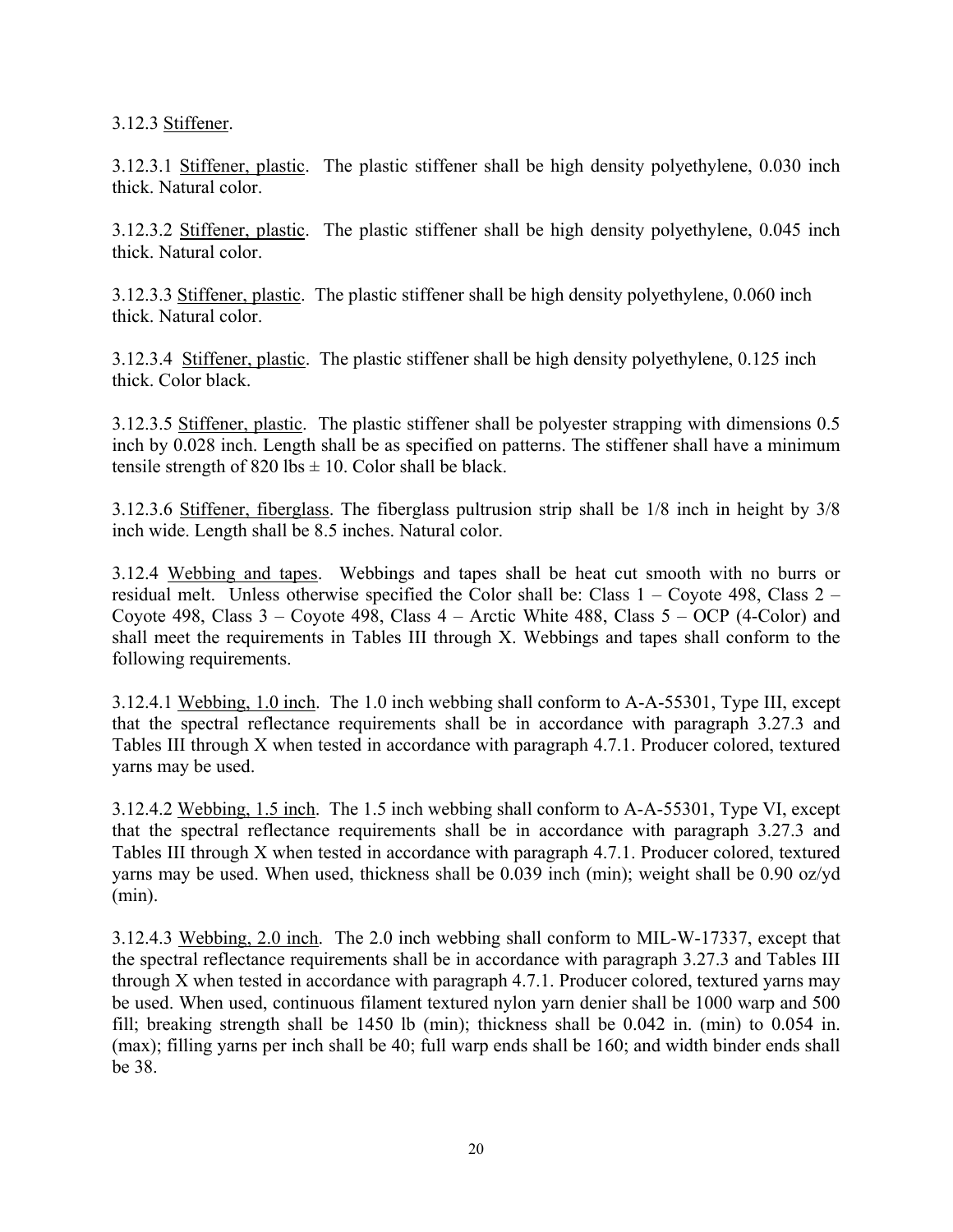3.12.3 Stiffener.

3.12.3.1 Stiffener, plastic. The plastic stiffener shall be high density polyethylene, 0.030 inch thick. Natural color.

3.12.3.2 Stiffener, plastic. The plastic stiffener shall be high density polyethylene, 0.045 inch thick. Natural color.

3.12.3.3 Stiffener, plastic. The plastic stiffener shall be high density polyethylene, 0.060 inch thick. Natural color.

3.12.3.4 Stiffener, plastic. The plastic stiffener shall be high density polyethylene, 0.125 inch thick. Color black.

3.12.3.5 Stiffener, plastic. The plastic stiffener shall be polyester strapping with dimensions 0.5 inch by 0.028 inch. Length shall be as specified on patterns. The stiffener shall have a minimum tensile strength of 820 lbs ± 10. Color shall be black.

3.12.3.6 Stiffener, fiberglass. The fiberglass pultrusion strip shall be 1/8 inch in height by 3/8 inch wide. Length shall be 8.5 inches. Natural color.

3.12.4 Webbing and tapes. Webbings and tapes shall be heat cut smooth with no burrs or residual melt. Unless otherwise specified the Color shall be: Class 1 – Coyote 498, Class 2 – Coyote 498, Class 3 – Coyote 498, Class 4 – Arctic White 488, Class 5 – OCP (4-Color) and shall meet the requirements in Tables III through X. Webbings and tapes shall conform to the following requirements.

3.12.4.1 Webbing, 1.0 inch. The 1.0 inch webbing shall conform to A-A-55301, Type III, except that the spectral reflectance requirements shall be in accordance with paragraph 3.27.3 and Tables III through X when tested in accordance with paragraph 4.7.1. Producer colored, textured yarns may be used.

3.12.4.2 Webbing, 1.5 inch. The 1.5 inch webbing shall conform to A-A-55301, Type VI, except that the spectral reflectance requirements shall be in accordance with paragraph 3.27.3 and Tables III through X when tested in accordance with paragraph 4.7.1. Producer colored, textured yarns may be used. When used, thickness shall be 0.039 inch (min); weight shall be 0.90 oz/yd (min).

3.12.4.3 Webbing, 2.0 inch. The 2.0 inch webbing shall conform to MIL-W-17337, except that the spectral reflectance requirements shall be in accordance with paragraph 3.27.3 and Tables III through X when tested in accordance with paragraph 4.7.1. Producer colored, textured yarns may be used. When used, continuous filament textured nylon yarn denier shall be 1000 warp and 500 fill; breaking strength shall be 1450 lb (min); thickness shall be 0.042 in. (min) to 0.054 in. (max); filling yarns per inch shall be 40; full warp ends shall be 160; and width binder ends shall be 38.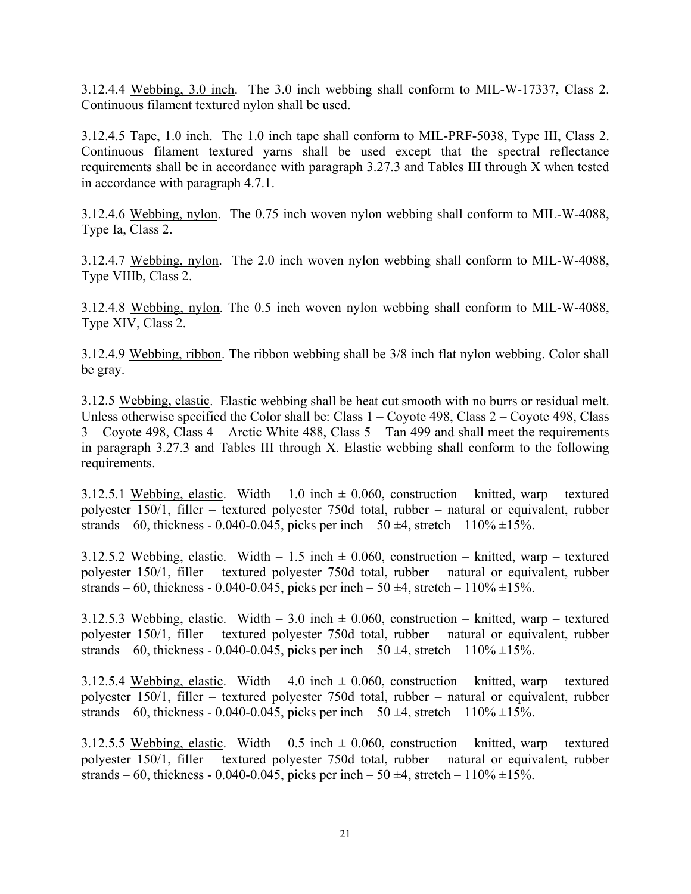3.12.4.4 Webbing, 3.0 inch. The 3.0 inch webbing shall conform to MIL-W-17337, Class 2. Continuous filament textured nylon shall be used.

3.12.4.5 Tape, 1.0 inch. The 1.0 inch tape shall conform to MIL-PRF-5038, Type III, Class 2. Continuous filament textured yarns shall be used except that the spectral reflectance requirements shall be in accordance with paragraph 3.27.3 and Tables III through X when tested in accordance with paragraph 4.7.1.

3.12.4.6 Webbing, nylon. The 0.75 inch woven nylon webbing shall conform to MIL-W-4088, Type Ia, Class 2.

3.12.4.7 Webbing, nylon. The 2.0 inch woven nylon webbing shall conform to MIL-W-4088, Type VIIIb, Class 2.

3.12.4.8 Webbing, nylon. The 0.5 inch woven nylon webbing shall conform to MIL-W-4088, Type XIV, Class 2.

3.12.4.9 Webbing, ribbon. The ribbon webbing shall be 3/8 inch flat nylon webbing. Color shall be gray.

3.12.5 Webbing, elastic. Elastic webbing shall be heat cut smooth with no burrs or residual melt. Unless otherwise specified the Color shall be: Class 1 – Coyote 498, Class 2 – Coyote 498, Class 3 – Coyote 498, Class 4 – Arctic White 488, Class 5 – Tan 499 and shall meet the requirements in paragraph 3.27.3 and Tables III through X. Elastic webbing shall conform to the following requirements.

3.12.5.1 Webbing, elastic. Width – 1.0 inch ± 0.060, construction – knitted, warp – textured polyester 150/1, filler – textured polyester 750d total, rubber – natural or equivalent, rubber strands – 60, thickness - 0.040-0.045, picks per inch – 50 ±4, stretch – 110% ±15%.

3.12.5.2 Webbing, elastic. Width – 1.5 inch ± 0.060, construction – knitted, warp – textured polyester 150/1, filler – textured polyester 750d total, rubber – natural or equivalent, rubber strands – 60, thickness - 0.040-0.045, picks per inch – 50 ±4, stretch – 110% ±15%.

3.12.5.3 Webbing, elastic. Width – 3.0 inch ± 0.060, construction – knitted, warp – textured polyester 150/1, filler – textured polyester 750d total, rubber – natural or equivalent, rubber strands – 60, thickness - 0.040-0.045, picks per inch – 50 ±4, stretch – 110% ±15%.

3.12.5.4 Webbing, elastic. Width – 4.0 inch ± 0.060, construction – knitted, warp – textured polyester 150/1, filler – textured polyester 750d total, rubber – natural or equivalent, rubber strands – 60, thickness - 0.040-0.045, picks per inch – 50 ±4, stretch – 110% ±15%.

3.12.5.5 Webbing, elastic. Width – 0.5 inch ± 0.060, construction – knitted, warp – textured polyester 150/1, filler – textured polyester 750d total, rubber – natural or equivalent, rubber strands – 60, thickness - 0.040-0.045, picks per inch – 50 ±4, stretch – 110% ±15%.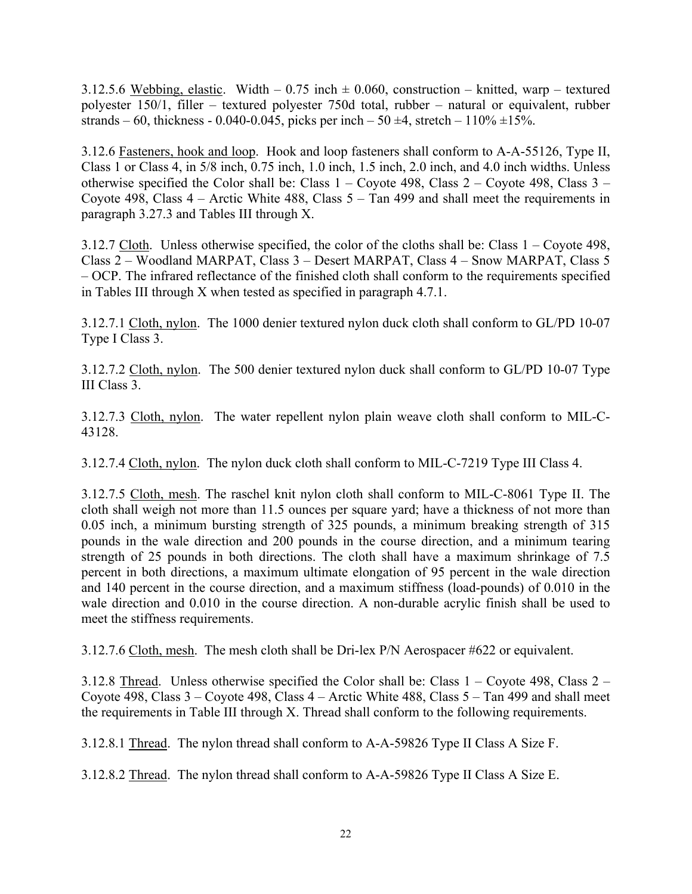3.12.5.6 Webbing, elastic. Width – 0.75 inch ± 0.060, construction – knitted, warp – textured polyester 150/1, filler – textured polyester 750d total, rubber – natural or equivalent, rubber strands – 60, thickness - 0.040-0.045, picks per inch – 50 ±4, stretch – 110% ±15%.

3.12.6 Fasteners, hook and loop. Hook and loop fasteners shall conform to A-A-55126, Type II, Class 1 or Class 4, in 5/8 inch, 0.75 inch, 1.0 inch, 1.5 inch, 2.0 inch, and 4.0 inch widths. Unless otherwise specified the Color shall be: Class 1 – Coyote 498, Class 2 – Coyote 498, Class 3 – Coyote 498, Class 4 – Arctic White 488, Class 5 – Tan 499 and shall meet the requirements in paragraph 3.27.3 and Tables III through X.

3.12.7 Cloth. Unless otherwise specified, the color of the cloths shall be: Class 1 – Coyote 498, Class 2 – Woodland MARPAT, Class 3 – Desert MARPAT, Class 4 – Snow MARPAT, Class 5 – OCP. The infrared reflectance of the finished cloth shall conform to the requirements specified in Tables III through X when tested as specified in paragraph 4.7.1.

3.12.7.1 Cloth, nylon. The 1000 denier textured nylon duck cloth shall conform to GL/PD 10-07 Type I Class 3.

3.12.7.2 Cloth, nylon. The 500 denier textured nylon duck shall conform to GL/PD 10-07 Type III Class 3.

3.12.7.3 Cloth, nylon. The water repellent nylon plain weave cloth shall conform to MIL-C-43128.

3.12.7.4 Cloth, nylon. The nylon duck cloth shall conform to MIL-C-7219 Type III Class 4.

3.12.7.5 Cloth, mesh. The raschel knit nylon cloth shall conform to MIL-C-8061 Type II. The cloth shall weigh not more than 11.5 ounces per square yard; have a thickness of not more than 0.05 inch, a minimum bursting strength of 325 pounds, a minimum breaking strength of 315 pounds in the wale direction and 200 pounds in the course direction, and a minimum tearing strength of 25 pounds in both directions. The cloth shall have a maximum shrinkage of 7.5 percent in both directions, a maximum ultimate elongation of 95 percent in the wale direction and 140 percent in the course direction, and a maximum stiffness (load-pounds) of 0.010 in the wale direction and 0.010 in the course direction. A non-durable acrylic finish shall be used to meet the stiffness requirements.

3.12.7.6 Cloth, mesh. The mesh cloth shall be Dri-lex P/N Aerospacer #622 or equivalent.

3.12.8 Thread. Unless otherwise specified the Color shall be: Class 1 – Coyote 498, Class 2 – Coyote 498, Class 3 – Coyote 498, Class 4 – Arctic White 488, Class 5 – Tan 499 and shall meet the requirements in Table III through X. Thread shall conform to the following requirements.

3.12.8.1 Thread. The nylon thread shall conform to A-A-59826 Type II Class A Size F.

3.12.8.2 Thread. The nylon thread shall conform to A-A-59826 Type II Class A Size E.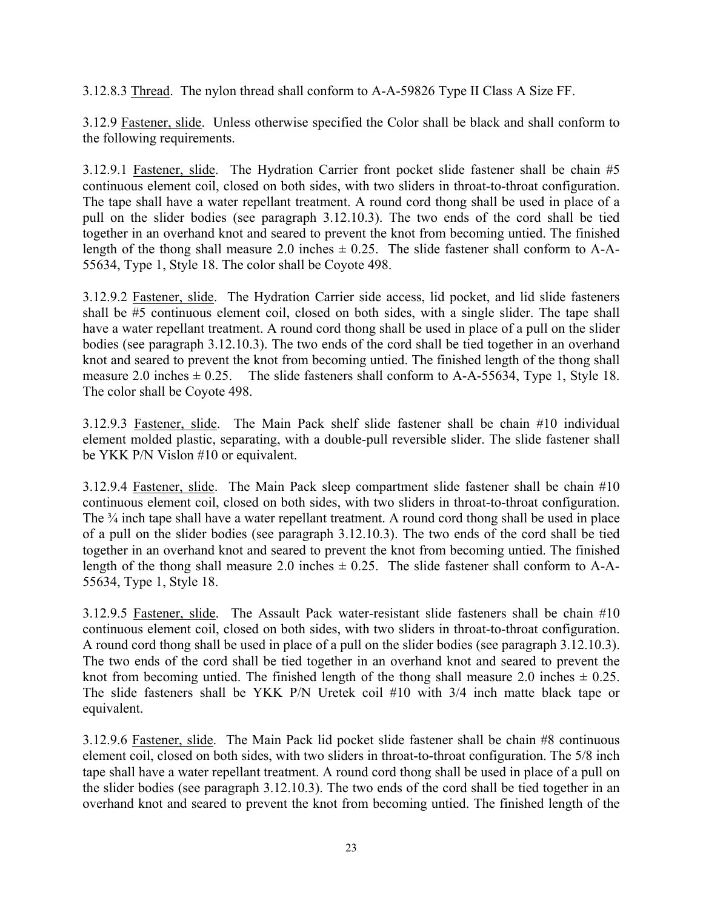3.12.8.3 Thread. The nylon thread shall conform to A-A-59826 Type II Class A Size FF.

3.12.9 Fastener, slide. Unless otherwise specified the Color shall be black and shall conform to the following requirements.

3.12.9.1 Fastener, slide. The Hydration Carrier front pocket slide fastener shall be chain #5 continuous element coil, closed on both sides, with two sliders in throat-to-throat configuration. The tape shall have a water repellant treatment. A round cord thong shall be used in place of a pull on the slider bodies (see paragraph 3.12.10.3). The two ends of the cord shall be tied together in an overhand knot and seared to prevent the knot from becoming untied. The finished length of the thong shall measure 2.0 inches ± 0.25. The slide fastener shall conform to A-A-55634, Type 1, Style 18. The color shall be Coyote 498.

3.12.9.2 Fastener, slide. The Hydration Carrier side access, lid pocket, and lid slide fasteners shall be #5 continuous element coil, closed on both sides, with a single slider. The tape shall have a water repellant treatment. A round cord thong shall be used in place of a pull on the slider bodies (see paragraph 3.12.10.3). The two ends of the cord shall be tied together in an overhand knot and seared to prevent the knot from becoming untied. The finished length of the thong shall measure 2.0 inches ± 0.25. The slide fasteners shall conform to A-A-55634, Type 1, Style 18. The color shall be Coyote 498.

3.12.9.3 Fastener, slide. The Main Pack shelf slide fastener shall be chain #10 individual element molded plastic, separating, with a double-pull reversible slider. The slide fastener shall be YKK P/N Vislon #10 or equivalent.

3.12.9.4 Fastener, slide. The Main Pack sleep compartment slide fastener shall be chain #10 continuous element coil, closed on both sides, with two sliders in throat-to-throat configuration. The ¾ inch tape shall have a water repellant treatment. A round cord thong shall be used in place of a pull on the slider bodies (see paragraph 3.12.10.3). The two ends of the cord shall be tied together in an overhand knot and seared to prevent the knot from becoming untied. The finished length of the thong shall measure 2.0 inches ± 0.25. The slide fastener shall conform to A-A-55634, Type 1, Style 18.

3.12.9.5 Fastener, slide. The Assault Pack water-resistant slide fasteners shall be chain #10 continuous element coil, closed on both sides, with two sliders in throat-to-throat configuration. A round cord thong shall be used in place of a pull on the slider bodies (see paragraph 3.12.10.3). The two ends of the cord shall be tied together in an overhand knot and seared to prevent the knot from becoming untied. The finished length of the thong shall measure 2.0 inches ± 0.25. The slide fasteners shall be YKK P/N Uretek coil #10 with 3/4 inch matte black tape or equivalent.

3.12.9.6 Fastener, slide. The Main Pack lid pocket slide fastener shall be chain #8 continuous element coil, closed on both sides, with two sliders in throat-to-throat configuration. The 5/8 inch tape shall have a water repellant treatment. A round cord thong shall be used in place of a pull on the slider bodies (see paragraph 3.12.10.3). The two ends of the cord shall be tied together in an overhand knot and seared to prevent the knot from becoming untied. The finished length of the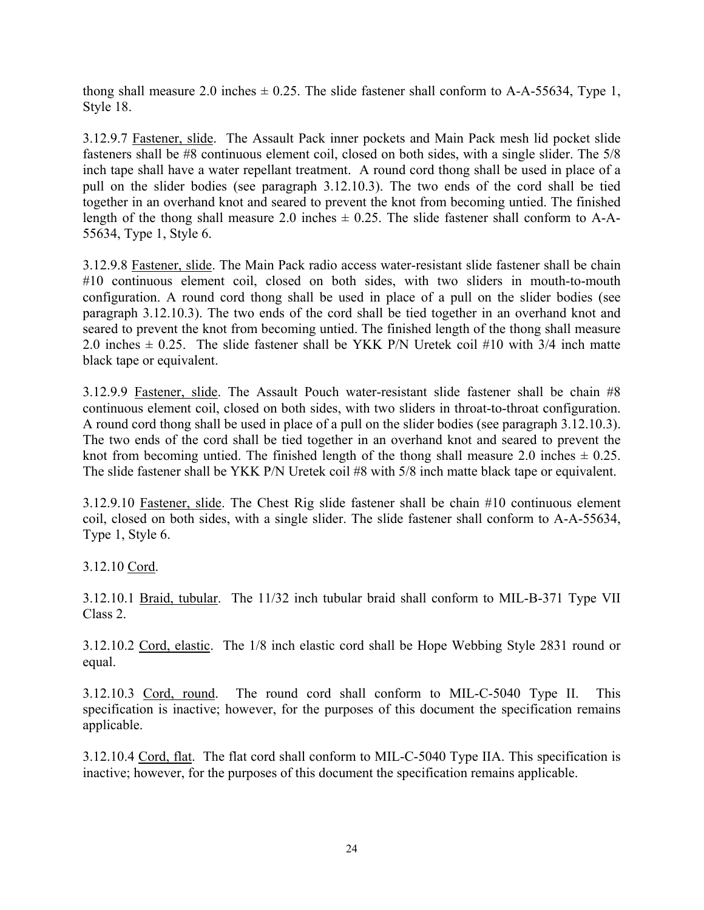thong shall measure 2.0 inches ± 0.25. The slide fastener shall conform to A-A-55634, Type 1, Style 18.

3.12.9.7 Fastener, slide. The Assault Pack inner pockets and Main Pack mesh lid pocket slide fasteners shall be #8 continuous element coil, closed on both sides, with a single slider. The 5/8 inch tape shall have a water repellant treatment. A round cord thong shall be used in place of a pull on the slider bodies (see paragraph 3.12.10.3). The two ends of the cord shall be tied together in an overhand knot and seared to prevent the knot from becoming untied. The finished length of the thong shall measure 2.0 inches ± 0.25. The slide fastener shall conform to A-A-55634, Type 1, Style 6.

3.12.9.8 Fastener, slide. The Main Pack radio access water-resistant slide fastener shall be chain #10 continuous element coil, closed on both sides, with two sliders in mouth-to-mouth configuration. A round cord thong shall be used in place of a pull on the slider bodies (see paragraph 3.12.10.3). The two ends of the cord shall be tied together in an overhand knot and seared to prevent the knot from becoming untied. The finished length of the thong shall measure 2.0 inches ± 0.25. The slide fastener shall be YKK P/N Uretek coil #10 with 3/4 inch matte black tape or equivalent.

3.12.9.9 Fastener, slide. The Assault Pouch water-resistant slide fastener shall be chain #8 continuous element coil, closed on both sides, with two sliders in throat-to-throat configuration. A round cord thong shall be used in place of a pull on the slider bodies (see paragraph 3.12.10.3). The two ends of the cord shall be tied together in an overhand knot and seared to prevent the knot from becoming untied. The finished length of the thong shall measure 2.0 inches ± 0.25. The slide fastener shall be YKK P/N Uretek coil #8 with 5/8 inch matte black tape or equivalent.

3.12.9.10 Fastener, slide. The Chest Rig slide fastener shall be chain #10 continuous element coil, closed on both sides, with a single slider. The slide fastener shall conform to A-A-55634, Type 1, Style 6.

3.12.10 Cord.

3.12.10.1 Braid, tubular. The 11/32 inch tubular braid shall conform to MIL-B-371 Type VII Class 2.

3.12.10.2 Cord, elastic. The 1/8 inch elastic cord shall be Hope Webbing Style 2831 round or equal.

3.12.10.3 Cord, round. The round cord shall conform to MIL-C-5040 Type II. This specification is inactive; however, for the purposes of this document the specification remains applicable.

3.12.10.4 Cord, flat. The flat cord shall conform to MIL-C-5040 Type IIA. This specification is inactive; however, for the purposes of this document the specification remains applicable.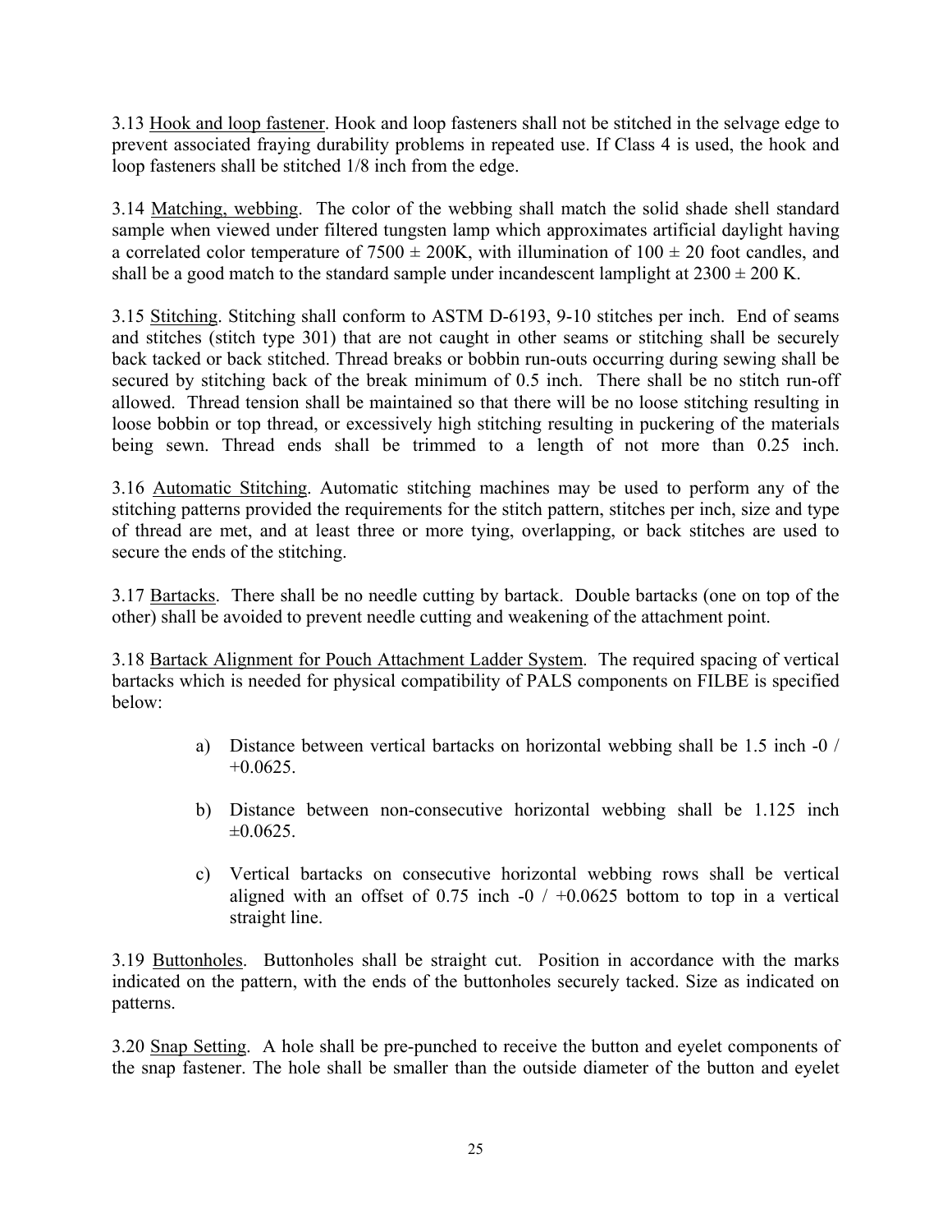3.13 <u>Hook and loop fastener</u>. Hook and loop fasteners shall not be stitched in the selvage edge to prevent associated fraying durability problems in repeated use. If Class 4 is used, the hook and loop fasteners shall be stitched 1/8 inch from the edge.

3.14 <u>Matching, webbing</u>. The color of the webbing shall match the solid shade shell standard sample when viewed under filtered tungsten lamp which approximates artificial daylight having a correlated color temperature of 7500 ± 200K, with illumination of 100 ± 20 foot candles, and shall be a good match to the standard sample under incandescent lamplight at 2300 ± 200 K.

3.15 <u>Stitching</u>. Stitching shall conform to ASTM D-6193, 9-10 stitches per inch. End of seams and stitches (stitch type 301) that are not caught in other seams or stitching shall be securely back tacked or back stitched. Thread breaks or bobbin run-outs occurring during sewing shall be secured by stitching back of the break minimum of 0.5 inch. There shall be no stitch run-off allowed. Thread tension shall be maintained so that there will be no loose stitching resulting in loose bobbin or top thread, or excessively high stitching resulting in puckering of the materials being sewn. Thread ends shall be trimmed to a length of not more than 0.25 inch.

3.16 <u>Automatic Stitching</u>. Automatic stitching machines may be used to perform any of the stitching patterns provided the requirements for the stitch pattern, stitches per inch, size and type of thread are met, and at least three or more tying, overlapping, or back stitches are used to secure the ends of the stitching.

3.17 <u>Bartacks</u>. There shall be no needle cutting by bartack. Double bartacks (one on top of the other) shall be avoided to prevent needle cutting and weakening of the attachment point.

3.18 <u>Bartack Alignment for Pouch Attachment Ladder System</u>. The required spacing of vertical bartacks which is needed for physical compatibility of PALS components on FILBE is specified below:

a) Distance between vertical bartacks on horizontal webbing shall be 1.5 inch -0 / +0.0625.

b) Distance between non-consecutive horizontal webbing shall be 1.125 inch ±0.0625.

c) Vertical bartacks on consecutive horizontal webbing rows shall be vertical aligned with an offset of 0.75 inch -0 / +0.0625 bottom to top in a vertical straight line.

3.19 <u>Buttonholes</u>. Buttonholes shall be straight cut. Position in accordance with the marks indicated on the pattern, with the ends of the buttonholes securely tacked. Size as indicated on patterns.

3.20 <u>Snap Setting</u>. A hole shall be pre-punched to receive the button and eyelet components of the snap fastener. The hole shall be smaller than the outside diameter of the button and eyelet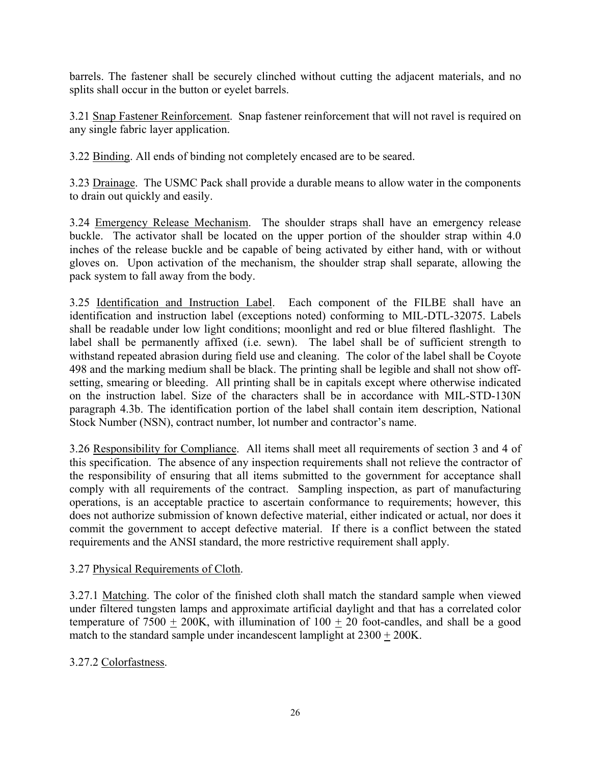barrels. The fastener shall be securely clinched without cutting the adjacent materials, and no splits shall occur in the button or eyelet barrels.

3.21 Snap Fastener Reinforcement. Snap fastener reinforcement that will not ravel is required on any single fabric layer application.

3.22 Binding. All ends of binding not completely encased are to be seared.

3.23 Drainage. The USMC Pack shall provide a durable means to allow water in the components to drain out quickly and easily.

3.24 Emergency Release Mechanism. The shoulder straps shall have an emergency release buckle. The activator shall be located on the upper portion of the shoulder strap within 4.0 inches of the release buckle and be capable of being activated by either hand, with or without gloves on. Upon activation of the mechanism, the shoulder strap shall separate, allowing the pack system to fall away from the body.

3.25 Identification and Instruction Label. Each component of the FILBE shall have an identification and instruction label (exceptions noted) conforming to MIL-DTL-32075. Labels shall be readable under low light conditions; moonlight and red or blue filtered flashlight. The label shall be permanently affixed (i.e. sewn). The label shall be of sufficient strength to withstand repeated abrasion during field use and cleaning. The color of the label shall be Coyote 498 and the marking medium shall be black. The printing shall be legible and shall not show off-setting, smearing or bleeding. All printing shall be in capitals except where otherwise indicated on the instruction label. Size of the characters shall be in accordance with MIL-STD-130N paragraph 4.3b. The identification portion of the label shall contain item description, National Stock Number (NSN), contract number, lot number and contractor's name.

3.26 Responsibility for Compliance. All items shall meet all requirements of section 3 and 4 of this specification. The absence of any inspection requirements shall not relieve the contractor of the responsibility of ensuring that all items submitted to the government for acceptance shall comply with all requirements of the contract. Sampling inspection, as part of manufacturing operations, is an acceptable practice to ascertain conformance to requirements; however, this does not authorize submission of known defective material, either indicated or actual, nor does it commit the government to accept defective material. If there is a conflict between the stated requirements and the ANSI standard, the more restrictive requirement shall apply.

3.27 Physical Requirements of Cloth.

3.27.1 Matching. The color of the finished cloth shall match the standard sample when viewed under filtered tungsten lamps and approximate artificial daylight and that has a correlated color temperature of 7500 ± 200K, with illumination of 100 ± 20 foot-candles, and shall be a good match to the standard sample under incandescent lamplight at 2300 ± 200K.

3.27.2 Colorfastness.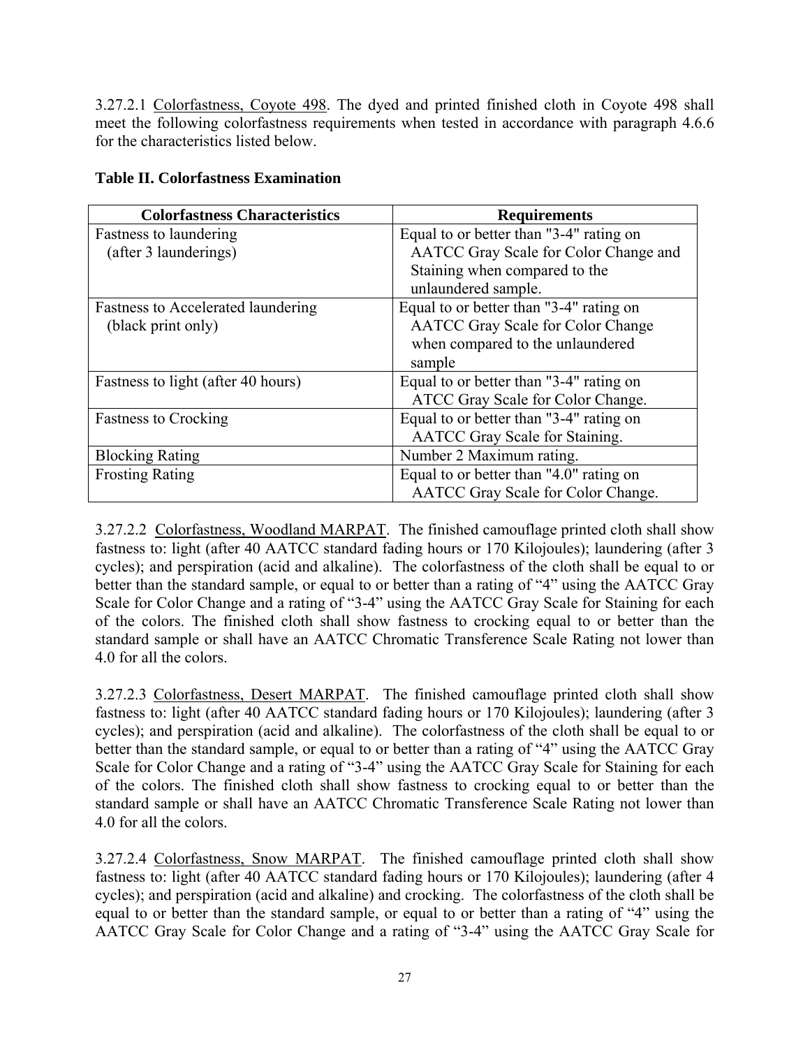3.27.2.1 Colorfastness, Coyote 498. The dyed and printed finished cloth in Coyote 498 shall meet the following colorfastness requirements when tested in accordance with paragraph 4.6.6 for the characteristics listed below.

**Table II. Colorfastness Examination**

| Colorfastness Characteristics | Requirements |
|---|---|
| Fastness to laundering (after 3 launderings) | Equal to or better than "3-4" rating on AATCC Gray Scale for Color Change and Staining when compared to the unlaundered sample. |
| Fastness to Accelerated laundering (black print only) | Equal to or better than "3-4" rating on AATCC Gray Scale for Color Change when compared to the unlaundered sample |
| Fastness to light (after 40 hours) | Equal to or better than "3-4" rating on ATCC Gray Scale for Color Change. |
| Fastness to Crocking | Equal to or better than "3-4" rating on AATCC Gray Scale for Staining. |
| Blocking Rating | Number 2 Maximum rating. |
| Frosting Rating | Equal to or better than "4.0" rating on AATCC Gray Scale for Color Change. |

3.27.2.2 Colorfastness, Woodland MARPAT. The finished camouflage printed cloth shall show fastness to: light (after 40 AATCC standard fading hours or 170 Kilojoules); laundering (after 3 cycles); and perspiration (acid and alkaline). The colorfastness of the cloth shall be equal to or better than the standard sample, or equal to or better than a rating of "4" using the AATCC Gray Scale for Color Change and a rating of "3-4" using the AATCC Gray Scale for Staining for each of the colors. The finished cloth shall show fastness to crocking equal to or better than the standard sample or shall have an AATCC Chromatic Transference Scale Rating not lower than 4.0 for all the colors.

3.27.2.3 Colorfastness, Desert MARPAT. The finished camouflage printed cloth shall show fastness to: light (after 40 AATCC standard fading hours or 170 Kilojoules); laundering (after 3 cycles); and perspiration (acid and alkaline). The colorfastness of the cloth shall be equal to or better than the standard sample, or equal to or better than a rating of "4" using the AATCC Gray Scale for Color Change and a rating of "3-4" using the AATCC Gray Scale for Staining for each of the colors. The finished cloth shall show fastness to crocking equal to or better than the standard sample or shall have an AATCC Chromatic Transference Scale Rating not lower than 4.0 for all the colors.

3.27.2.4 Colorfastness, Snow MARPAT. The finished camouflage printed cloth shall show fastness to: light (after 40 AATCC standard fading hours or 170 Kilojoules); laundering (after 4 cycles); and perspiration (acid and alkaline) and crocking. The colorfastness of the cloth shall be equal to or better than the standard sample, or equal to or better than a rating of "4" using the AATCC Gray Scale for Color Change and a rating of "3-4" using the AATCC Gray Scale for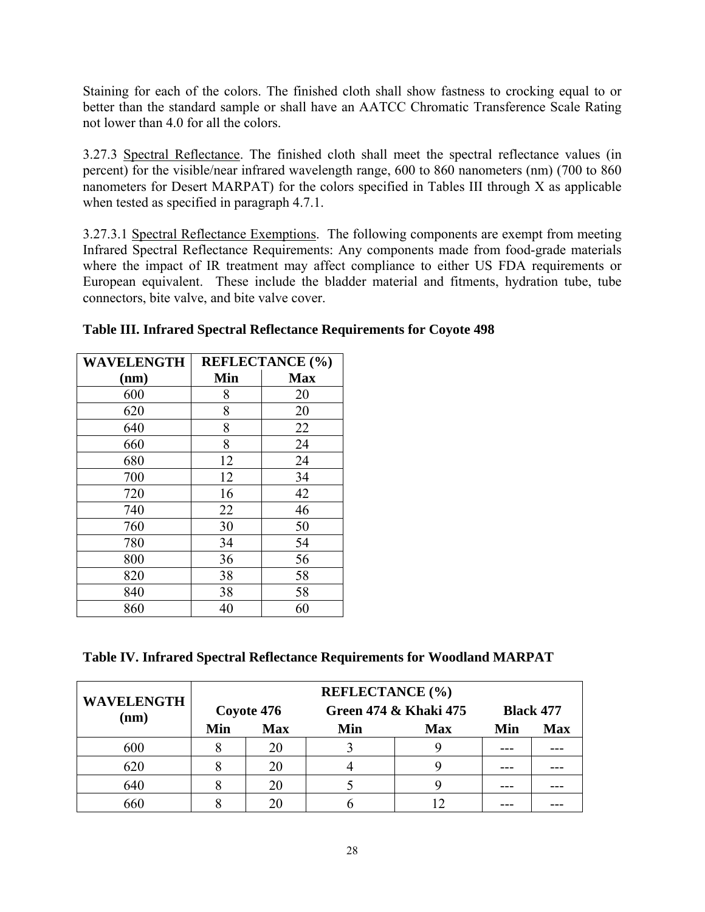Staining for each of the colors. The finished cloth shall show fastness to crocking equal to or better than the standard sample or shall have an AATCC Chromatic Transference Scale Rating not lower than 4.0 for all the colors.

3.27.3 Spectral Reflectance. The finished cloth shall meet the spectral reflectance values (in percent) for the visible/near infrared wavelength range, 600 to 860 nanometers (nm) (700 to 860 nanometers for Desert MARPAT) for the colors specified in Tables III through X as applicable when tested as specified in paragraph 4.7.1.

3.27.3.1 Spectral Reflectance Exemptions. The following components are exempt from meeting Infrared Spectral Reflectance Requirements: Any components made from food-grade materials where the impact of IR treatment may affect compliance to either US FDA requirements or European equivalent. These include the bladder material and fitments, hydration tube, tube connectors, bite valve, and bite valve cover.

**Table III. Infrared Spectral Reflectance Requirements for Coyote 498**

| WAVELENGTH (nm) | REFLECTANCE (%) | |
|---|---|---|
| | Min | Max |
| 600 | 8 | 20 |
| 620 | 8 | 20 |
| 640 | 8 | 22 |
| 660 | 8 | 24 |
| 680 | 12 | 24 |
| 700 | 12 | 34 |
| 720 | 16 | 42 |
| 740 | 22 | 46 |
| 760 | 30 | 50 |
| 780 | 34 | 54 |
| 800 | 36 | 56 |
| 820 | 38 | 58 |
| 840 | 38 | 58 |
| 860 | 40 | 60 |

**Table IV. Infrared Spectral Reflectance Requirements for Woodland MARPAT**

| WAVELENGTH (nm) | REFLECTANCE (%) | | | | | |
|---|---|---|---|---|---|---|
| | Coyote 476 | | Green 474 & Khaki 475 | | Black 477 | |
| | Min | Max | Min | Max | Min | Max |
| 600 | 8 | 20 | 3 | 9 | --- | --- |
| 620 | 8 | 20 | 4 | 9 | --- | --- |
| 640 | 8 | 20 | 5 | 9 | --- | --- |
| 660 | 8 | 20 | 6 | 12 | --- | --- |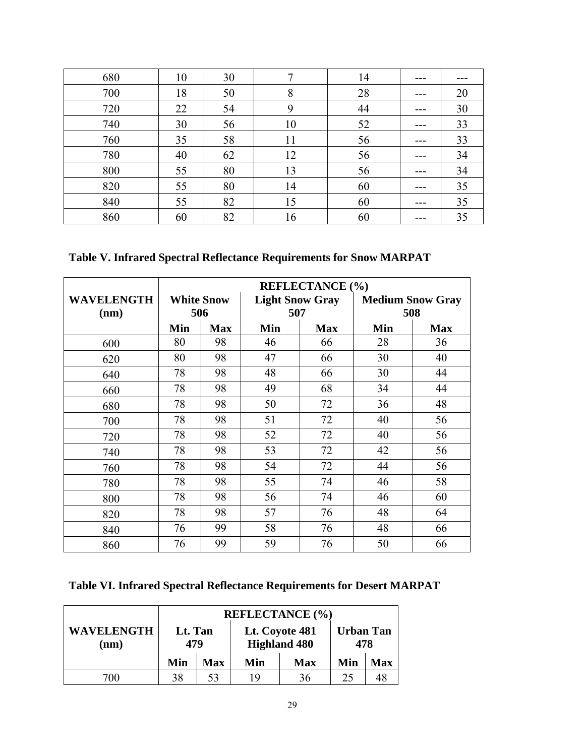| 680 | 10 | 30 | 7 | 14 | --- | --- |
|---|---|---|---|---|---|---|
| 700 | 18 | 50 | 8 | 28 | --- | 20 |
| 720 | 22 | 54 | 9 | 44 | --- | 30 |
| 740 | 30 | 56 | 10 | 52 | --- | 33 |
| 760 | 35 | 58 | 11 | 56 | --- | 33 |
| 780 | 40 | 62 | 12 | 56 | --- | 34 |
| 800 | 55 | 80 | 13 | 56 | --- | 34 |
| 820 | 55 | 80 | 14 | 60 | --- | 35 |
| 840 | 55 | 82 | 15 | 60 | --- | 35 |
| 860 | 60 | 82 | 16 | 60 | --- | 35 |

**Table V. Infrared Spectral Reflectance Requirements for Snow MARPAT**

| WAVELENGTH (nm) | REFLECTANCE (%) | | | | | |
|---|---|---|---|---|---|---|
| | White Snow 506 | | Light Snow Gray 507 | | Medium Snow Gray 508 | |
| | Min | Max | Min | Max | Min | Max |
| 600 | 80 | 98 | 46 | 66 | 28 | 36 |
| 620 | 80 | 98 | 47 | 66 | 30 | 40 |
| 640 | 78 | 98 | 48 | 66 | 30 | 44 |
| 660 | 78 | 98 | 49 | 68 | 34 | 44 |
| 680 | 78 | 98 | 50 | 72 | 36 | 48 |
| 700 | 78 | 98 | 51 | 72 | 40 | 56 |
| 720 | 78 | 98 | 52 | 72 | 40 | 56 |
| 740 | 78 | 98 | 53 | 72 | 42 | 56 |
| 760 | 78 | 98 | 54 | 72 | 44 | 56 |
| 780 | 78 | 98 | 55 | 74 | 46 | 58 |
| 800 | 78 | 98 | 56 | 74 | 46 | 60 |
| 820 | 78 | 98 | 57 | 76 | 48 | 64 |
| 840 | 76 | 99 | 58 | 76 | 48 | 66 |
| 860 | 76 | 99 | 59 | 76 | 50 | 66 |

**Table VI. Infrared Spectral Reflectance Requirements for Desert MARPAT**

| WAVELENGTH (nm) | REFLECTANCE (%) | | | | | |
|---|---|---|---|---|---|---|
| | Lt. Tan 479 | | Lt. Coyote 481 Highland 480 | | Urban Tan 478 | |
| | Min | Max | Min | Max | Min | Max |
| 700 | 38 | 53 | 19 | 36 | 25 | 48 |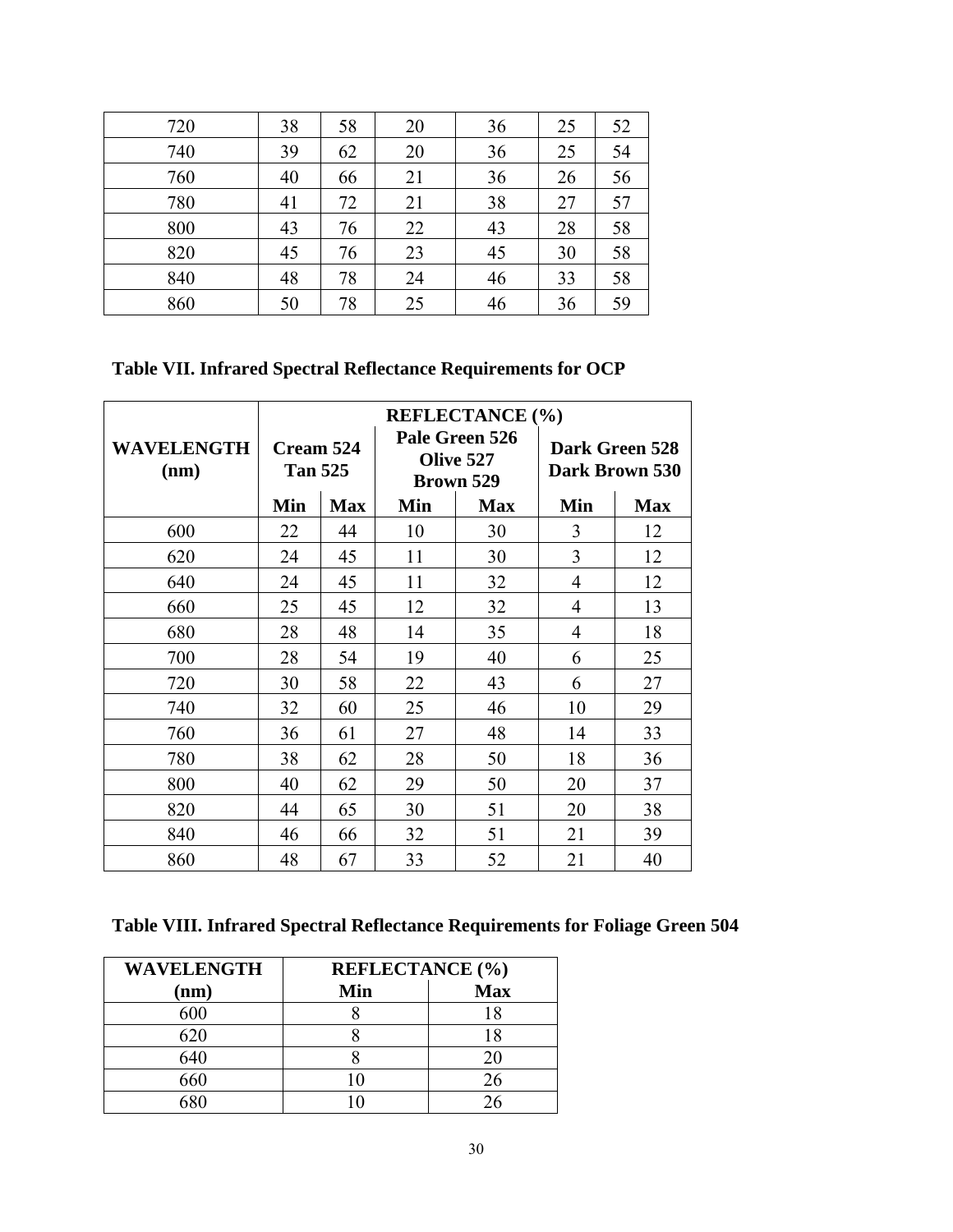| 720 | 38 | 58 | 20 | 36 | 25 | 52 |
|---|---|---|---|---|---|---|
| 740 | 39 | 62 | 20 | 36 | 25 | 54 |
| 760 | 40 | 66 | 21 | 36 | 26 | 56 |
| 780 | 41 | 72 | 21 | 38 | 27 | 57 |
| 800 | 43 | 76 | 22 | 43 | 28 | 58 |
| 820 | 45 | 76 | 23 | 45 | 30 | 58 |
| 840 | 48 | 78 | 24 | 46 | 33 | 58 |
| 860 | 50 | 78 | 25 | 46 | 36 | 59 |

**Table VII. Infrared Spectral Reflectance Requirements for OCP**

| WAVELENGTH (nm) | REFLECTANCE (%) | | | | | |
|---|---|---|---|---|---|---|
| | Cream 524 Tan 525 | | Pale Green 526 Olive 527 Brown 529 | | Dark Green 528 Dark Brown 530 | |
| | Min | Max | Min | Max | Min | Max |
| 600 | 22 | 44 | 10 | 30 | 3 | 12 |
| 620 | 24 | 45 | 11 | 30 | 3 | 12 |
| 640 | 24 | 45 | 11 | 32 | 4 | 12 |
| 660 | 25 | 45 | 12 | 32 | 4 | 13 |
| 680 | 28 | 48 | 14 | 35 | 4 | 18 |
| 700 | 28 | 54 | 19 | 40 | 6 | 25 |
| 720 | 30 | 58 | 22 | 43 | 6 | 27 |
| 740 | 32 | 60 | 25 | 46 | 10 | 29 |
| 760 | 36 | 61 | 27 | 48 | 14 | 33 |
| 780 | 38 | 62 | 28 | 50 | 18 | 36 |
| 800 | 40 | 62 | 29 | 50 | 20 | 37 |
| 820 | 44 | 65 | 30 | 51 | 20 | 38 |
| 840 | 46 | 66 | 32 | 51 | 21 | 39 |
| 860 | 48 | 67 | 33 | 52 | 21 | 40 |

**Table VIII. Infrared Spectral Reflectance Requirements for Foliage Green 504**

| WAVELENGTH | REFLECTANCE (%) | |
|---|---|---|
| (nm) | Min | Max |
| 600 | 8 | 18 |
| 620 | 8 | 18 |
| 640 | 8 | 20 |
| 660 | 10 | 26 |
| 680 | 10 | 26 |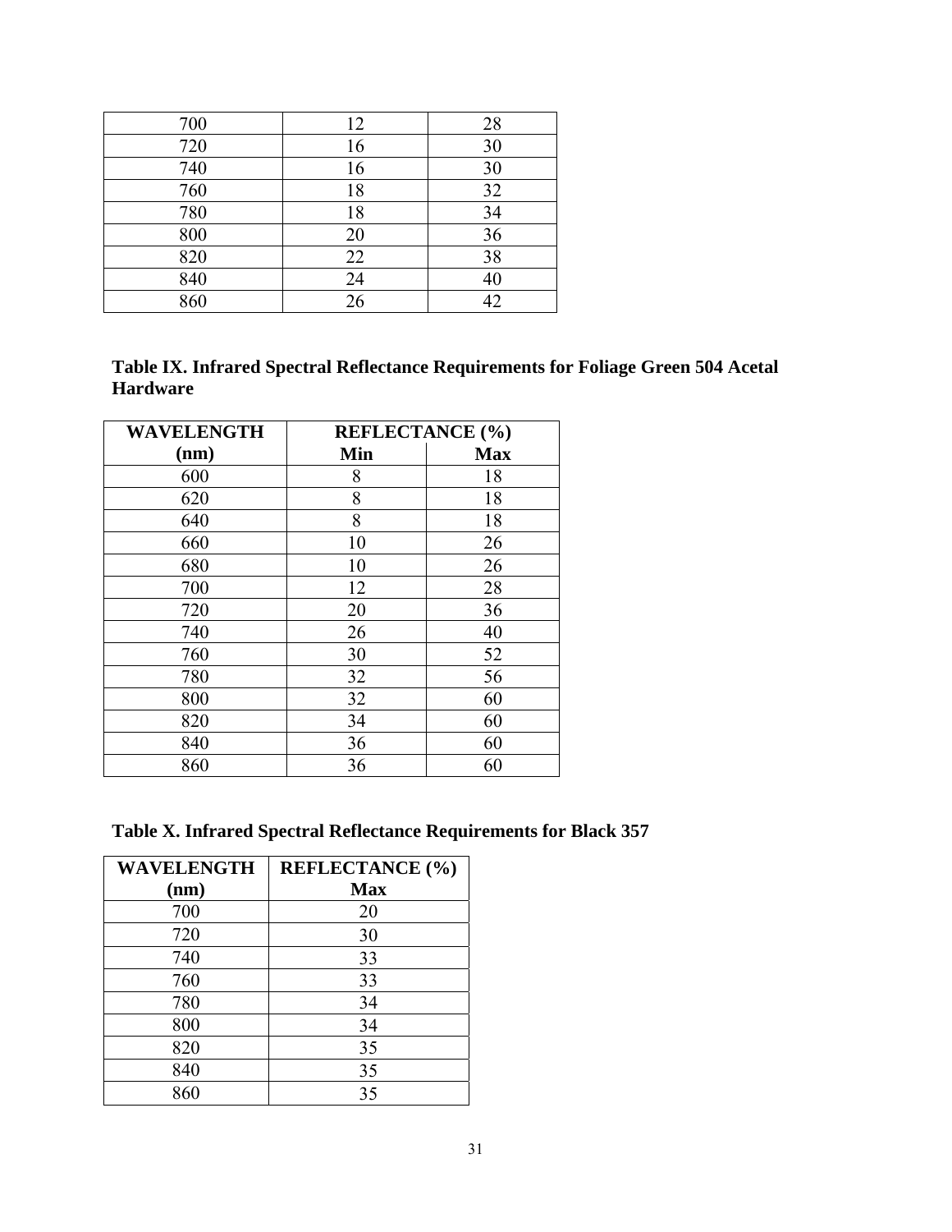| | | |
|---|---|---|
| 700 | 12 | 28 |
| 720 | 16 | 30 |
| 740 | 16 | 30 |
| 760 | 18 | 32 |
| 780 | 18 | 34 |
| 800 | 20 | 36 |
| 820 | 22 | 38 |
| 840 | 24 | 40 |
| 860 | 26 | 42 |

**Table IX. Infrared Spectral Reflectance Requirements for Foliage Green 504 Acetal Hardware**

| WAVELENGTH (nm) | REFLECTANCE (%) | |
|---|---|---|
| | Min | Max |
| 600 | 8 | 18 |
| 620 | 8 | 18 |
| 640 | 8 | 18 |
| 660 | 10 | 26 |
| 680 | 10 | 26 |
| 700 | 12 | 28 |
| 720 | 20 | 36 |
| 740 | 26 | 40 |
| 760 | 30 | 52 |
| 780 | 32 | 56 |
| 800 | 32 | 60 |
| 820 | 34 | 60 |
| 840 | 36 | 60 |
| 860 | 36 | 60 |

**Table X. Infrared Spectral Reflectance Requirements for Black 357**

| WAVELENGTH (nm) | REFLECTANCE (%) Max |
|---|---|
| 700 | 20 |
| 720 | 30 |
| 740 | 33 |
| 760 | 33 |
| 780 | 34 |
| 800 | 34 |
| 820 | 35 |
| 840 | 35 |
| 860 | 35 |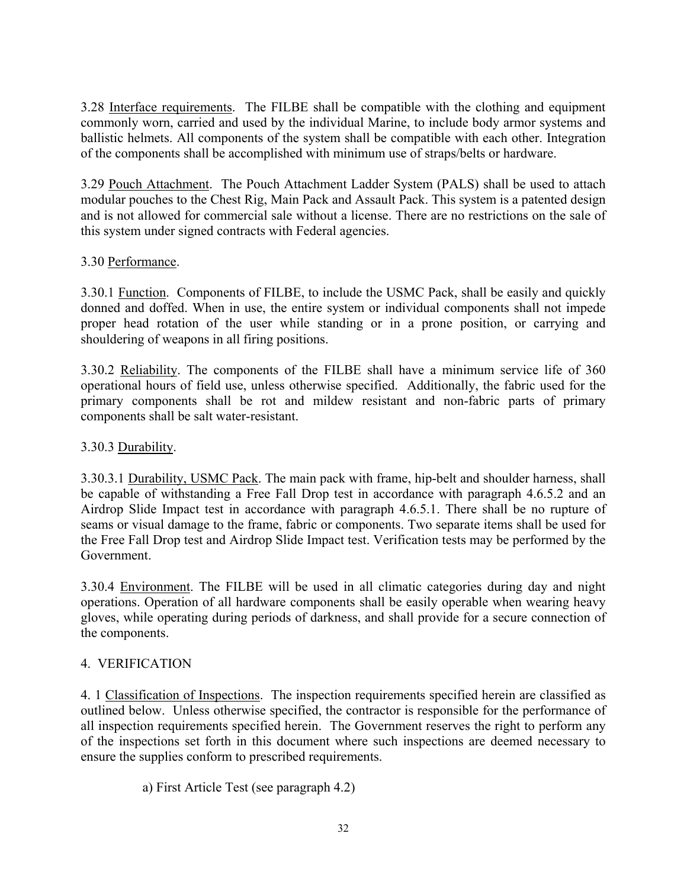3.28 Interface requirements. The FILBE shall be compatible with the clothing and equipment commonly worn, carried and used by the individual Marine, to include body armor systems and ballistic helmets. All components of the system shall be compatible with each other. Integration of the components shall be accomplished with minimum use of straps/belts or hardware.

3.29 Pouch Attachment. The Pouch Attachment Ladder System (PALS) shall be used to attach modular pouches to the Chest Rig, Main Pack and Assault Pack. This system is a patented design and is not allowed for commercial sale without a license. There are no restrictions on the sale of this system under signed contracts with Federal agencies.

3.30 Performance.

3.30.1 Function. Components of FILBE, to include the USMC Pack, shall be easily and quickly donned and doffed. When in use, the entire system or individual components shall not impede proper head rotation of the user while standing or in a prone position, or carrying and shouldering of weapons in all firing positions.

3.30.2 Reliability. The components of the FILBE shall have a minimum service life of 360 operational hours of field use, unless otherwise specified. Additionally, the fabric used for the primary components shall be rot and mildew resistant and non-fabric parts of primary components shall be salt water-resistant.

3.30.3 Durability.

3.30.3.1 Durability, USMC Pack. The main pack with frame, hip-belt and shoulder harness, shall be capable of withstanding a Free Fall Drop test in accordance with paragraph 4.6.5.2 and an Airdrop Slide Impact test in accordance with paragraph 4.6.5.1. There shall be no rupture of seams or visual damage to the frame, fabric or components. Two separate items shall be used for the Free Fall Drop test and Airdrop Slide Impact test. Verification tests may be performed by the Government.

3.30.4 Environment. The FILBE will be used in all climatic categories during day and night operations. Operation of all hardware components shall be easily operable when wearing heavy gloves, while operating during periods of darkness, and shall provide for a secure connection of the components.

## 4. VERIFICATION

4. 1 Classification of Inspections. The inspection requirements specified herein are classified as outlined below. Unless otherwise specified, the contractor is responsible for the performance of all inspection requirements specified herein. The Government reserves the right to perform any of the inspections set forth in this document where such inspections are deemed necessary to ensure the supplies conform to prescribed requirements.

a) First Article Test (see paragraph 4.2)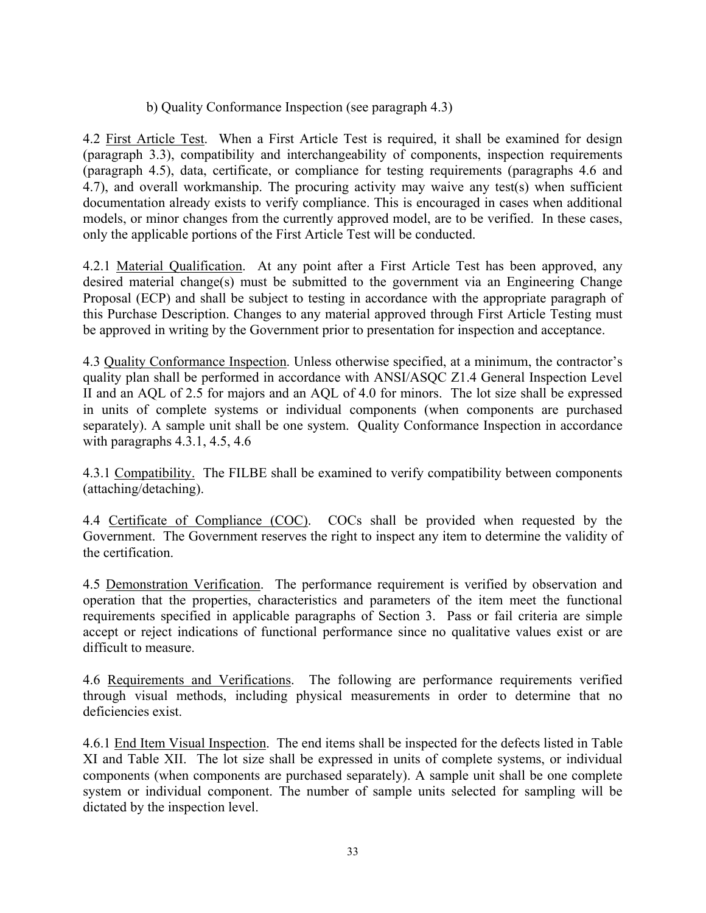b) Quality Conformance Inspection (see paragraph 4.3)

4.2 First Article Test. When a First Article Test is required, it shall be examined for design (paragraph 3.3), compatibility and interchangeability of components, inspection requirements (paragraph 4.5), data, certificate, or compliance for testing requirements (paragraphs 4.6 and 4.7), and overall workmanship. The procuring activity may waive any test(s) when sufficient documentation already exists to verify compliance. This is encouraged in cases when additional models, or minor changes from the currently approved model, are to be verified. In these cases, only the applicable portions of the First Article Test will be conducted.

4.2.1 Material Qualification. At any point after a First Article Test has been approved, any desired material change(s) must be submitted to the government via an Engineering Change Proposal (ECP) and shall be subject to testing in accordance with the appropriate paragraph of this Purchase Description. Changes to any material approved through First Article Testing must be approved in writing by the Government prior to presentation for inspection and acceptance.

4.3 Quality Conformance Inspection. Unless otherwise specified, at a minimum, the contractor's quality plan shall be performed in accordance with ANSI/ASQC Z1.4 General Inspection Level II and an AQL of 2.5 for majors and an AQL of 4.0 for minors. The lot size shall be expressed in units of complete systems or individual components (when components are purchased separately). A sample unit shall be one system. Quality Conformance Inspection in accordance with paragraphs 4.3.1, 4.5, 4.6

4.3.1 Compatibility. The FILBE shall be examined to verify compatibility between components (attaching/detaching).

4.4 Certificate of Compliance (COC). COCs shall be provided when requested by the Government. The Government reserves the right to inspect any item to determine the validity of the certification.

4.5 Demonstration Verification. The performance requirement is verified by observation and operation that the properties, characteristics and parameters of the item meet the functional requirements specified in applicable paragraphs of Section 3. Pass or fail criteria are simple accept or reject indications of functional performance since no qualitative values exist or are difficult to measure.

4.6 Requirements and Verifications. The following are performance requirements verified through visual methods, including physical measurements in order to determine that no deficiencies exist.

4.6.1 End Item Visual Inspection. The end items shall be inspected for the defects listed in Table XI and Table XII. The lot size shall be expressed in units of complete systems, or individual components (when components are purchased separately). A sample unit shall be one complete system or individual component. The number of sample units selected for sampling will be dictated by the inspection level.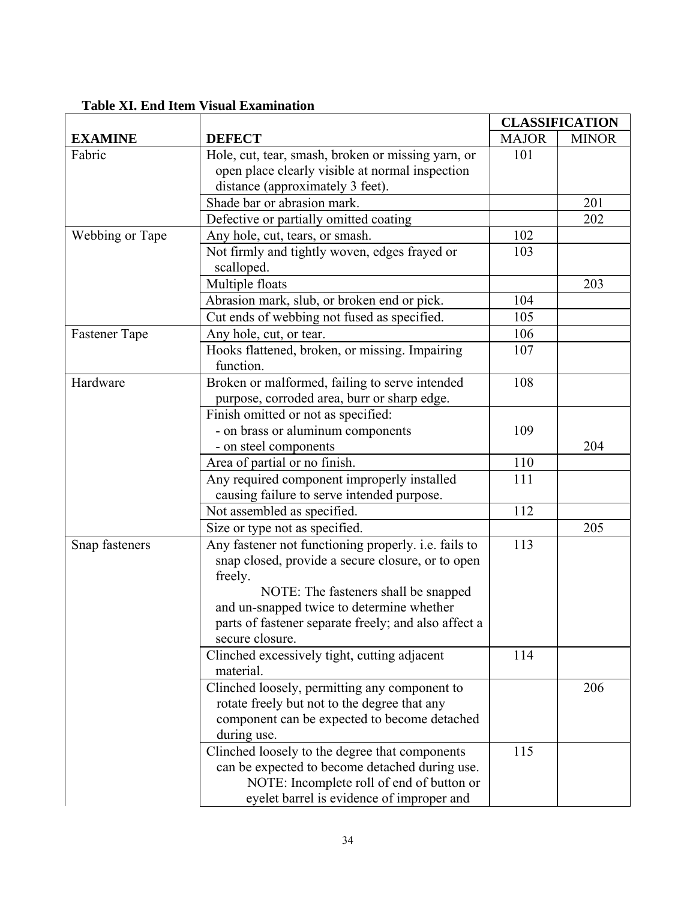**Table XI. End Item Visual Examination**

| EXAMINE | DEFECT | CLASSIFICATION | |
|---|---|---|---|
| | | MAJOR | MINOR |
| Fabric | Hole, cut, tear, smash, broken or missing yarn, or open place clearly visible at normal inspection distance (approximately 3 feet). | 101 | |
| | Shade bar or abrasion mark. | | 201 |
| | Defective or partially omitted coating | | 202 |
| Webbing or Tape | Any hole, cut, tears, or smash. | 102 | |
| | Not firmly and tightly woven, edges frayed or scalloped. | 103 | |
| | Multiple floats | | 203 |
| | Abrasion mark, slub, or broken end or pick. | 104 | |
| | Cut ends of webbing not fused as specified. | 105 | |
| Fastener Tape | Any hole, cut, or tear. | 106 | |
| | Hooks flattened, broken, or missing. Impairing function. | 107 | |
| Hardware | Broken or malformed, failing to serve intended purpose, corroded area, burr or sharp edge. | 108 | |
| | Finish omitted or not as specified:<br>- on brass or aluminum components<br>- on steel components | <br>109 | <br><br>204 |
| | Area of partial or no finish. | 110 | |
| | Any required component improperly installed causing failure to serve intended purpose. | 111 | |
| | Not assembled as specified. | 112 | |
| | Size or type not as specified. | | 205 |
| Snap fasteners | Any fastener not functioning properly. i.e. fails to snap closed, provide a secure closure, or to open freely.<br>NOTE: The fasteners shall be snapped and un-snapped twice to determine whether parts of fastener separate freely; and also affect a secure closure. | 113 | |
| | Clinched excessively tight, cutting adjacent material. | 114 | |
| | Clinched loosely, permitting any component to rotate freely but not to the degree that any component can be expected to become detached during use. | | 206 |
| | Clinched loosely to the degree that components can be expected to become detached during use.<br>NOTE: Incomplete roll of end of button or eyelet barrel is evidence of improper and | 115 | |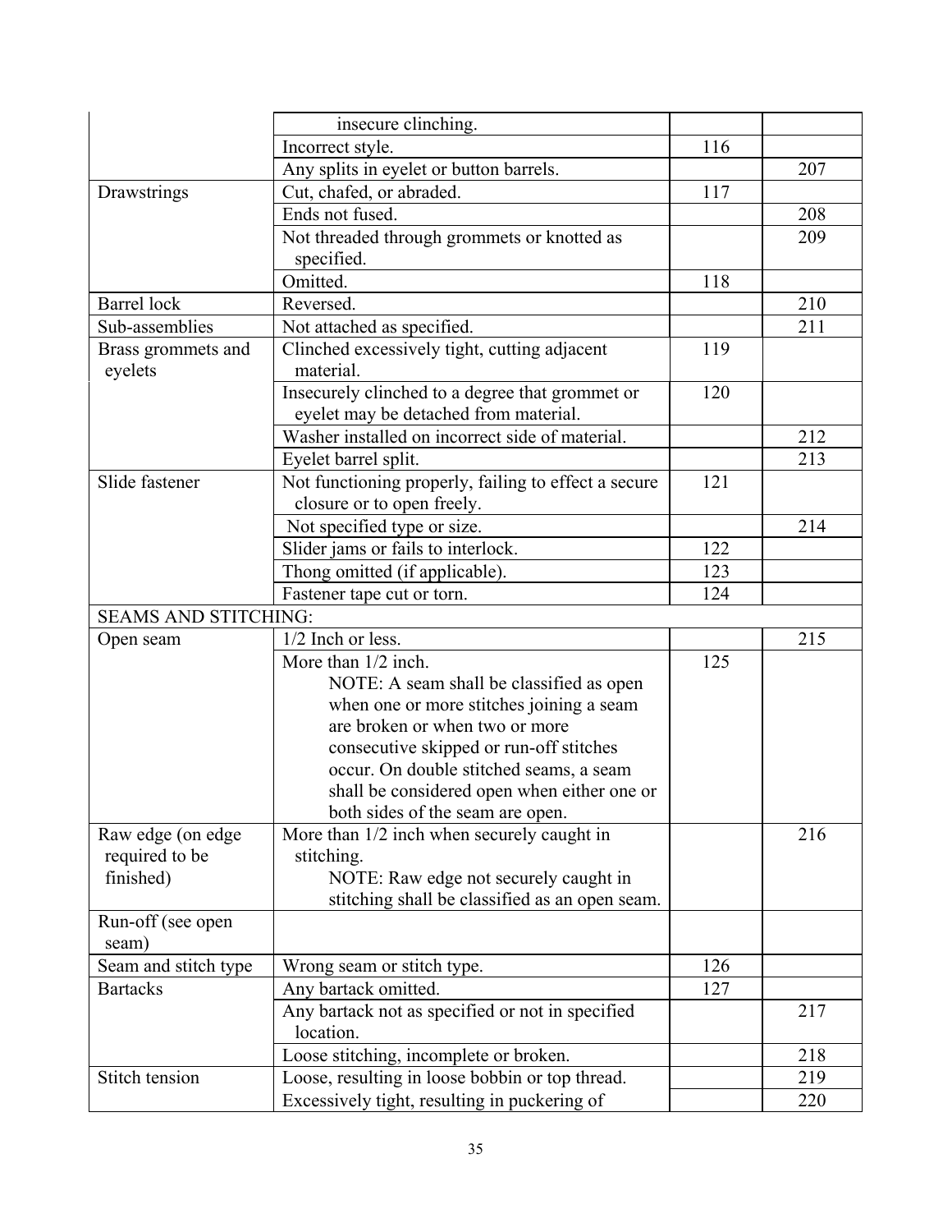| | | | |
|---|---|---|---|
| | insecure clinching. | | |
| | Incorrect style. | 116 | |
| | Any splits in eyelet or button barrels. | | 207 |
| Drawstrings | Cut, chafed, or abraded. | 117 | |
| | Ends not fused. | | 208 |
| | Not threaded through grommets or knotted as specified. | | 209 |
| | Omitted. | 118 | |
| Barrel lock | Reversed. | | 210 |
| Sub-assemblies | Not attached as specified. | | 211 |
| Brass grommets and eyelets | Clinched excessively tight, cutting adjacent material. | 119 | |
| | Insecurely clinched to a degree that grommet or eyelet may be detached from material. | 120 | |
| | Washer installed on incorrect side of material. | | 212 |
| | Eyelet barrel split. | | 213 |
| Slide fastener | Not functioning properly, failing to effect a secure closure or to open freely. | 121 | |
| | Not specified type or size. | | 214 |
| | Slider jams or fails to interlock. | 122 | |
| | Thong omitted (if applicable). | 123 | |
| | Fastener tape cut or torn. | 124 | |
| SEAMS AND STITCHING: | | | |
| Open seam | 1/2 Inch or less. | | 215 |
| | More than 1/2 inch. NOTE: A seam shall be classified as open when one or more stitches joining a seam are broken or when two or more consecutive skipped or run-off stitches occur. On double stitched seams, a seam shall be considered open when either one or both sides of the seam are open. | 125 | |
| Raw edge (on edge required to be finished) | More than 1/2 inch when securely caught in stitching. NOTE: Raw edge not securely caught in stitching shall be classified as an open seam. | | 216 |
| Run-off (see open seam) | | | |
| Seam and stitch type | Wrong seam or stitch type. | 126 | |
| Bartacks | Any bartack omitted. | 127 | |
| | Any bartack not as specified or not in specified location. | | 217 |
| | Loose stitching, incomplete or broken. | | 218 |
| Stitch tension | Loose, resulting in loose bobbin or top thread. | | 219 |
| | Excessively tight, resulting in puckering of | | 220 |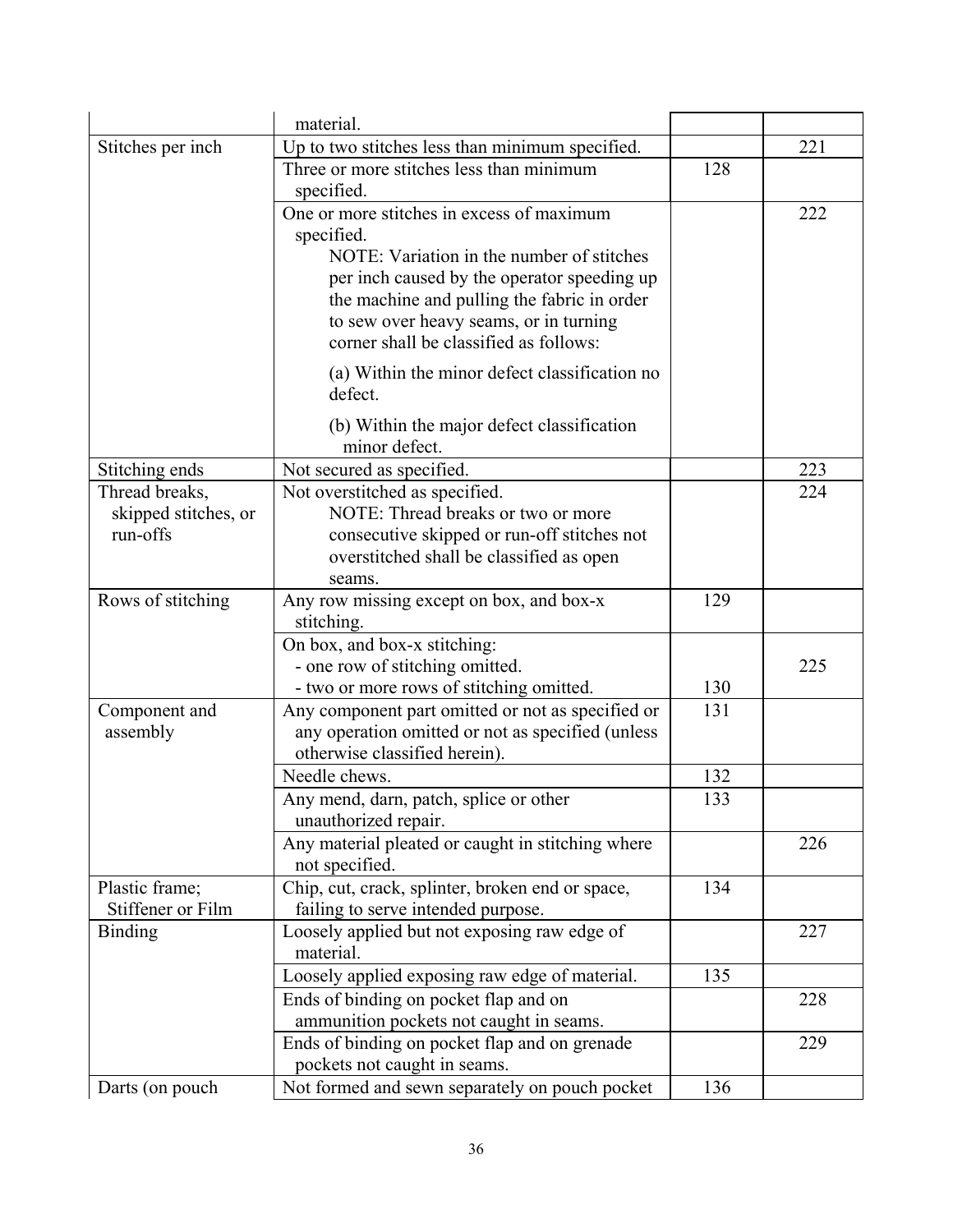| | | | |
|---|---|---|---|
| | material. | | |
| Stitches per inch | Up to two stitches less than minimum specified. | | 221 |
| | Three or more stitches less than minimum specified. | 128 | |
| | One or more stitches in excess of maximum specified. NOTE: Variation in the number of stitches per inch caused by the operator speeding up the machine and pulling the fabric in order to sew over heavy seams, or in turning corner shall be classified as follows: (a) Within the minor defect classification no defect. (b) Within the major defect classification minor defect. | | 222 |
| Stitching ends | Not secured as specified. | | 223 |
| Thread breaks, skipped stitches, or run-offs | Not overstitched as specified. NOTE: Thread breaks or two or more consecutive skipped or run-off stitches not overstitched shall be classified as open seams. | | 224 |
| Rows of stitching | Any row missing except on box, and box-x stitching. | 129 | |
| | On box, and box-x stitching: - one row of stitching omitted. - two or more rows of stitching omitted. | 130 | 225 |
| Component and assembly | Any component part omitted or not as specified or any operation omitted or not as specified (unless otherwise classified herein). | 131 | |
| | Needle chews. | 132 | |
| | Any mend, darn, patch, splice or other unauthorized repair. | 133 | |
| | Any material pleated or caught in stitching where not specified. | | 226 |
| Plastic frame; Stiffener or Film | Chip, cut, crack, splinter, broken end or space, failing to serve intended purpose. | 134 | |
| Binding | Loosely applied but not exposing raw edge of material. | | 227 |
| | Loosely applied exposing raw edge of material. | 135 | |
| | Ends of binding on pocket flap and on ammunition pockets not caught in seams. | | 228 |
| | Ends of binding on pocket flap and on grenade pockets not caught in seams. | | 229 |
| Darts (on pouch | Not formed and sewn separately on pouch pocket | 136 | |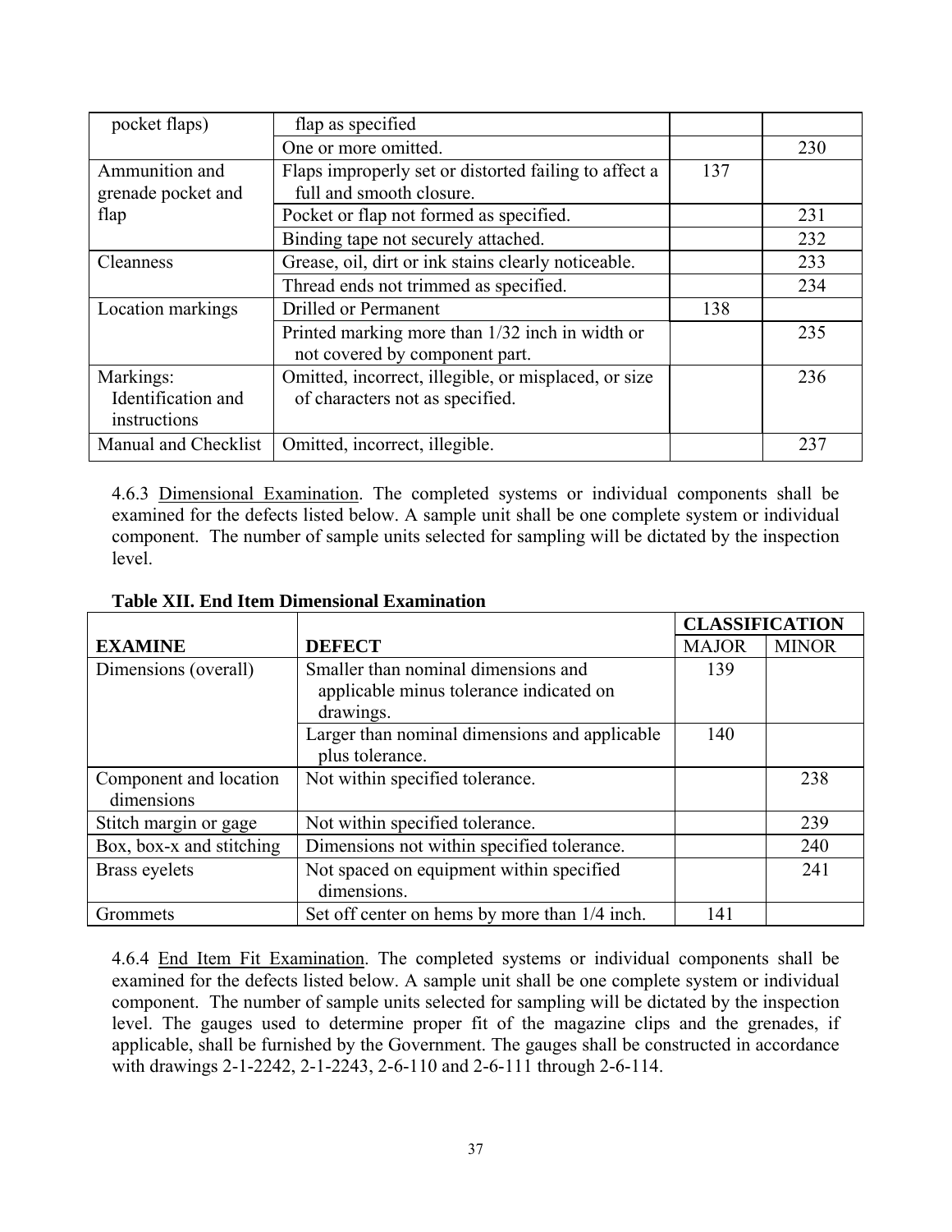| | | | |
|---|---|---|---|
| pocket flaps) | flap as specified | | |
| | One or more omitted. | | 230 |
| Ammunition and grenade pocket and flap | Flaps improperly set or distorted failing to affect a full and smooth closure. | 137 | |
| | Pocket or flap not formed as specified. | | 231 |
| | Binding tape not securely attached. | | 232 |
| Cleanness | Grease, oil, dirt or ink stains clearly noticeable. | | 233 |
| | Thread ends not trimmed as specified. | | 234 |
| Location markings | Drilled or Permanent | 138 | |
| | Printed marking more than 1/32 inch in width or not covered by component part. | | 235 |
| Markings: Identification and instructions | Omitted, incorrect, illegible, or misplaced, or size of characters not as specified. | | 236 |
| Manual and Checklist | Omitted, incorrect, illegible. | | 237 |

4.6.3 Dimensional Examination. The completed systems or individual components shall be examined for the defects listed below. A sample unit shall be one complete system or individual component. The number of sample units selected for sampling will be dictated by the inspection level.

**Table XII. End Item Dimensional Examination**

| | | **CLASSIFICATION** | |
|---|---|---|---|
| **EXAMINE** | **DEFECT** | MAJOR | MINOR |
| Dimensions (overall) | Smaller than nominal dimensions and applicable minus tolerance indicated on drawings. | 139 | |
| | Larger than nominal dimensions and applicable plus tolerance. | 140 | |
| Component and location dimensions | Not within specified tolerance. | | 238 |
| Stitch margin or gage | Not within specified tolerance. | | 239 |
| Box, box-x and stitching | Dimensions not within specified tolerance. | | 240 |
| Brass eyelets | Not spaced on equipment within specified dimensions. | | 241 |
| Grommets | Set off center on hems by more than 1/4 inch. | 141 | |

4.6.4 End Item Fit Examination. The completed systems or individual components shall be examined for the defects listed below. A sample unit shall be one complete system or individual component. The number of sample units selected for sampling will be dictated by the inspection level. The gauges used to determine proper fit of the magazine clips and the grenades, if applicable, shall be furnished by the Government. The gauges shall be constructed in accordance with drawings 2-1-2242, 2-1-2243, 2-6-110 and 2-6-111 through 2-6-114.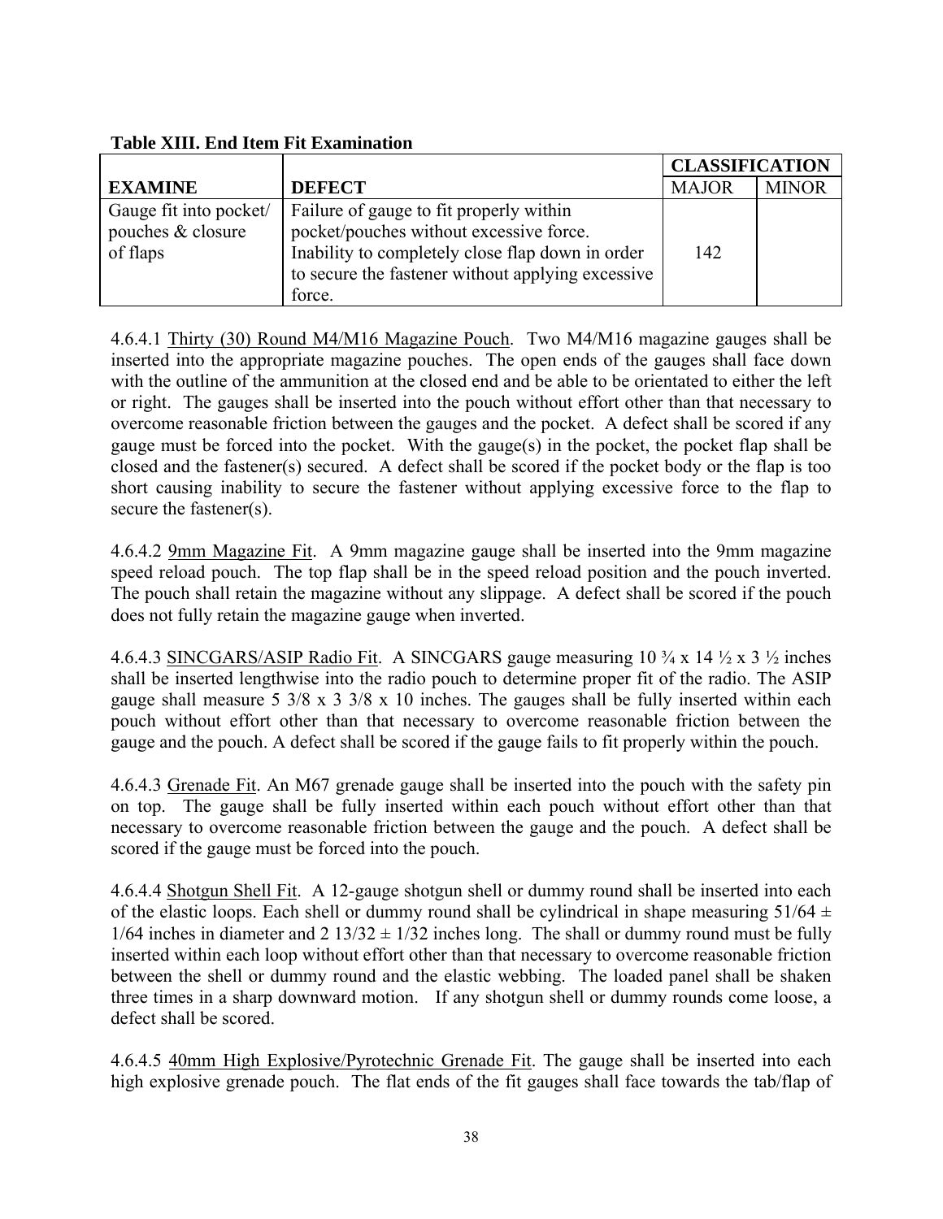**Table XIII. End Item Fit Examination**

| EXAMINE | DEFECT | CLASSIFICATION | |
|---|---|---|---|
| | | MAJOR | MINOR |
| Gauge fit into pocket/ pouches & closure of flaps | Failure of gauge to fit properly within pocket/pouches without excessive force. Inability to completely close flap down in order to secure the fastener without applying excessive force. | 142 | |

4.6.4.1 Thirty (30) Round M4/M16 Magazine Pouch. Two M4/M16 magazine gauges shall be inserted into the appropriate magazine pouches. The open ends of the gauges shall face down with the outline of the ammunition at the closed end and be able to be orientated to either the left or right. The gauges shall be inserted into the pouch without effort other than that necessary to overcome reasonable friction between the gauges and the pocket. A defect shall be scored if any gauge must be forced into the pocket. With the gauge(s) in the pocket, the pocket flap shall be closed and the fastener(s) secured. A defect shall be scored if the pocket body or the flap is too short causing inability to secure the fastener without applying excessive force to the flap to secure the fastener(s).

4.6.4.2 9mm Magazine Fit. A 9mm magazine gauge shall be inserted into the 9mm magazine speed reload pouch. The top flap shall be in the speed reload position and the pouch inverted. The pouch shall retain the magazine without any slippage. A defect shall be scored if the pouch does not fully retain the magazine gauge when inverted.

4.6.4.3 SINCGARS/ASIP Radio Fit. A SINCGARS gauge measuring 10 ¾ x 14 ½ x 3 ½ inches shall be inserted lengthwise into the radio pouch to determine proper fit of the radio. The ASIP gauge shall measure 5 3/8 x 3 3/8 x 10 inches. The gauges shall be fully inserted within each pouch without effort other than that necessary to overcome reasonable friction between the gauge and the pouch. A defect shall be scored if the gauge fails to fit properly within the pouch.

4.6.4.3 Grenade Fit. An M67 grenade gauge shall be inserted into the pouch with the safety pin on top. The gauge shall be fully inserted within each pouch without effort other than that necessary to overcome reasonable friction between the gauge and the pouch. A defect shall be scored if the gauge must be forced into the pouch.

4.6.4.4 Shotgun Shell Fit. A 12-gauge shotgun shell or dummy round shall be inserted into each of the elastic loops. Each shell or dummy round shall be cylindrical in shape measuring 51/64 ± 1/64 inches in diameter and 2 13/32 ± 1/32 inches long. The shall or dummy round must be fully inserted within each loop without effort other than that necessary to overcome reasonable friction between the shell or dummy round and the elastic webbing. The loaded panel shall be shaken three times in a sharp downward motion. If any shotgun shell or dummy rounds come loose, a defect shall be scored.

4.6.4.5 40mm High Explosive/Pyrotechnic Grenade Fit. The gauge shall be inserted into each high explosive grenade pouch. The flat ends of the fit gauges shall face towards the tab/flap of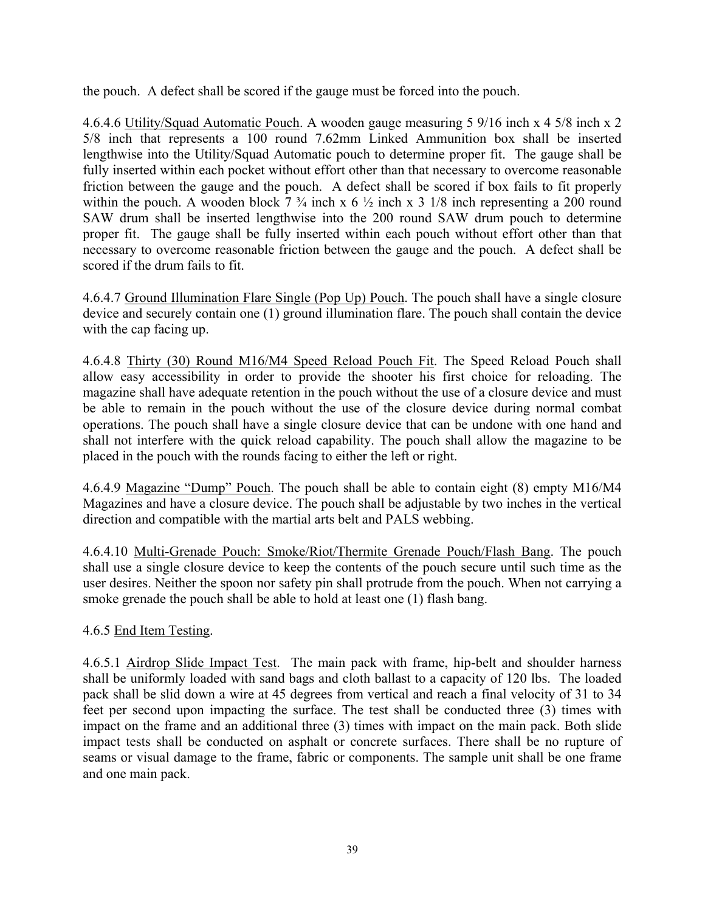the pouch.  A defect shall be scored if the gauge must be forced into the pouch.

4.6.4.6 Utility/Squad Automatic Pouch. A wooden gauge measuring 5 9/16 inch x 4 5/8 inch x 2 5/8 inch that represents a 100 round 7.62mm Linked Ammunition box shall be inserted lengthwise into the Utility/Squad Automatic pouch to determine proper fit.  The gauge shall be fully inserted within each pocket without effort other than that necessary to overcome reasonable friction between the gauge and the pouch.  A defect shall be scored if box fails to fit properly within the pouch. A wooden block 7 ¾ inch x 6 ½ inch x 3 1/8 inch representing a 200 round SAW drum shall be inserted lengthwise into the 200 round SAW drum pouch to determine proper fit.  The gauge shall be fully inserted within each pouch without effort other than that necessary to overcome reasonable friction between the gauge and the pouch.  A defect shall be scored if the drum fails to fit.

4.6.4.7 Ground Illumination Flare Single (Pop Up) Pouch. The pouch shall have a single closure device and securely contain one (1) ground illumination flare. The pouch shall contain the device with the cap facing up.

4.6.4.8 Thirty (30) Round M16/M4 Speed Reload Pouch Fit. The Speed Reload Pouch shall allow easy accessibility in order to provide the shooter his first choice for reloading. The magazine shall have adequate retention in the pouch without the use of a closure device and must be able to remain in the pouch without the use of the closure device during normal combat operations. The pouch shall have a single closure device that can be undone with one hand and shall not interfere with the quick reload capability. The pouch shall allow the magazine to be placed in the pouch with the rounds facing to either the left or right.

4.6.4.9 Magazine "Dump" Pouch. The pouch shall be able to contain eight (8) empty M16/M4 Magazines and have a closure device. The pouch shall be adjustable by two inches in the vertical direction and compatible with the martial arts belt and PALS webbing.

4.6.4.10 Multi-Grenade Pouch: Smoke/Riot/Thermite Grenade Pouch/Flash Bang. The pouch shall use a single closure device to keep the contents of the pouch secure until such time as the user desires. Neither the spoon nor safety pin shall protrude from the pouch. When not carrying a smoke grenade the pouch shall be able to hold at least one (1) flash bang.

4.6.5 End Item Testing.

4.6.5.1 Airdrop Slide Impact Test.  The main pack with frame, hip-belt and shoulder harness shall be uniformly loaded with sand bags and cloth ballast to a capacity of 120 lbs.  The loaded pack shall be slid down a wire at 45 degrees from vertical and reach a final velocity of 31 to 34 feet per second upon impacting the surface. The test shall be conducted three (3) times with impact on the frame and an additional three (3) times with impact on the main pack. Both slide impact tests shall be conducted on asphalt or concrete surfaces. There shall be no rupture of seams or visual damage to the frame, fabric or components. The sample unit shall be one frame and one main pack.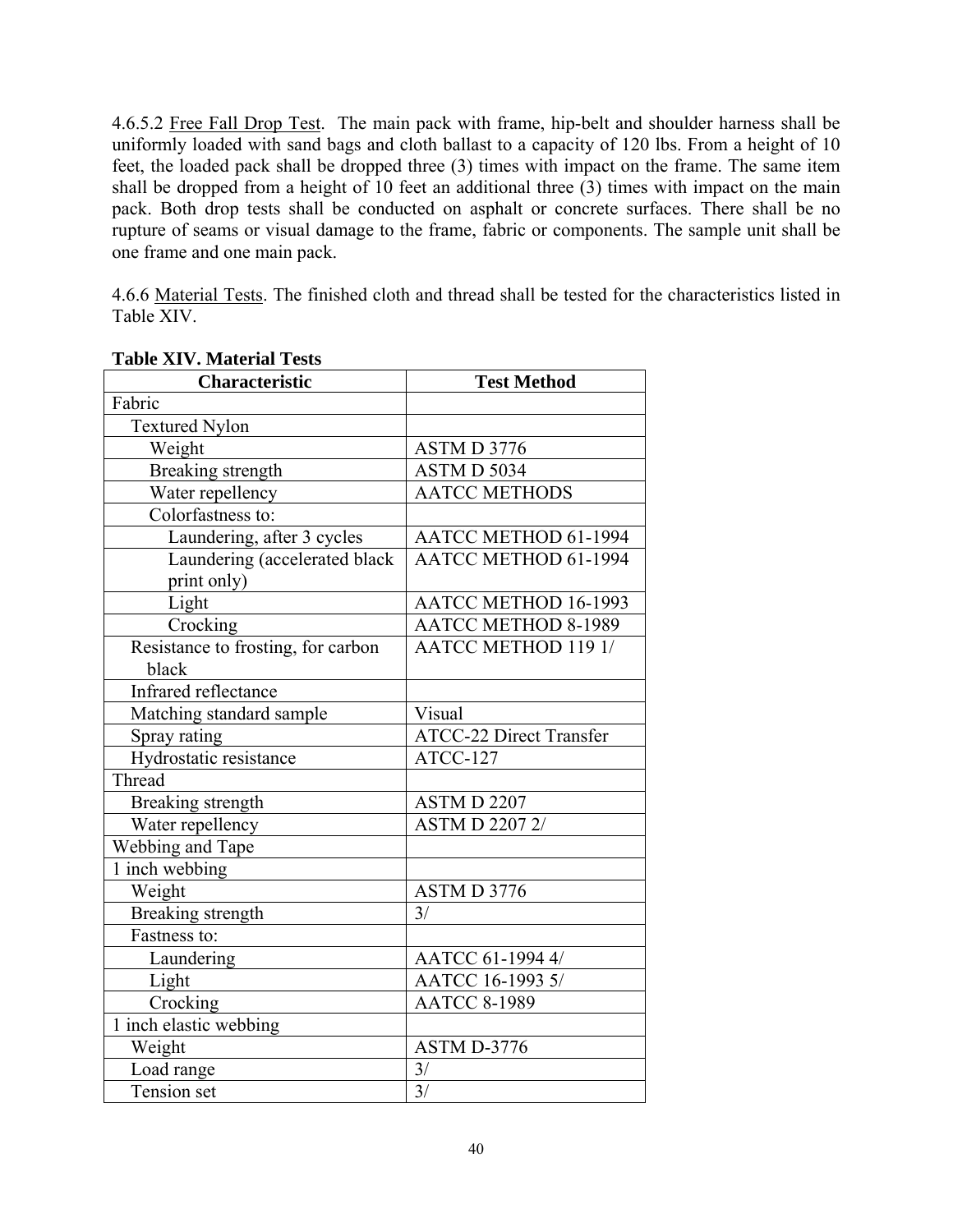4.6.5.2 Free Fall Drop Test. The main pack with frame, hip-belt and shoulder harness shall be uniformly loaded with sand bags and cloth ballast to a capacity of 120 lbs. From a height of 10 feet, the loaded pack shall be dropped three (3) times with impact on the frame. The same item shall be dropped from a height of 10 feet an additional three (3) times with impact on the main pack. Both drop tests shall be conducted on asphalt or concrete surfaces. There shall be no rupture of seams or visual damage to the frame, fabric or components. The sample unit shall be one frame and one main pack.

4.6.6 Material Tests. The finished cloth and thread shall be tested for the characteristics listed in Table XIV.

**Table XIV. Material Tests**

| Characteristic | Test Method |
|---|---|
| Fabric | |
| Textured Nylon | |
| Weight | ASTM D 3776 |
| Breaking strength | ASTM D 5034 |
| Water repellency | AATCC METHODS |
| Colorfastness to: | |
| Laundering, after 3 cycles | AATCC METHOD 61-1994 |
| Laundering (accelerated black print only) | AATCC METHOD 61-1994 |
| Light | AATCC METHOD 16-1993 |
| Crocking | AATCC METHOD 8-1989 |
| Resistance to frosting, for carbon black | AATCC METHOD 119 1/ |
| Infrared reflectance | |
| Matching standard sample | Visual |
| Spray rating | ATCC-22 Direct Transfer |
| Hydrostatic resistance | ATCC-127 |
| Thread | |
| Breaking strength | ASTM D 2207 |
| Water repellency | ASTM D 2207 2/ |
| Webbing and Tape | |
| 1 inch webbing | |
| Weight | ASTM D 3776 |
| Breaking strength | 3/ |
| Fastness to: | |
| Laundering | AATCC 61-1994 4/ |
| Light | AATCC 16-1993 5/ |
| Crocking | AATCC 8-1989 |
| 1 inch elastic webbing | |
| Weight | ASTM D-3776 |
| Load range | 3/ |
| Tension set | 3/ |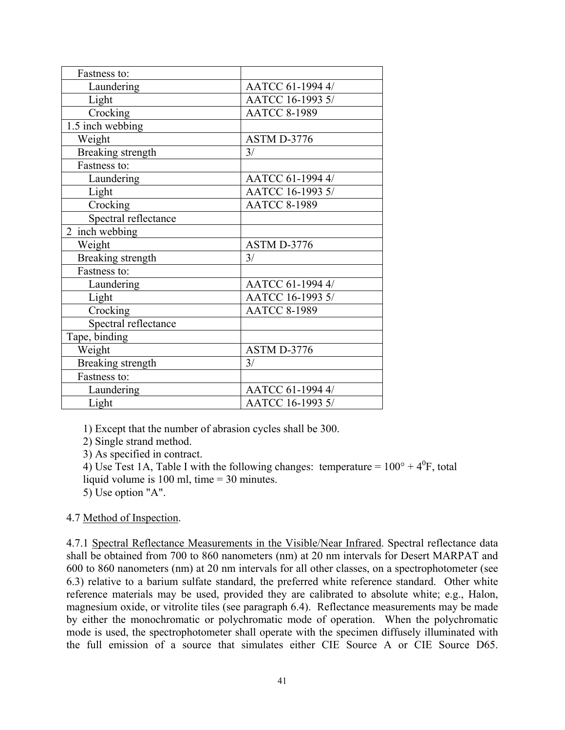| | |
|---|---|
| Fastness to: | |
| Laundering | AATCC 61-1994 4/ |
| Light | AATCC 16-1993 5/ |
| Crocking | AATCC 8-1989 |
| 1.5 inch webbing | |
| Weight | ASTM D-3776 |
| Breaking strength | 3/ |
| Fastness to: | |
| Laundering | AATCC 61-1994 4/ |
| Light | AATCC 16-1993 5/ |
| Crocking | AATCC 8-1989 |
| Spectral reflectance | |
| 2 inch webbing | |
| Weight | ASTM D-3776 |
| Breaking strength | 3/ |
| Fastness to: | |
| Laundering | AATCC 61-1994 4/ |
| Light | AATCC 16-1993 5/ |
| Crocking | AATCC 8-1989 |
| Spectral reflectance | |
| Tape, binding | |
| Weight | ASTM D-3776 |
| Breaking strength | 3/ |
| Fastness to: | |
| Laundering | AATCC 61-1994 4/ |
| Light | AATCC 16-1993 5/ |

1) Except that the number of abrasion cycles shall be 300.
2) Single strand method.
3) As specified in contract.
4) Use Test 1A, Table I with the following changes: temperature = 100° + 4°F, total liquid volume is 100 ml, time = 30 minutes.
5) Use option "A".

4.7 Method of Inspection.

4.7.1 Spectral Reflectance Measurements in the Visible/Near Infrared. Spectral reflectance data shall be obtained from 700 to 860 nanometers (nm) at 20 nm intervals for Desert MARPAT and 600 to 860 nanometers (nm) at 20 nm intervals for all other classes, on a spectrophotometer (see 6.3) relative to a barium sulfate standard, the preferred white reference standard. Other white reference materials may be used, provided they are calibrated to absolute white; e.g., Halon, magnesium oxide, or vitrolite tiles (see paragraph 6.4). Reflectance measurements may be made by either the monochromatic or polychromatic mode of operation. When the polychromatic mode is used, the spectrophotometer shall operate with the specimen diffusely illuminated with the full emission of a source that simulates either CIE Source A or CIE Source D65.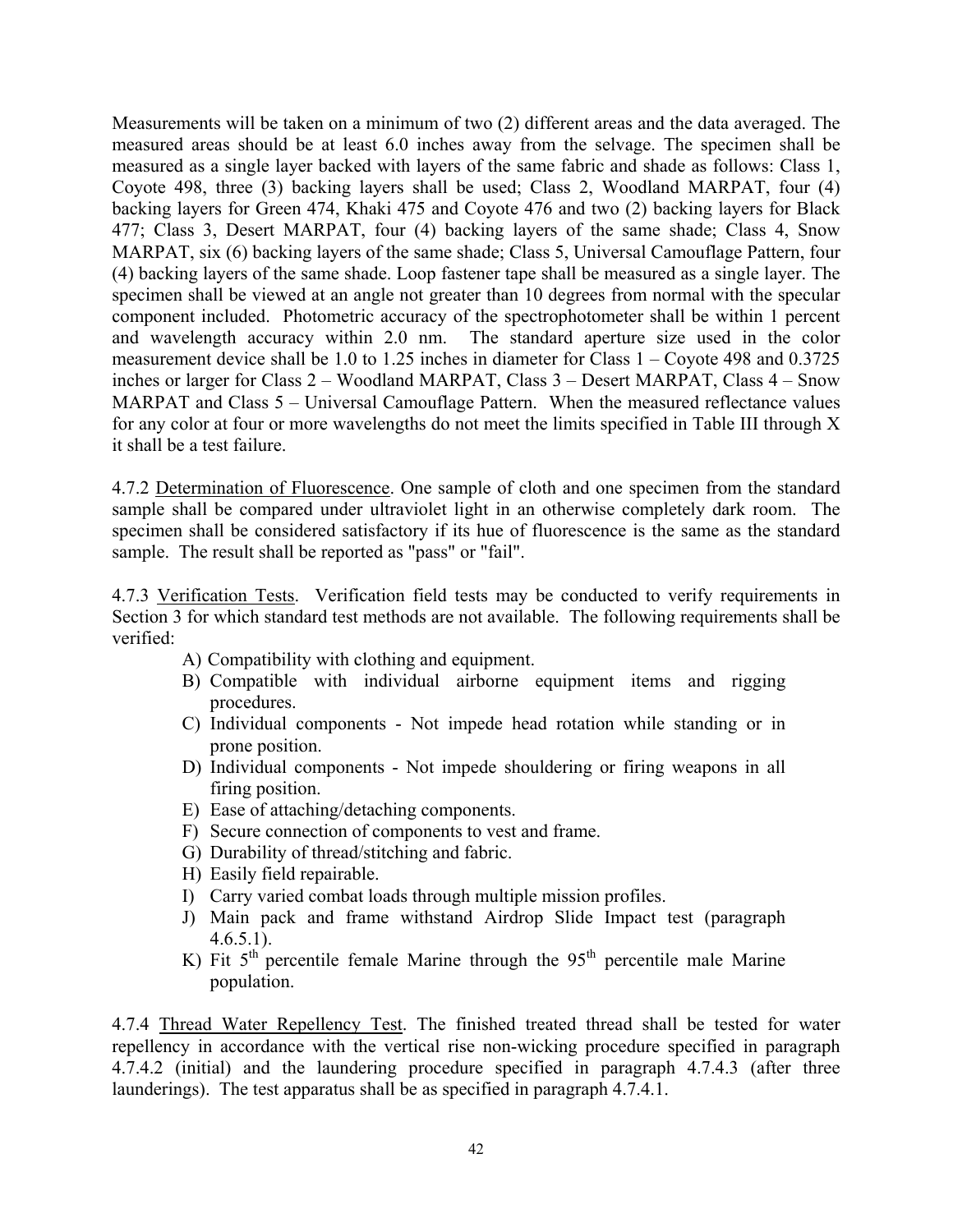Measurements will be taken on a minimum of two (2) different areas and the data averaged. The measured areas should be at least 6.0 inches away from the selvage. The specimen shall be measured as a single layer backed with layers of the same fabric and shade as follows: Class 1, Coyote 498, three (3) backing layers shall be used; Class 2, Woodland MARPAT, four (4) backing layers for Green 474, Khaki 475 and Coyote 476 and two (2) backing layers for Black 477; Class 3, Desert MARPAT, four (4) backing layers of the same shade; Class 4, Snow MARPAT, six (6) backing layers of the same shade; Class 5, Universal Camouflage Pattern, four (4) backing layers of the same shade. Loop fastener tape shall be measured as a single layer. The specimen shall be viewed at an angle not greater than 10 degrees from normal with the specular component included. Photometric accuracy of the spectrophotometer shall be within 1 percent and wavelength accuracy within 2.0 nm. The standard aperture size used in the color measurement device shall be 1.0 to 1.25 inches in diameter for Class 1 – Coyote 498 and 0.3725 inches or larger for Class 2 – Woodland MARPAT, Class 3 – Desert MARPAT, Class 4 – Snow MARPAT and Class 5 – Universal Camouflage Pattern. When the measured reflectance values for any color at four or more wavelengths do not meet the limits specified in Table III through X it shall be a test failure.

4.7.2 Determination of Fluorescence. One sample of cloth and one specimen from the standard sample shall be compared under ultraviolet light in an otherwise completely dark room. The specimen shall be considered satisfactory if its hue of fluorescence is the same as the standard sample. The result shall be reported as "pass" or "fail".

4.7.3 Verification Tests. Verification field tests may be conducted to verify requirements in Section 3 for which standard test methods are not available. The following requirements shall be verified:

A) Compatibility with clothing and equipment.
B) Compatible with individual airborne equipment items and rigging procedures.
C) Individual components - Not impede head rotation while standing or in prone position.
D) Individual components - Not impede shouldering or firing weapons in all firing position.
E) Ease of attaching/detaching components.
F) Secure connection of components to vest and frame.
G) Durability of thread/stitching and fabric.
H) Easily field repairable.
I) Carry varied combat loads through multiple mission profiles.
J) Main pack and frame withstand Airdrop Slide Impact test (paragraph 4.6.5.1).
K) Fit 5th percentile female Marine through the 95th percentile male Marine population.

4.7.4 Thread Water Repellency Test. The finished treated thread shall be tested for water repellency in accordance with the vertical rise non-wicking procedure specified in paragraph 4.7.4.2 (initial) and the laundering procedure specified in paragraph 4.7.4.3 (after three launderings). The test apparatus shall be as specified in paragraph 4.7.4.1.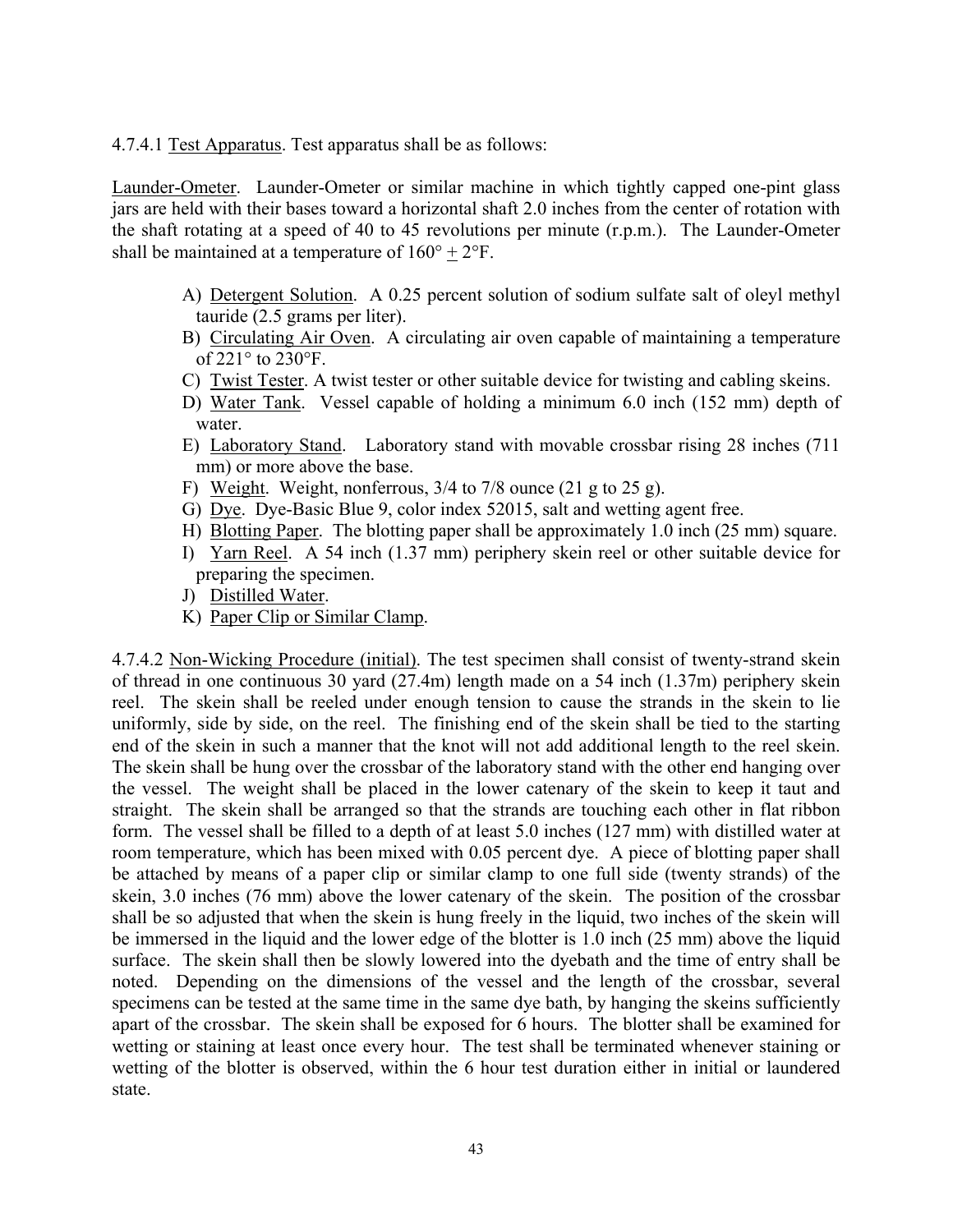4.7.4.1 Test Apparatus. Test apparatus shall be as follows:

Launder-Ometer. Launder-Ometer or similar machine in which tightly capped one-pint glass jars are held with their bases toward a horizontal shaft 2.0 inches from the center of rotation with the shaft rotating at a speed of 40 to 45 revolutions per minute (r.p.m.). The Launder-Ometer shall be maintained at a temperature of 160° ± 2°F.

A) Detergent Solution. A 0.25 percent solution of sodium sulfate salt of oleyl methyl tauride (2.5 grams per liter).
B) Circulating Air Oven. A circulating air oven capable of maintaining a temperature of 221° to 230°F.
C) Twist Tester. A twist tester or other suitable device for twisting and cabling skeins.
D) Water Tank. Vessel capable of holding a minimum 6.0 inch (152 mm) depth of water.
E) Laboratory Stand. Laboratory stand with movable crossbar rising 28 inches (711 mm) or more above the base.
F) Weight. Weight, nonferrous, 3/4 to 7/8 ounce (21 g to 25 g).
G) Dye. Dye-Basic Blue 9, color index 52015, salt and wetting agent free.
H) Blotting Paper. The blotting paper shall be approximately 1.0 inch (25 mm) square.
I) Yarn Reel. A 54 inch (1.37 mm) periphery skein reel or other suitable device for preparing the specimen.
J) Distilled Water.
K) Paper Clip or Similar Clamp.

4.7.4.2 Non-Wicking Procedure (initial). The test specimen shall consist of twenty-strand skein of thread in one continuous 30 yard (27.4m) length made on a 54 inch (1.37m) periphery skein reel. The skein shall be reeled under enough tension to cause the strands in the skein to lie uniformly, side by side, on the reel. The finishing end of the skein shall be tied to the starting end of the skein in such a manner that the knot will not add additional length to the reel skein. The skein shall be hung over the crossbar of the laboratory stand with the other end hanging over the vessel. The weight shall be placed in the lower catenary of the skein to keep it taut and straight. The skein shall be arranged so that the strands are touching each other in flat ribbon form. The vessel shall be filled to a depth of at least 5.0 inches (127 mm) with distilled water at room temperature, which has been mixed with 0.05 percent dye. A piece of blotting paper shall be attached by means of a paper clip or similar clamp to one full side (twenty strands) of the skein, 3.0 inches (76 mm) above the lower catenary of the skein. The position of the crossbar shall be so adjusted that when the skein is hung freely in the liquid, two inches of the skein will be immersed in the liquid and the lower edge of the blotter is 1.0 inch (25 mm) above the liquid surface. The skein shall then be slowly lowered into the dyebath and the time of entry shall be noted. Depending on the dimensions of the vessel and the length of the crossbar, several specimens can be tested at the same time in the same dye bath, by hanging the skeins sufficiently apart of the crossbar. The skein shall be exposed for 6 hours. The blotter shall be examined for wetting or staining at least once every hour. The test shall be terminated whenever staining or wetting of the blotter is observed, within the 6 hour test duration either in initial or laundered state.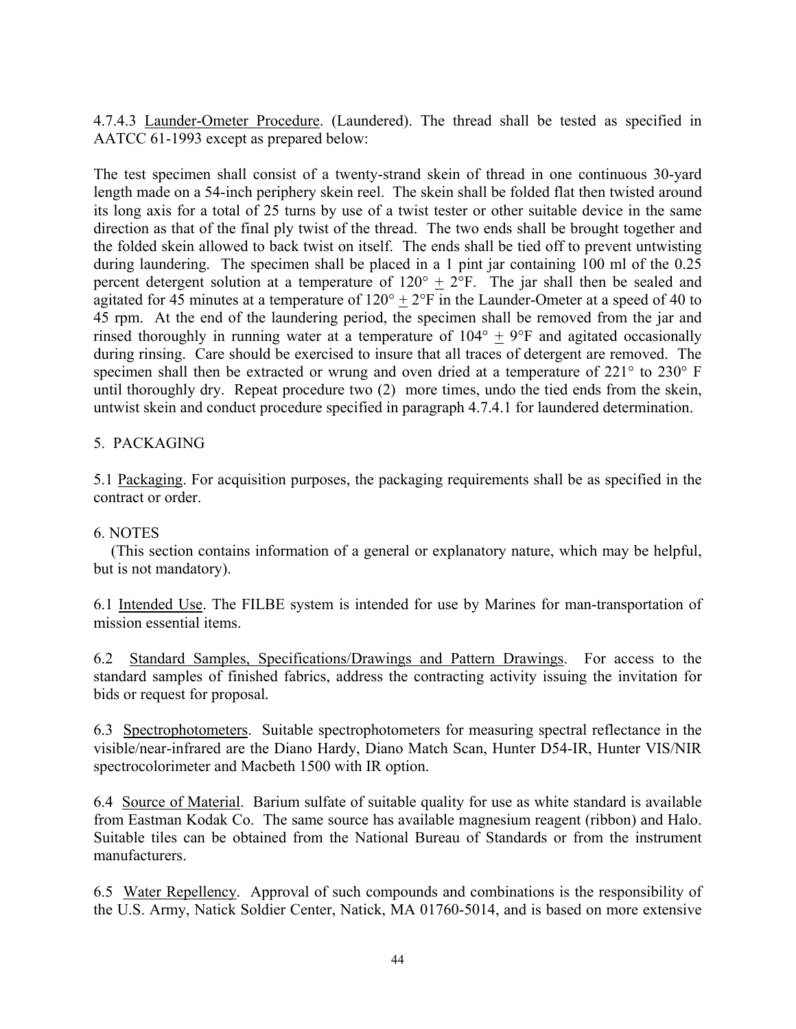4.7.4.3 Launder-Ometer Procedure. (Laundered). The thread shall be tested as specified in AATCC 61-1993 except as prepared below:

The test specimen shall consist of a twenty-strand skein of thread in one continuous 30-yard length made on a 54-inch periphery skein reel. The skein shall be folded flat then twisted around its long axis for a total of 25 turns by use of a twist tester or other suitable device in the same direction as that of the final ply twist of the thread. The two ends shall be brought together and the folded skein allowed to back twist on itself. The ends shall be tied off to prevent untwisting during laundering. The specimen shall be placed in a 1 pint jar containing 100 ml of the 0.25 percent detergent solution at a temperature of 120° ± 2°F. The jar shall then be sealed and agitated for 45 minutes at a temperature of 120° ± 2°F in the Launder-Ometer at a speed of 40 to 45 rpm. At the end of the laundering period, the specimen shall be removed from the jar and rinsed thoroughly in running water at a temperature of 104° ± 9°F and agitated occasionally during rinsing. Care should be exercised to insure that all traces of detergent are removed. The specimen shall then be extracted or wrung and oven dried at a temperature of 221° to 230° F until thoroughly dry. Repeat procedure two (2) more times, undo the tied ends from the skein, untwist skein and conduct procedure specified in paragraph 4.7.4.1 for laundered determination.

## 5. PACKAGING

5.1 Packaging. For acquisition purposes, the packaging requirements shall be as specified in the contract or order.

## 6. NOTES

(This section contains information of a general or explanatory nature, which may be helpful, but is not mandatory).

6.1 Intended Use. The FILBE system is intended for use by Marines for man-transportation of mission essential items.

6.2 Standard Samples, Specifications/Drawings and Pattern Drawings. For access to the standard samples of finished fabrics, address the contracting activity issuing the invitation for bids or request for proposal.

6.3 Spectrophotometers. Suitable spectrophotometers for measuring spectral reflectance in the visible/near-infrared are the Diano Hardy, Diano Match Scan, Hunter D54-IR, Hunter VIS/NIR spectrocolorimeter and Macbeth 1500 with IR option.

6.4 Source of Material. Barium sulfate of suitable quality for use as white standard is available from Eastman Kodak Co. The same source has available magnesium reagent (ribbon) and Halo. Suitable tiles can be obtained from the National Bureau of Standards or from the instrument manufacturers.

6.5 Water Repellency. Approval of such compounds and combinations is the responsibility of the U.S. Army, Natick Soldier Center, Natick, MA 01760-5014, and is based on more extensive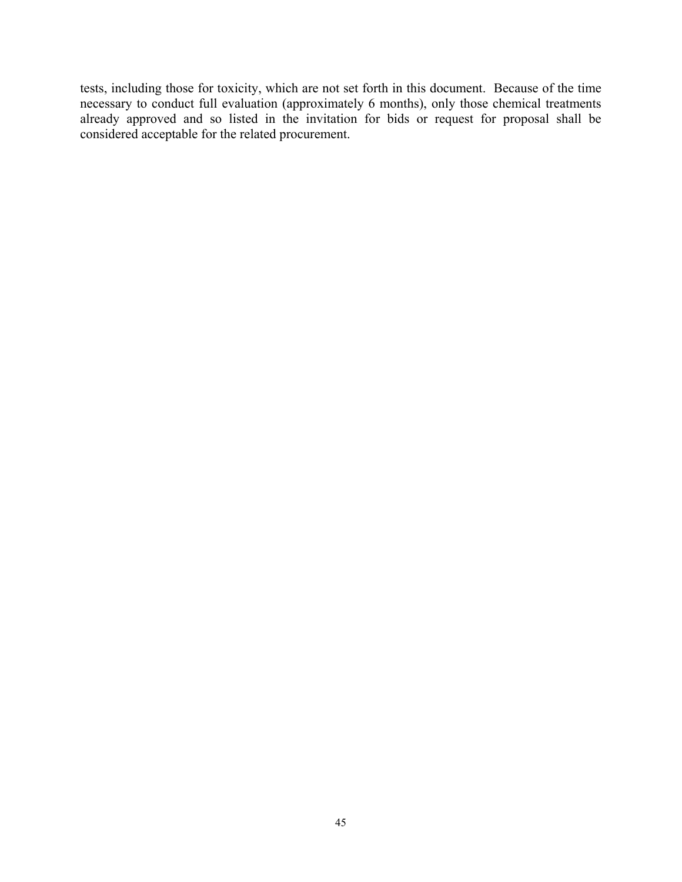tests, including those for toxicity, which are not set forth in this document. Because of the time necessary to conduct full evaluation (approximately 6 months), only those chemical treatments already approved and so listed in the invitation for bids or request for proposal shall be considered acceptable for the related procurement.